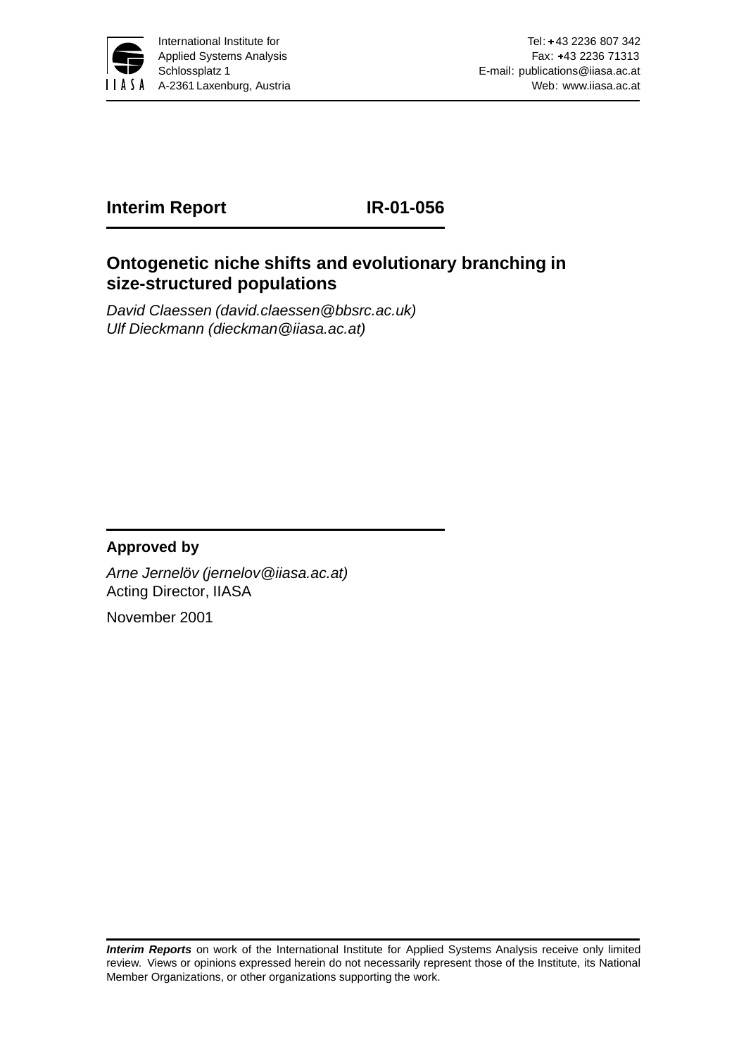International Institute for
Applied Systems Analysis
Schlossplatz 1
A-2361 Laxenburg, Austria

Tel: +43 2236 807 342
Fax: +43 2236 71313
E-mail: publications@iiasa.ac.at
Web: www.iiasa.ac.at

**Interim Report** **IR-01-056**

## Ontogenetic niche shifts and evolutionary branching in size-structured populations

*David Claessen (david.claessen@bbsrc.ac.uk)*
*Ulf Dieckmann (dieckman@iiasa.ac.at)*

**Approved by**

*Arne Jernelöv (jernelov@iiasa.ac.at)*
Acting Director, IIASA

November 2001

***Interim Reports*** on work of the International Institute for Applied Systems Analysis receive only limited review. Views or opinions expressed herein do not necessarily represent those of the Institute, its National Member Organizations, or other organizations supporting the work.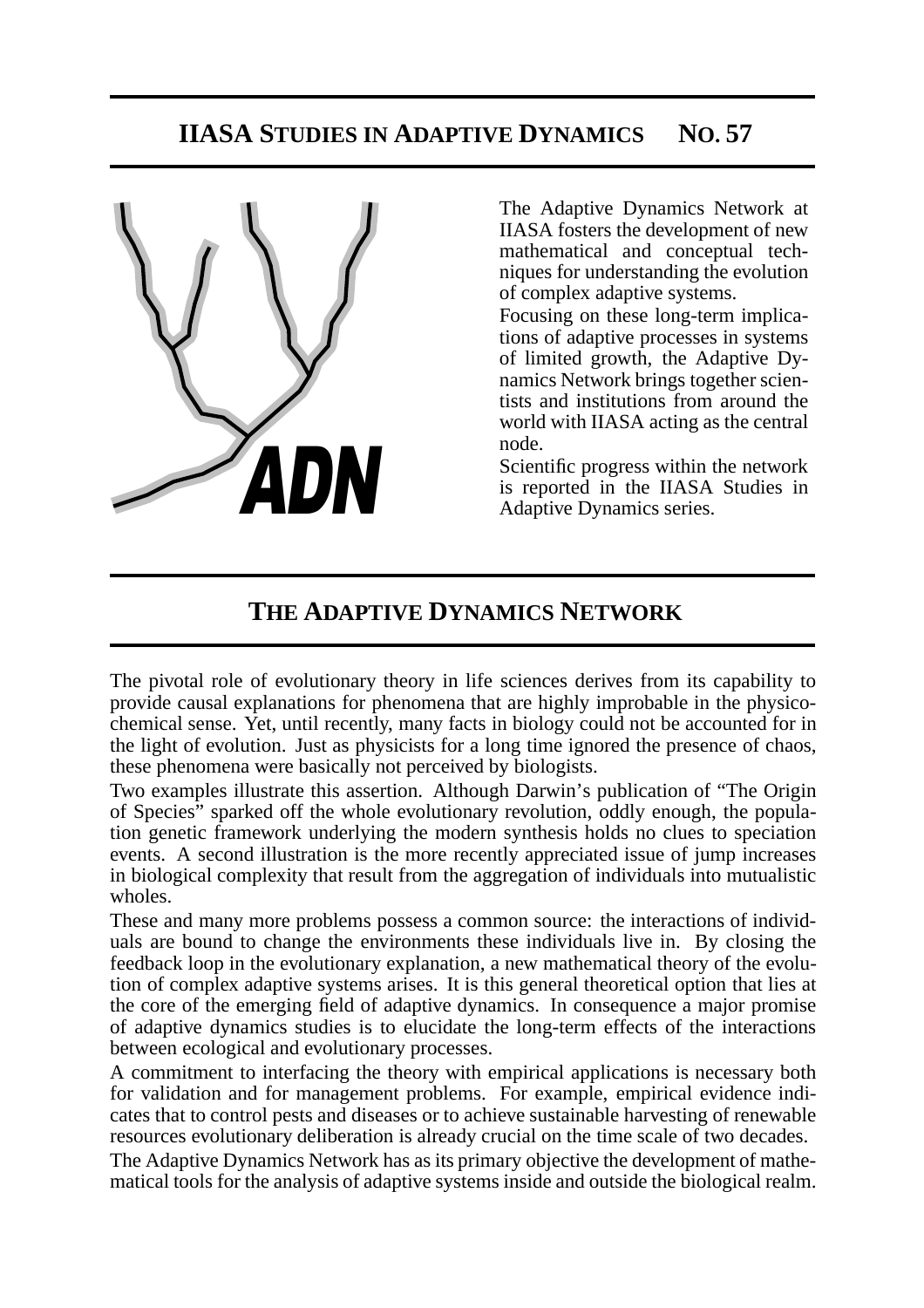# IIASA STUDIES IN ADAPTIVE DYNAMICS NO. 57

ADN

The Adaptive Dynamics Network at IIASA fosters the development of new mathematical and conceptual techniques for understanding the evolution of complex adaptive systems.

Focusing on these long-term implications of adaptive processes in systems of limited growth, the Adaptive Dynamics Network brings together scientists and institutions from around the world with IIASA acting as the central node.

Scientific progress within the network is reported in the IIASA Studies in Adaptive Dynamics series.

## THE ADAPTIVE DYNAMICS NETWORK

The pivotal role of evolutionary theory in life sciences derives from its capability to provide causal explanations for phenomena that are highly improbable in the physicochemical sense. Yet, until recently, many facts in biology could not be accounted for in the light of evolution. Just as physicists for a long time ignored the presence of chaos, these phenomena were basically not perceived by biologists.

Two examples illustrate this assertion. Although Darwin's publication of "The Origin of Species" sparked off the whole evolutionary revolution, oddly enough, the population genetic framework underlying the modern synthesis holds no clues to speciation events. A second illustration is the more recently appreciated issue of jump increases in biological complexity that result from the aggregation of individuals into mutualistic wholes.

These and many more problems possess a common source: the interactions of individuals are bound to change the environments these individuals live in. By closing the feedback loop in the evolutionary explanation, a new mathematical theory of the evolution of complex adaptive systems arises. It is this general theoretical option that lies at the core of the emerging field of adaptive dynamics. In consequence a major promise of adaptive dynamics studies is to elucidate the long-term effects of the interactions between ecological and evolutionary processes.

A commitment to interfacing the theory with empirical applications is necessary both for validation and for management problems. For example, empirical evidence indicates that to control pests and diseases or to achieve sustainable harvesting of renewable resources evolutionary deliberation is already crucial on the time scale of two decades.

The Adaptive Dynamics Network has as its primary objective the development of mathematical tools for the analysis of adaptive systems inside and outside the biological realm.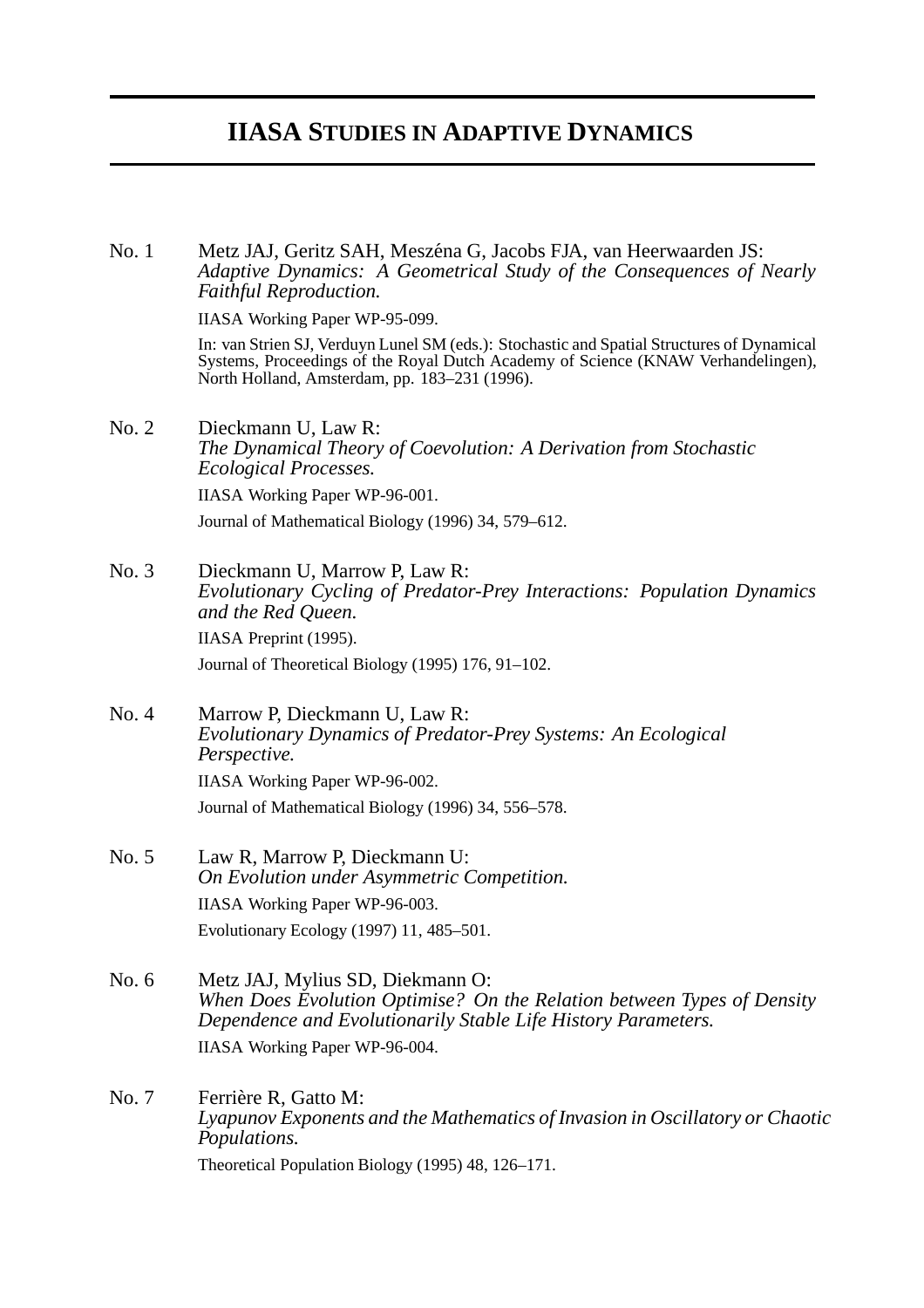# IIASA STUDIES IN ADAPTIVE DYNAMICS

No. 1 Metz JAJ, Geritz SAH, Meszéna G, Jacobs FJA, van Heerwaarden JS: *Adaptive Dynamics: A Geometrical Study of the Consequences of Nearly Faithful Reproduction.*

IIASA Working Paper WP-95-099.

In: van Strien SJ, Verduyn Lunel SM (eds.): Stochastic and Spatial Structures of Dynamical Systems, Proceedings of the Royal Dutch Academy of Science (KNAW Verhandelingen), North Holland, Amsterdam, pp. 183–231 (1996).

No. 2 Dieckmann U, Law R: *The Dynamical Theory of Coevolution: A Derivation from Stochastic Ecological Processes.*

IIASA Working Paper WP-96-001.

Journal of Mathematical Biology (1996) 34, 579–612.

No. 3 Dieckmann U, Marrow P, Law R: *Evolutionary Cycling of Predator-Prey Interactions: Population Dynamics and the Red Queen.*

IIASA Preprint (1995).

Journal of Theoretical Biology (1995) 176, 91–102.

No. 4 Marrow P, Dieckmann U, Law R: *Evolutionary Dynamics of Predator-Prey Systems: An Ecological Perspective.*

IIASA Working Paper WP-96-002.

Journal of Mathematical Biology (1996) 34, 556–578.

No. 5 Law R, Marrow P, Dieckmann U: *On Evolution under Asymmetric Competition.*

IIASA Working Paper WP-96-003.

Evolutionary Ecology (1997) 11, 485–501.

No. 6 Metz JAJ, Mylius SD, Diekmann O: *When Does Evolution Optimise? On the Relation between Types of Density Dependence and Evolutionarily Stable Life History Parameters.*

IIASA Working Paper WP-96-004.

No. 7 Ferrière R, Gatto M: *Lyapunov Exponents and the Mathematics of Invasion in Oscillatory or Chaotic Populations.*

Theoretical Population Biology (1995) 48, 126–171.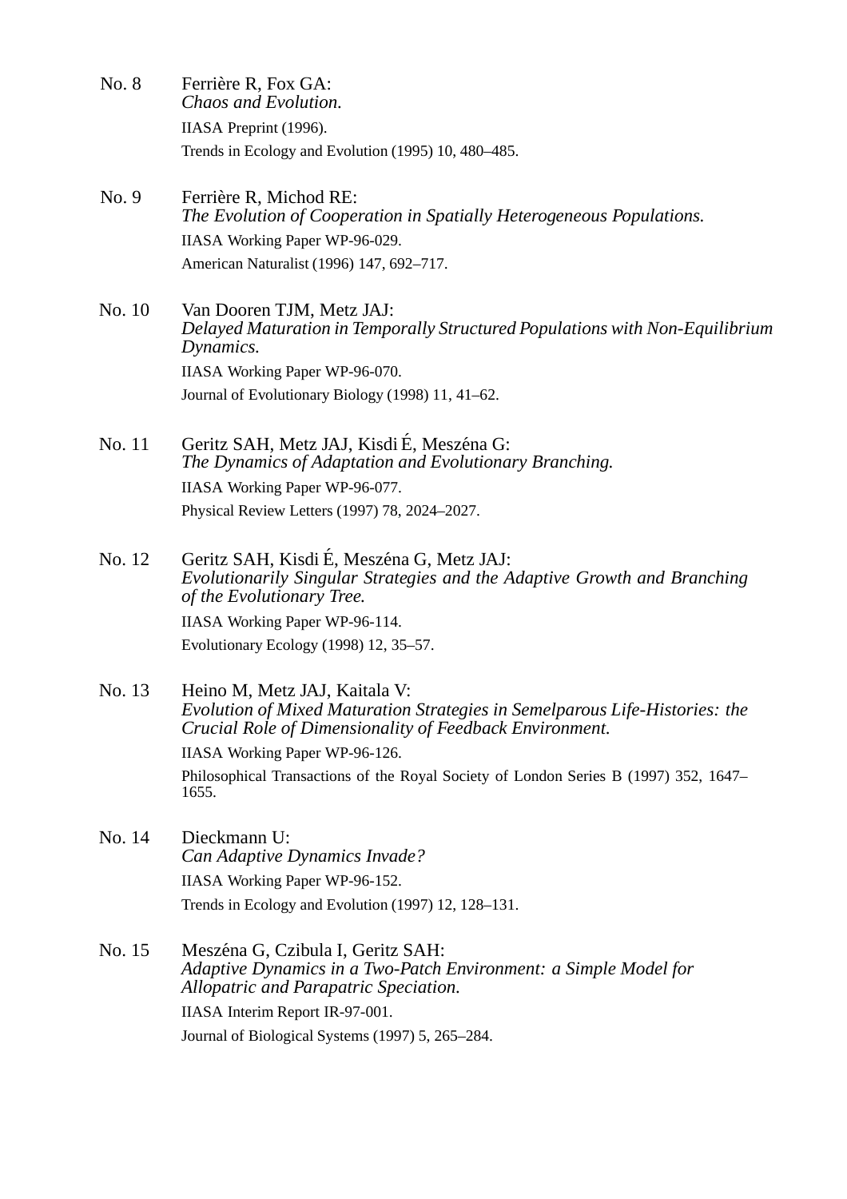No. 8 Ferrière R, Fox GA:
*Chaos and Evolution.*
IIASA Preprint (1996).
Trends in Ecology and Evolution (1995) 10, 480–485.

No. 9 Ferrière R, Michod RE:
*The Evolution of Cooperation in Spatially Heterogeneous Populations.*
IIASA Working Paper WP-96-029.
American Naturalist (1996) 147, 692–717.

No. 10 Van Dooren TJM, Metz JAJ:
*Delayed Maturation in Temporally Structured Populations with Non-Equilibrium Dynamics.*
IIASA Working Paper WP-96-070.
Journal of Evolutionary Biology (1998) 11, 41–62.

No. 11 Geritz SAH, Metz JAJ, Kisdi É, Meszéna G:
*The Dynamics of Adaptation and Evolutionary Branching.*
IIASA Working Paper WP-96-077.
Physical Review Letters (1997) 78, 2024–2027.

No. 12 Geritz SAH, Kisdi É, Meszéna G, Metz JAJ:
*Evolutionarily Singular Strategies and the Adaptive Growth and Branching of the Evolutionary Tree.*
IIASA Working Paper WP-96-114.
Evolutionary Ecology (1998) 12, 35–57.

No. 13 Heino M, Metz JAJ, Kaitala V:
*Evolution of Mixed Maturation Strategies in Semelparous Life-Histories: the Crucial Role of Dimensionality of Feedback Environment.*
IIASA Working Paper WP-96-126.
Philosophical Transactions of the Royal Society of London Series B (1997) 352, 1647–1655.

No. 14 Dieckmann U:
*Can Adaptive Dynamics Invade?*
IIASA Working Paper WP-96-152.
Trends in Ecology and Evolution (1997) 12, 128–131.

No. 15 Meszéna G, Czibula I, Geritz SAH:
*Adaptive Dynamics in a Two-Patch Environment: a Simple Model for Allopatric and Parapatric Speciation.*
IIASA Interim Report IR-97-001.
Journal of Biological Systems (1997) 5, 265–284.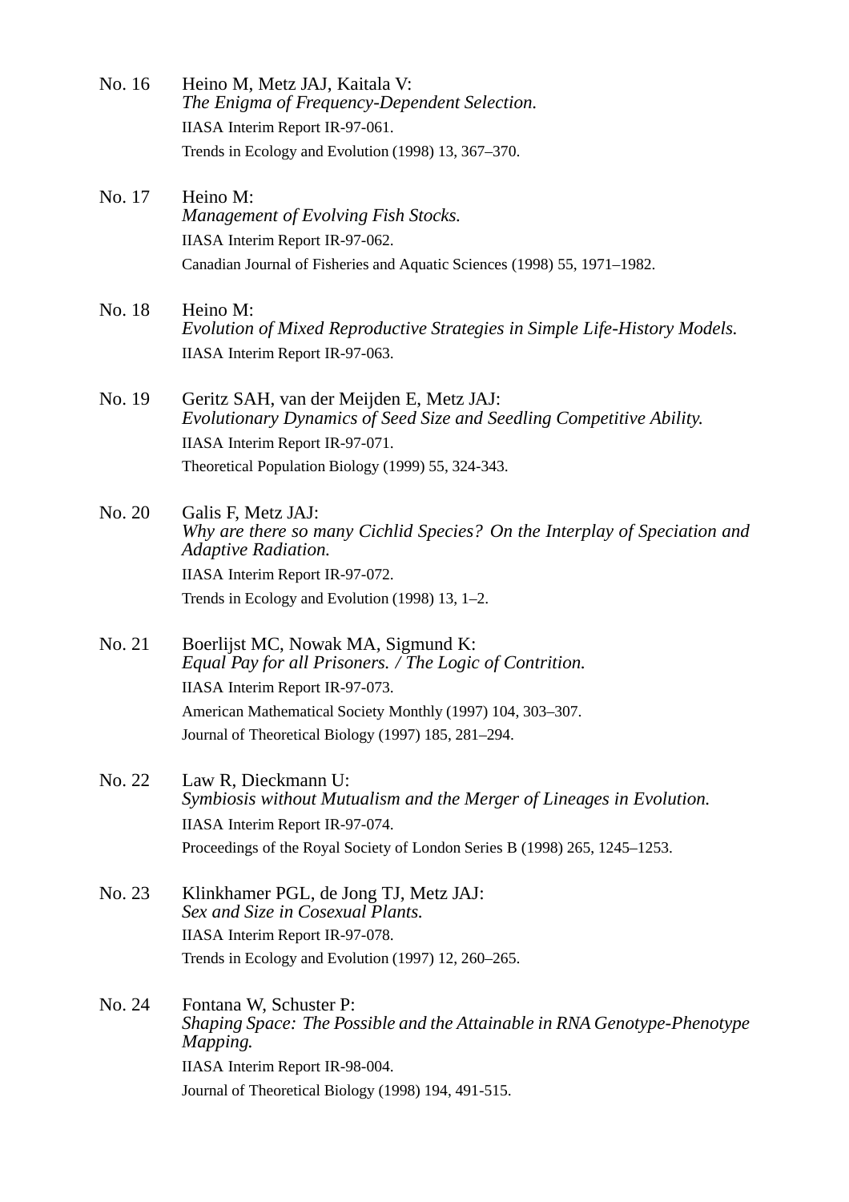No. 16 Heino M, Metz JAJ, Kaitala V:
*The Enigma of Frequency-Dependent Selection.*
IIASA Interim Report IR-97-061.
Trends in Ecology and Evolution (1998) 13, 367–370.

No. 17 Heino M:
*Management of Evolving Fish Stocks.*
IIASA Interim Report IR-97-062.
Canadian Journal of Fisheries and Aquatic Sciences (1998) 55, 1971–1982.

No. 18 Heino M:
*Evolution of Mixed Reproductive Strategies in Simple Life-History Models.*
IIASA Interim Report IR-97-063.

No. 19 Geritz SAH, van der Meijden E, Metz JAJ:
*Evolutionary Dynamics of Seed Size and Seedling Competitive Ability.*
IIASA Interim Report IR-97-071.
Theoretical Population Biology (1999) 55, 324-343.

No. 20 Galis F, Metz JAJ:
*Why are there so many Cichlid Species? On the Interplay of Speciation and Adaptive Radiation.*
IIASA Interim Report IR-97-072.
Trends in Ecology and Evolution (1998) 13, 1–2.

No. 21 Boerlijst MC, Nowak MA, Sigmund K:
*Equal Pay for all Prisoners. / The Logic of Contrition.*
IIASA Interim Report IR-97-073.
American Mathematical Society Monthly (1997) 104, 303–307.
Journal of Theoretical Biology (1997) 185, 281–294.

No. 22 Law R, Dieckmann U:
*Symbiosis without Mutualism and the Merger of Lineages in Evolution.*
IIASA Interim Report IR-97-074.
Proceedings of the Royal Society of London Series B (1998) 265, 1245–1253.

No. 23 Klinkhamer PGL, de Jong TJ, Metz JAJ:
*Sex and Size in Cosexual Plants.*
IIASA Interim Report IR-97-078.
Trends in Ecology and Evolution (1997) 12, 260–265.

No. 24 Fontana W, Schuster P:
*Shaping Space: The Possible and the Attainable in RNA Genotype-Phenotype Mapping.*
IIASA Interim Report IR-98-004.
Journal of Theoretical Biology (1998) 194, 491-515.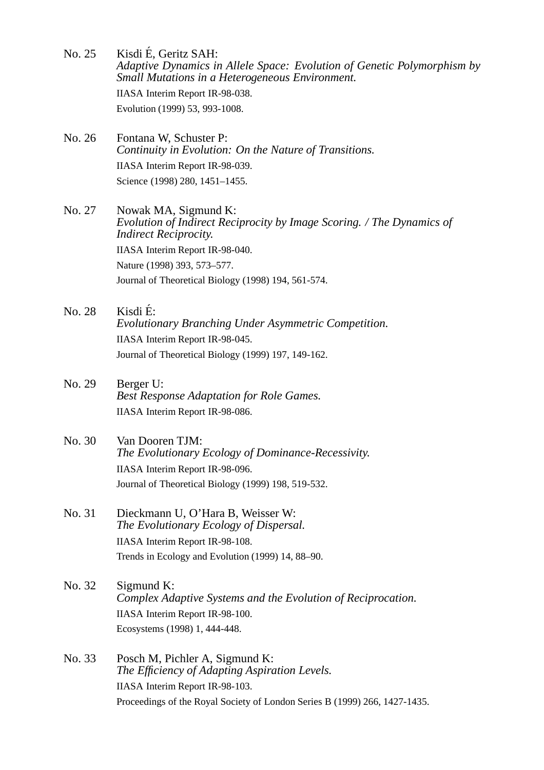No. 25 Kisdi É, Geritz SAH:
*Adaptive Dynamics in Allele Space: Evolution of Genetic Polymorphism by Small Mutations in a Heterogeneous Environment.*
IIASA Interim Report IR-98-038.
Evolution (1999) 53, 993-1008.

No. 26 Fontana W, Schuster P:
*Continuity in Evolution: On the Nature of Transitions.*
IIASA Interim Report IR-98-039.
Science (1998) 280, 1451–1455.

No. 27 Nowak MA, Sigmund K:
*Evolution of Indirect Reciprocity by Image Scoring. / The Dynamics of Indirect Reciprocity.*
IIASA Interim Report IR-98-040.
Nature (1998) 393, 573–577.
Journal of Theoretical Biology (1998) 194, 561-574.

No. 28 Kisdi É:
*Evolutionary Branching Under Asymmetric Competition.*
IIASA Interim Report IR-98-045.
Journal of Theoretical Biology (1999) 197, 149-162.

No. 29 Berger U:
*Best Response Adaptation for Role Games.*
IIASA Interim Report IR-98-086.

No. 30 Van Dooren TJM:
*The Evolutionary Ecology of Dominance-Recessivity.*
IIASA Interim Report IR-98-096.
Journal of Theoretical Biology (1999) 198, 519-532.

No. 31 Dieckmann U, O'Hara B, Weisser W:
*The Evolutionary Ecology of Dispersal.*
IIASA Interim Report IR-98-108.
Trends in Ecology and Evolution (1999) 14, 88–90.

No. 32 Sigmund K:
*Complex Adaptive Systems and the Evolution of Reciprocation.*
IIASA Interim Report IR-98-100.
Ecosystems (1998) 1, 444-448.

No. 33 Posch M, Pichler A, Sigmund K:
*The Efficiency of Adapting Aspiration Levels.*
IIASA Interim Report IR-98-103.
Proceedings of the Royal Society of London Series B (1999) 266, 1427-1435.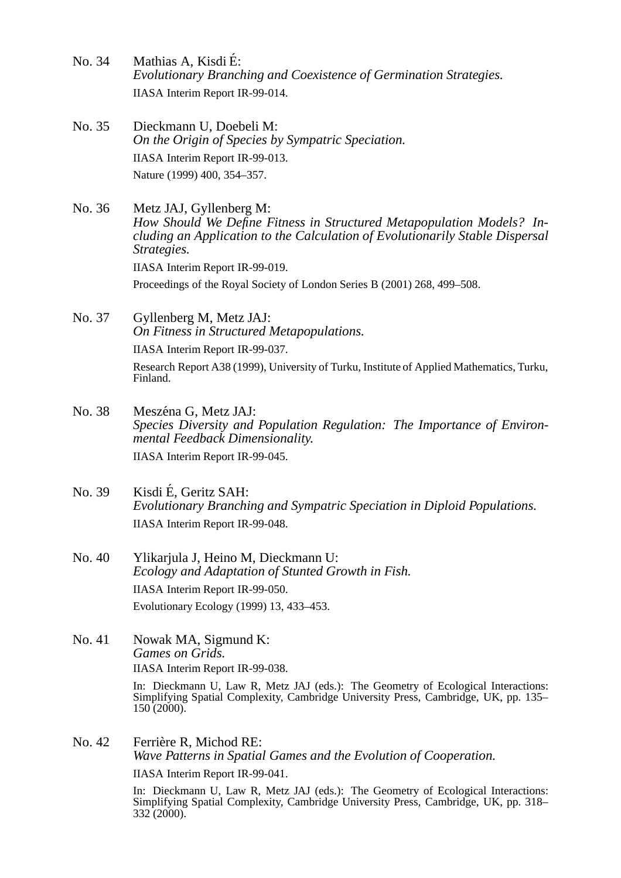No. 34 Mathias A, Kisdi É:
*Evolutionary Branching and Coexistence of Germination Strategies.*
IIASA Interim Report IR-99-014.

No. 35 Dieckmann U, Doebeli M:
*On the Origin of Species by Sympatric Speciation.*
IIASA Interim Report IR-99-013.
Nature (1999) 400, 354–357.

No. 36 Metz JAJ, Gyllenberg M:
*How Should We Define Fitness in Structured Metapopulation Models? Including an Application to the Calculation of Evolutionarily Stable Dispersal Strategies.*
IIASA Interim Report IR-99-019.
Proceedings of the Royal Society of London Series B (2001) 268, 499–508.

No. 37 Gyllenberg M, Metz JAJ:
*On Fitness in Structured Metapopulations.*
IIASA Interim Report IR-99-037.
Research Report A38 (1999), University of Turku, Institute of Applied Mathematics, Turku, Finland.

No. 38 Meszéna G, Metz JAJ:
*Species Diversity and Population Regulation: The Importance of Environmental Feedback Dimensionality.*
IIASA Interim Report IR-99-045.

No. 39 Kisdi É, Geritz SAH:
*Evolutionary Branching and Sympatric Speciation in Diploid Populations.*
IIASA Interim Report IR-99-048.

No. 40 Ylikarjula J, Heino M, Dieckmann U:
*Ecology and Adaptation of Stunted Growth in Fish.*
IIASA Interim Report IR-99-050.
Evolutionary Ecology (1999) 13, 433–453.

No. 41 Nowak MA, Sigmund K:
*Games on Grids.*
IIASA Interim Report IR-99-038.
In: Dieckmann U, Law R, Metz JAJ (eds.): The Geometry of Ecological Interactions: Simplifying Spatial Complexity, Cambridge University Press, Cambridge, UK, pp. 135–150 (2000).

No. 42 Ferrière R, Michod RE:
*Wave Patterns in Spatial Games and the Evolution of Cooperation.*
IIASA Interim Report IR-99-041.
In: Dieckmann U, Law R, Metz JAJ (eds.): The Geometry of Ecological Interactions: Simplifying Spatial Complexity, Cambridge University Press, Cambridge, UK, pp. 318–332 (2000).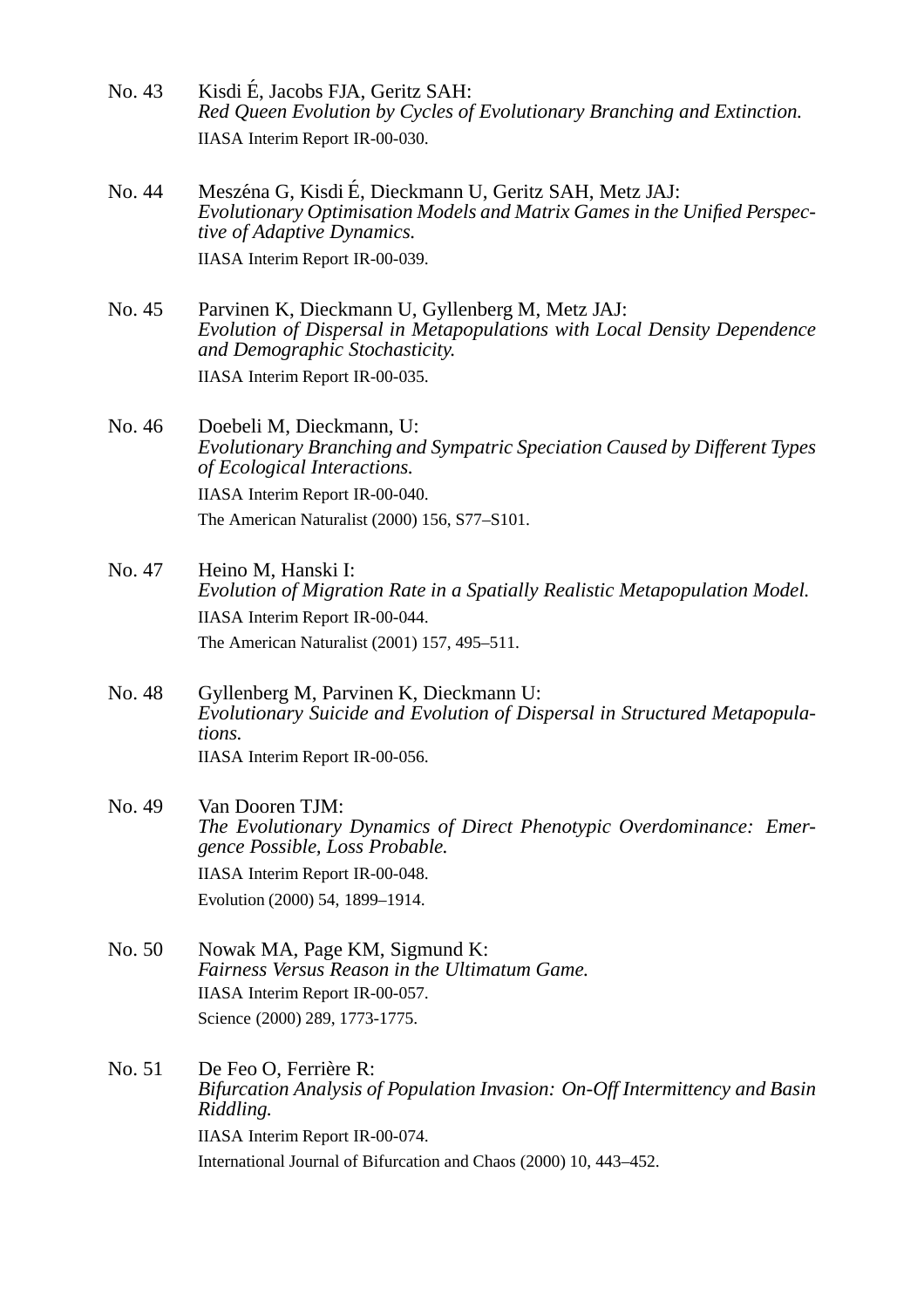No. 43 Kisdi É, Jacobs FJA, Geritz SAH:
*Red Queen Evolution by Cycles of Evolutionary Branching and Extinction.*
IIASA Interim Report IR-00-030.

No. 44 Meszéna G, Kisdi É, Dieckmann U, Geritz SAH, Metz JAJ:
*Evolutionary Optimisation Models and Matrix Games in the Unified Perspective of Adaptive Dynamics.*
IIASA Interim Report IR-00-039.

No. 45 Parvinen K, Dieckmann U, Gyllenberg M, Metz JAJ:
*Evolution of Dispersal in Metapopulations with Local Density Dependence and Demographic Stochasticity.*
IIASA Interim Report IR-00-035.

No. 46 Doebeli M, Dieckmann, U:
*Evolutionary Branching and Sympatric Speciation Caused by Different Types of Ecological Interactions.*
IIASA Interim Report IR-00-040.
The American Naturalist (2000) 156, S77–S101.

No. 47 Heino M, Hanski I:
*Evolution of Migration Rate in a Spatially Realistic Metapopulation Model.*
IIASA Interim Report IR-00-044.
The American Naturalist (2001) 157, 495–511.

No. 48 Gyllenberg M, Parvinen K, Dieckmann U:
*Evolutionary Suicide and Evolution of Dispersal in Structured Metapopulations.*
IIASA Interim Report IR-00-056.

No. 49 Van Dooren TJM:
*The Evolutionary Dynamics of Direct Phenotypic Overdominance: Emergence Possible, Loss Probable.*
IIASA Interim Report IR-00-048.
Evolution (2000) 54, 1899–1914.

No. 50 Nowak MA, Page KM, Sigmund K:
*Fairness Versus Reason in the Ultimatum Game.*
IIASA Interim Report IR-00-057.
Science (2000) 289, 1773-1775.

No. 51 De Feo O, Ferrière R:
*Bifurcation Analysis of Population Invasion: On-Off Intermittency and Basin Riddling.*
IIASA Interim Report IR-00-074.
International Journal of Bifurcation and Chaos (2000) 10, 443–452.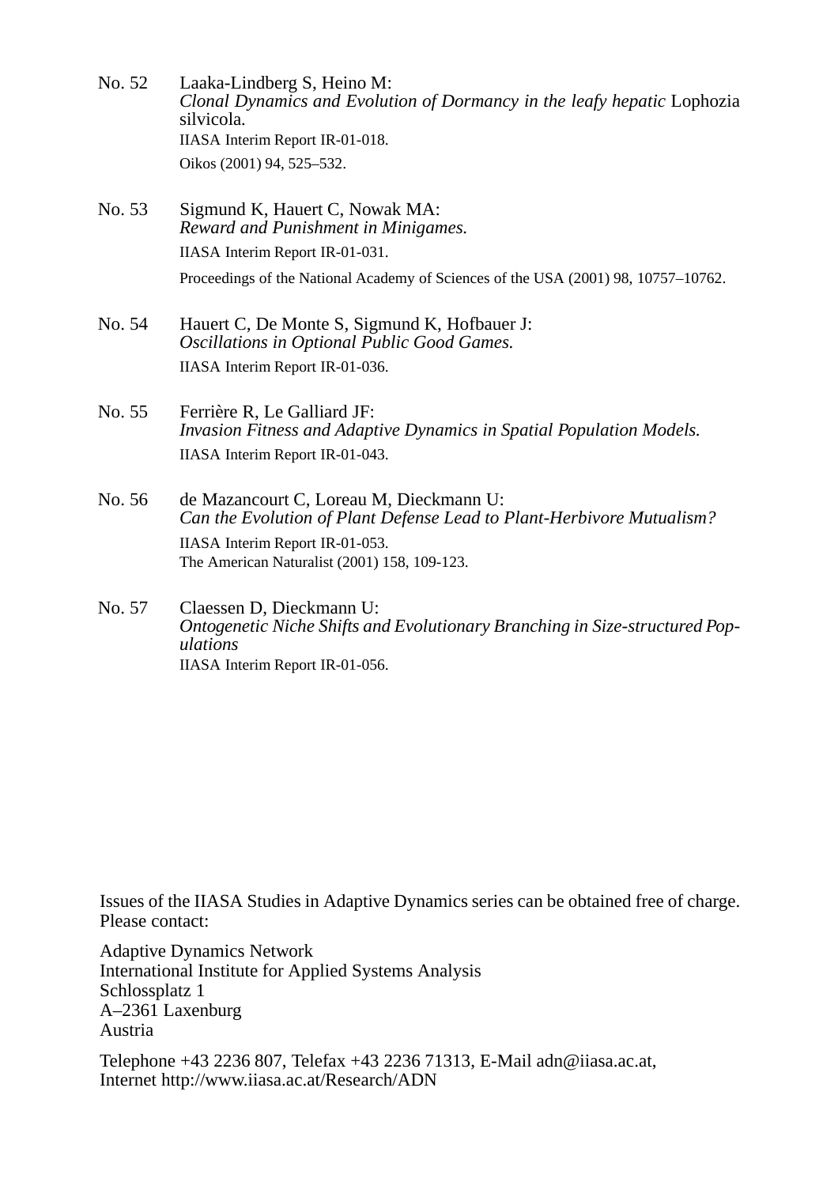No. 52 Laaka-Lindberg S, Heino M:
*Clonal Dynamics and Evolution of Dormancy in the leafy hepatic* Lophozia silvicola.
IIASA Interim Report IR-01-018.
Oikos (2001) 94, 525–532.

No. 53 Sigmund K, Hauert C, Nowak MA:
*Reward and Punishment in Minigames.*
IIASA Interim Report IR-01-031.
Proceedings of the National Academy of Sciences of the USA (2001) 98, 10757–10762.

No. 54 Hauert C, De Monte S, Sigmund K, Hofbauer J:
*Oscillations in Optional Public Good Games.*
IIASA Interim Report IR-01-036.

No. 55 Ferrière R, Le Galliard JF:
*Invasion Fitness and Adaptive Dynamics in Spatial Population Models.*
IIASA Interim Report IR-01-043.

No. 56 de Mazancourt C, Loreau M, Dieckmann U:
*Can the Evolution of Plant Defense Lead to Plant-Herbivore Mutualism?*
IIASA Interim Report IR-01-053.
The American Naturalist (2001) 158, 109-123.

No. 57 Claessen D, Dieckmann U:
*Ontogenetic Niche Shifts and Evolutionary Branching in Size-structured Populations*
IIASA Interim Report IR-01-056.

Issues of the IIASA Studies in Adaptive Dynamics series can be obtained free of charge. Please contact:

Adaptive Dynamics Network
International Institute for Applied Systems Analysis
Schlossplatz 1
A–2361 Laxenburg
Austria

Telephone +43 2236 807, Telefax +43 2236 71313, E-Mail adn@iiasa.ac.at,
Internet http://www.iiasa.ac.at/Research/ADN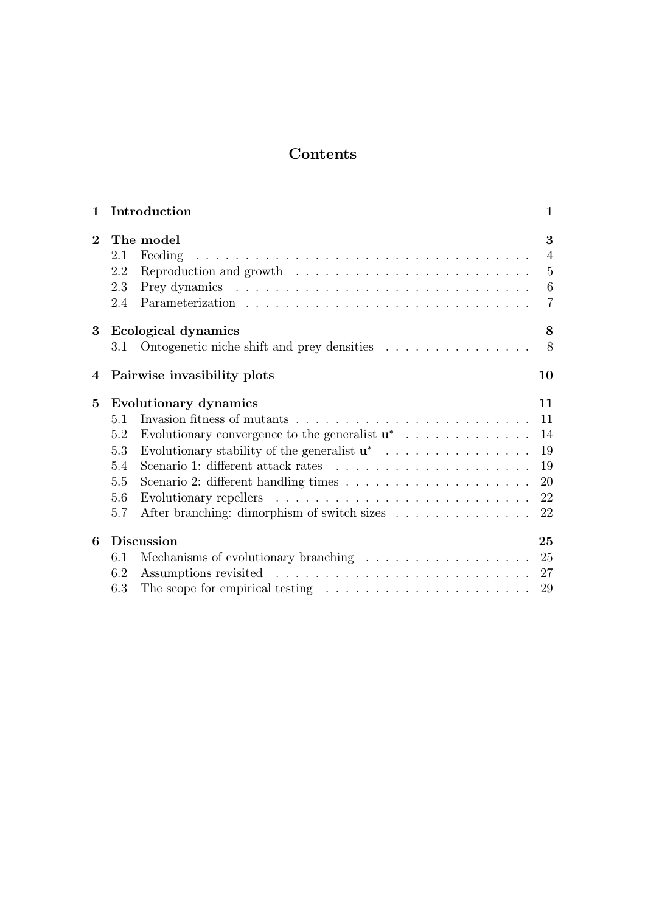# Contents

| | | |
|---|---|---|
| **1** | **Introduction** | **1** |
| **2** | **The model** | **3** |
| 2.1 | Feeding | 4 |
| 2.2 | Reproduction and growth | 5 |
| 2.3 | Prey dynamics | 6 |
| 2.4 | Parameterization | 7 |
| **3** | **Ecological dynamics** | **8** |
| 3.1 | Ontogenetic niche shift and prey densities | 8 |
| **4** | **Pairwise invasibility plots** | **10** |
| **5** | **Evolutionary dynamics** | **11** |
| 5.1 | Invasion fitness of mutants | 11 |
| 5.2 | Evolutionary convergence to the generalist $\mathbf{u}^*$ | 14 |
| 5.3 | Evolutionary stability of the generalist $\mathbf{u}^*$ | 19 |
| 5.4 | Scenario 1: different attack rates | 19 |
| 5.5 | Scenario 2: different handling times | 20 |
| 5.6 | Evolutionary repellers | 22 |
| 5.7 | After branching: dimorphism of switch sizes | 22 |
| **6** | **Discussion** | **25** |
| 6.1 | Mechanisms of evolutionary branching | 25 |
| 6.2 | Assumptions revisited | 27 |
| 6.3 | The scope for empirical testing | 29 |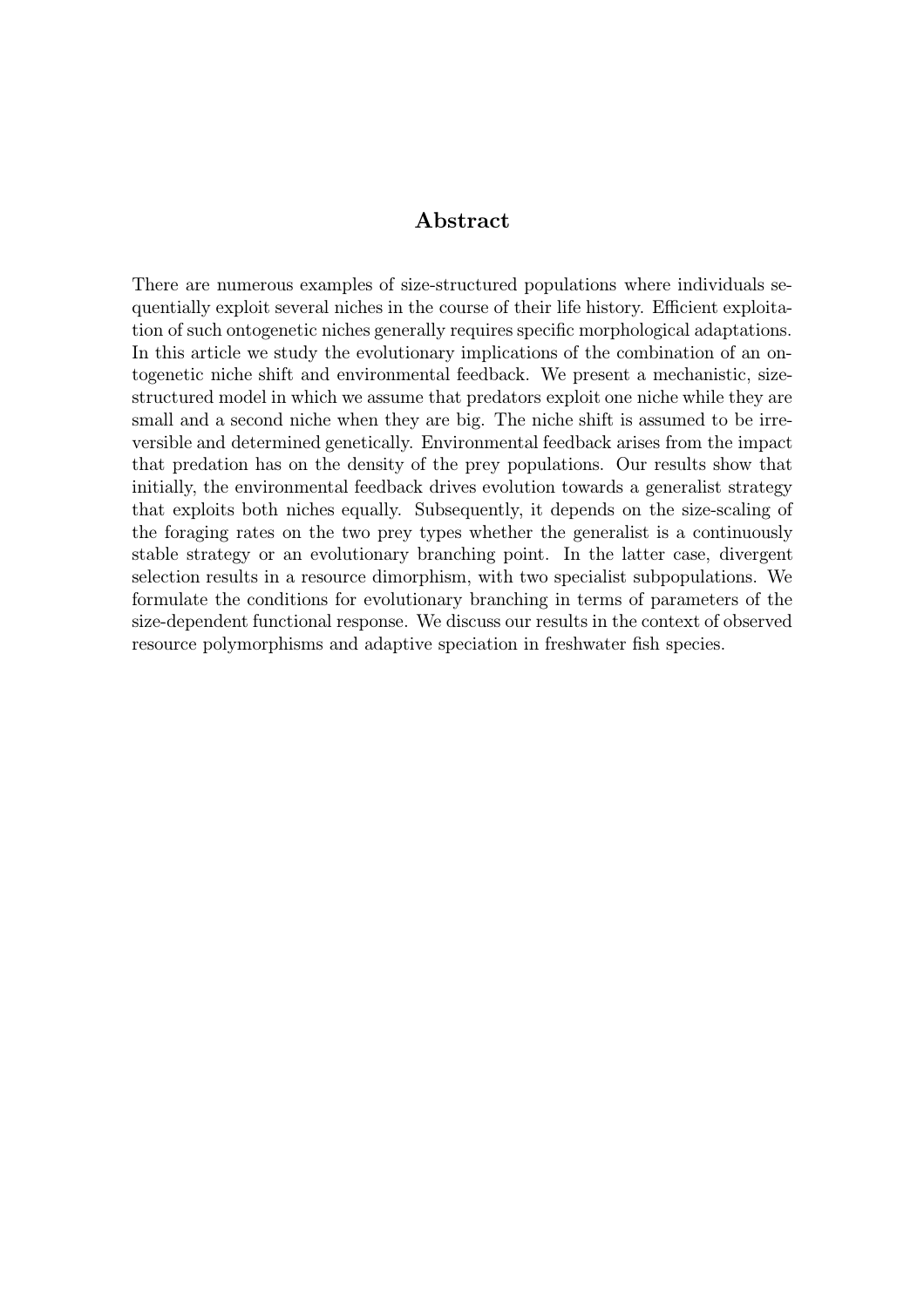## Abstract

There are numerous examples of size-structured populations where individuals sequentially exploit several niches in the course of their life history. Efficient exploitation of such ontogenetic niches generally requires specific morphological adaptations. In this article we study the evolutionary implications of the combination of an ontogenetic niche shift and environmental feedback. We present a mechanistic, size-structured model in which we assume that predators exploit one niche while they are small and a second niche when they are big. The niche shift is assumed to be irreversible and determined genetically. Environmental feedback arises from the impact that predation has on the density of the prey populations. Our results show that initially, the environmental feedback drives evolution towards a generalist strategy that exploits both niches equally. Subsequently, it depends on the size-scaling of the foraging rates on the two prey types whether the generalist is a continuously stable strategy or an evolutionary branching point. In the latter case, divergent selection results in a resource dimorphism, with two specialist subpopulations. We formulate the conditions for evolutionary branching in terms of parameters of the size-dependent functional response. We discuss our results in the context of observed resource polymorphisms and adaptive speciation in freshwater fish species.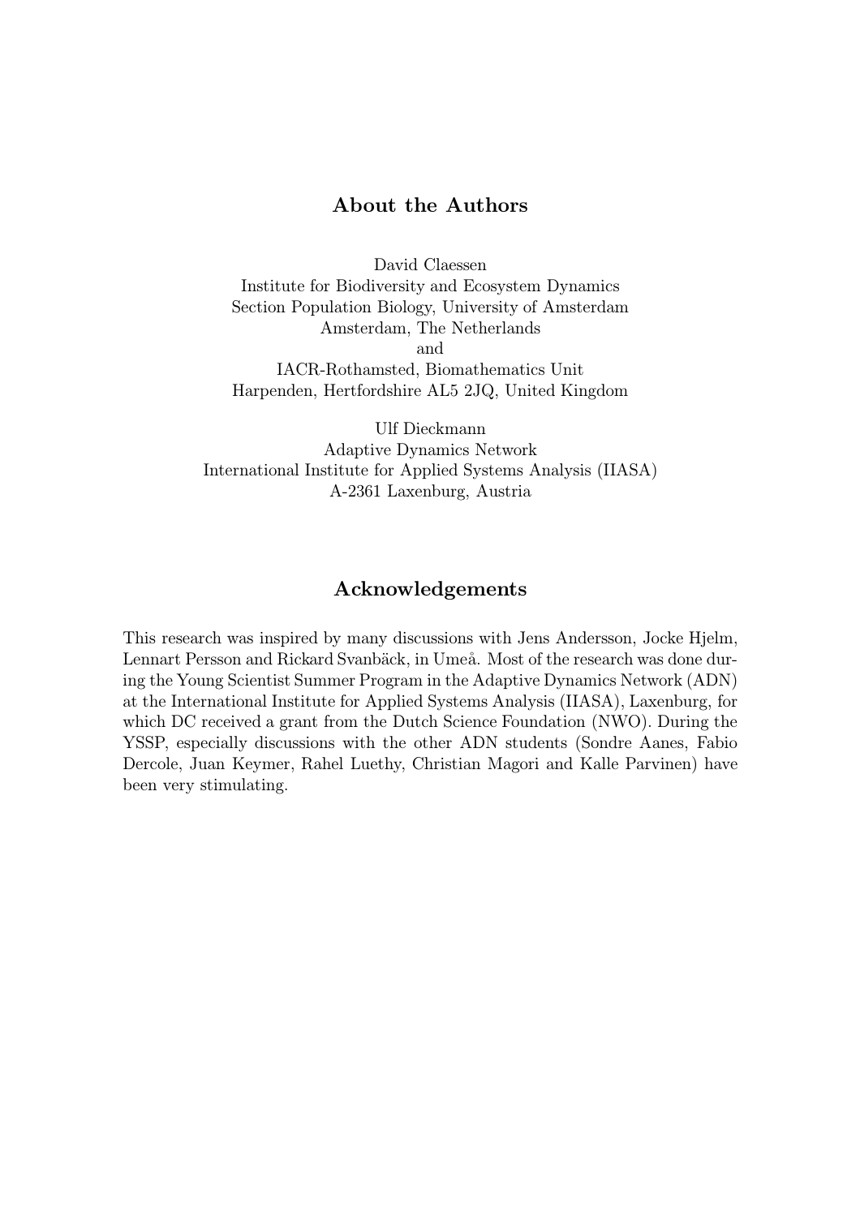## About the Authors

David Claessen
Institute for Biodiversity and Ecosystem Dynamics
Section Population Biology, University of Amsterdam
Amsterdam, The Netherlands
and
IACR-Rothamsted, Biomathematics Unit
Harpenden, Hertfordshire AL5 2JQ, United Kingdom

Ulf Dieckmann
Adaptive Dynamics Network
International Institute for Applied Systems Analysis (IIASA)
A-2361 Laxenburg, Austria

## Acknowledgements

This research was inspired by many discussions with Jens Andersson, Jocke Hjelm, Lennart Persson and Rickard Svanbäck, in Umeå. Most of the research was done during the Young Scientist Summer Program in the Adaptive Dynamics Network (ADN) at the International Institute for Applied Systems Analysis (IIASA), Laxenburg, for which DC received a grant from the Dutch Science Foundation (NWO). During the YSSP, especially discussions with the other ADN students (Sondre Aanes, Fabio Dercole, Juan Keymer, Rahel Luethy, Christian Magori and Kalle Parvinen) have been very stimulating.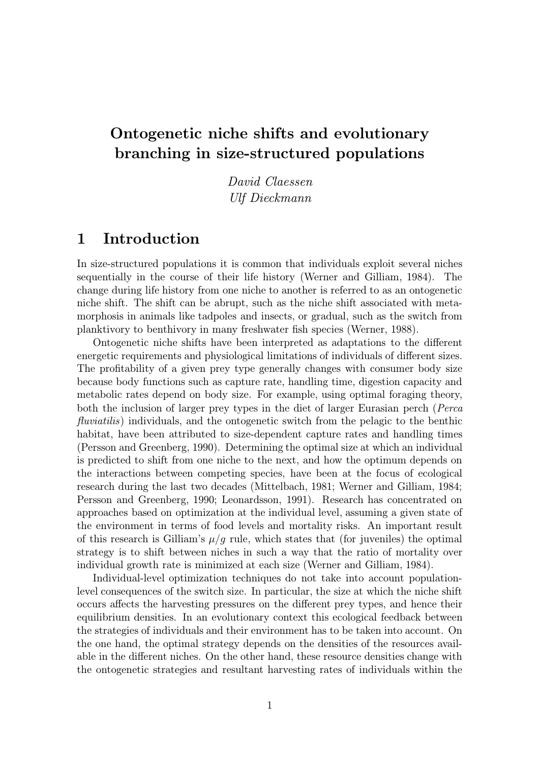# Ontogenetic niche shifts and evolutionary branching in size-structured populations

*David Claessen*
*Ulf Dieckmann*

## 1 Introduction

In size-structured populations it is common that individuals exploit several niches sequentially in the course of their life history (Werner and Gilliam, 1984). The change during life history from one niche to another is referred to as an ontogenetic niche shift. The shift can be abrupt, such as the niche shift associated with metamorphosis in animals like tadpoles and insects, or gradual, such as the switch from planktivory to benthivory in many freshwater fish species (Werner, 1988).

Ontogenetic niche shifts have been interpreted as adaptations to the different energetic requirements and physiological limitations of individuals of different sizes. The profitability of a given prey type generally changes with consumer body size because body functions such as capture rate, handling time, digestion capacity and metabolic rates depend on body size. For example, using optimal foraging theory, both the inclusion of larger prey types in the diet of larger Eurasian perch (*Perca fluviatilis*) individuals, and the ontogenetic switch from the pelagic to the benthic habitat, have been attributed to size-dependent capture rates and handling times (Persson and Greenberg, 1990). Determining the optimal size at which an individual is predicted to shift from one niche to the next, and how the optimum depends on the interactions between competing species, have been at the focus of ecological research during the last two decades (Mittelbach, 1981; Werner and Gilliam, 1984; Persson and Greenberg, 1990; Leonardsson, 1991). Research has concentrated on approaches based on optimization at the individual level, assuming a given state of the environment in terms of food levels and mortality risks. An important result of this research is Gilliam's $\mu/g$ rule, which states that (for juveniles) the optimal strategy is to shift between niches in such a way that the ratio of mortality over individual growth rate is minimized at each size (Werner and Gilliam, 1984).

Individual-level optimization techniques do not take into account population-level consequences of the switch size. In particular, the size at which the niche shift occurs affects the harvesting pressures on the different prey types, and hence their equilibrium densities. In an evolutionary context this ecological feedback between the strategies of individuals and their environment has to be taken into account. On the one hand, the optimal strategy depends on the densities of the resources available in the different niches. On the other hand, these resource densities change with the ontogenetic strategies and resultant harvesting rates of individuals within the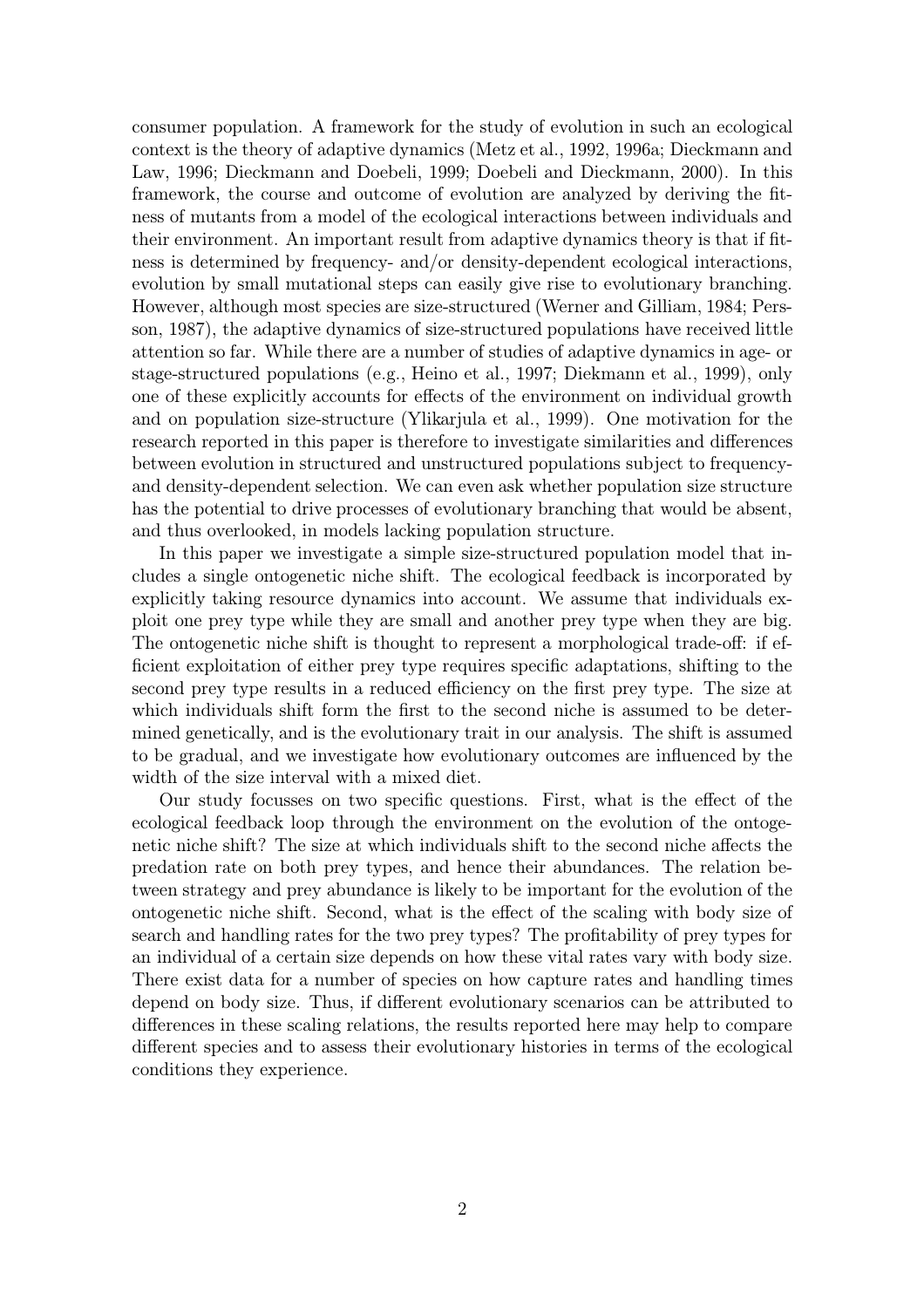consumer population. A framework for the study of evolution in such an ecological context is the theory of adaptive dynamics (Metz et al., 1992, 1996a; Dieckmann and Law, 1996; Dieckmann and Doebeli, 1999; Doebeli and Dieckmann, 2000). In this framework, the course and outcome of evolution are analyzed by deriving the fitness of mutants from a model of the ecological interactions between individuals and their environment. An important result from adaptive dynamics theory is that if fitness is determined by frequency- and/or density-dependent ecological interactions, evolution by small mutational steps can easily give rise to evolutionary branching. However, although most species are size-structured (Werner and Gilliam, 1984; Persson, 1987), the adaptive dynamics of size-structured populations have received little attention so far. While there are a number of studies of adaptive dynamics in age- or stage-structured populations (e.g., Heino et al., 1997; Diekmann et al., 1999), only one of these explicitly accounts for effects of the environment on individual growth and on population size-structure (Ylikarjula et al., 1999). One motivation for the research reported in this paper is therefore to investigate similarities and differences between evolution in structured and unstructured populations subject to frequency- and density-dependent selection. We can even ask whether population size structure has the potential to drive processes of evolutionary branching that would be absent, and thus overlooked, in models lacking population structure.

In this paper we investigate a simple size-structured population model that includes a single ontogenetic niche shift. The ecological feedback is incorporated by explicitly taking resource dynamics into account. We assume that individuals exploit one prey type while they are small and another prey type when they are big. The ontogenetic niche shift is thought to represent a morphological trade-off: if efficient exploitation of either prey type requires specific adaptations, shifting to the second prey type results in a reduced efficiency on the first prey type. The size at which individuals shift form the first to the second niche is assumed to be determined genetically, and is the evolutionary trait in our analysis. The shift is assumed to be gradual, and we investigate how evolutionary outcomes are influenced by the width of the size interval with a mixed diet.

Our study focusses on two specific questions. First, what is the effect of the ecological feedback loop through the environment on the evolution of the ontogenetic niche shift? The size at which individuals shift to the second niche affects the predation rate on both prey types, and hence their abundances. The relation between strategy and prey abundance is likely to be important for the evolution of the ontogenetic niche shift. Second, what is the effect of the scaling with body size of search and handling rates for the two prey types? The profitability of prey types for an individual of a certain size depends on how these vital rates vary with body size. There exist data for a number of species on how capture rates and handling times depend on body size. Thus, if different evolutionary scenarios can be attributed to differences in these scaling relations, the results reported here may help to compare different species and to assess their evolutionary histories in terms of the ecological conditions they experience.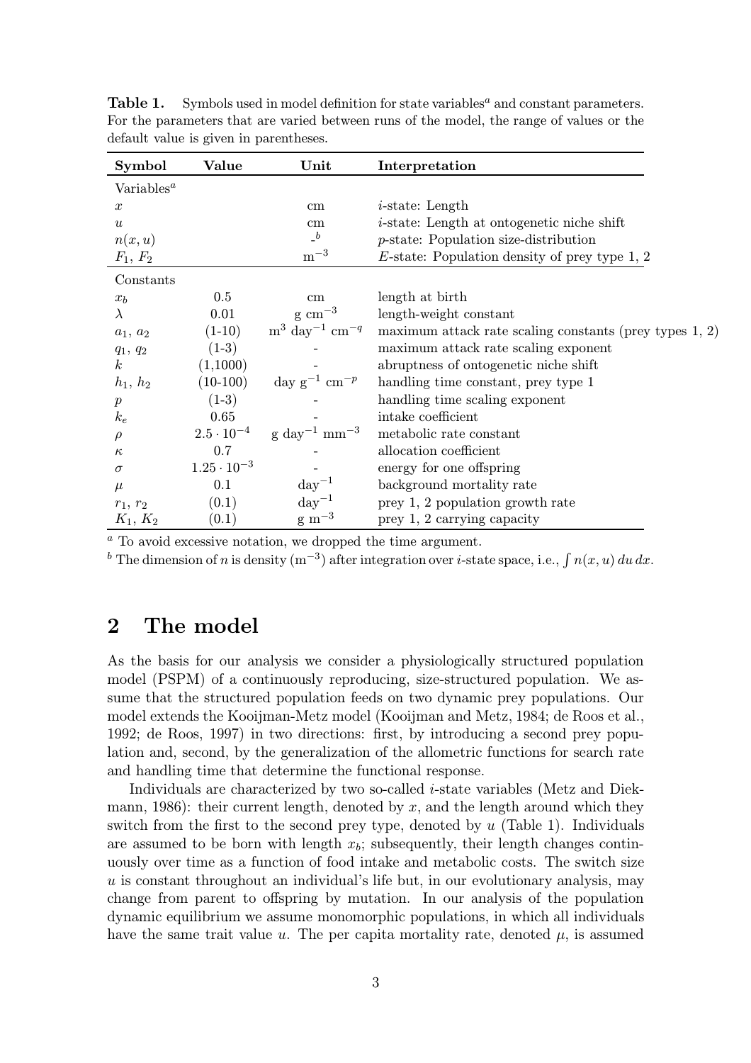**Table 1.** Symbols used in model definition for state variables[a] and constant parameters. For the parameters that are varied between runs of the model, the range of values or the default value is given in parentheses.

| Symbol | Value | Unit | Interpretation |
|---|---|---|---|
| Variables[a] | | | |
| $x$ | | cm | *i*-state: Length |
| $u$ | | cm | *i*-state: Length at ontogenetic niche shift |
| $n(x, u)$ | | -[b] | *p*-state: Population size-distribution |
| $F_1$, $F_2$ | | $\mathrm{m}^{-3}$ | *E*-state: Population density of prey type 1, 2 |
| Constants | | | |
| $x_b$ | 0.5 | cm | length at birth |
| $\lambda$ | 0.01 | $\mathrm{g\ cm}^{-3}$ | length-weight constant |
| $a_1$, $a_2$ | (1-10) | $\mathrm{m}^3\ \mathrm{day}^{-1}\ \mathrm{cm}^{-q}$ | maximum attack rate scaling constants (prey types 1, 2) |
| $q_1$, $q_2$ | (1-3) | - | maximum attack rate scaling exponent |
| $k$ | (1,1000) | - | abruptness of ontogenetic niche shift |
| $h_1$, $h_2$ | (10-100) | $\mathrm{day\ g}^{-1}\ \mathrm{cm}^{-p}$ | handling time constant, prey type 1 |
| $p$ | (1-3) | - | handling time scaling exponent |
| $k_e$ | 0.65 | - | intake coefficient |
| $\rho$ | $2.5 \cdot 10^{-4}$ | $\mathrm{g\ day}^{-1}\ \mathrm{mm}^{-3}$ | metabolic rate constant |
| $\kappa$ | 0.7 | - | allocation coefficient |
| $\sigma$ | $1.25 \cdot 10^{-3}$ | - | energy for one offspring |
| $\mu$ | 0.1 | $\mathrm{day}^{-1}$ | background mortality rate |
| $r_1$, $r_2$ | (0.1) | $\mathrm{day}^{-1}$ | prey 1, 2 population growth rate |
| $K_1$, $K_2$ | (0.1) | $\mathrm{g\ m}^{-3}$ | prey 1, 2 carrying capacity |

[a] To avoid excessive notation, we dropped the time argument.

[b] The dimension of $n$ is density ($\mathrm{m}^{-3}$) after integration over *i*-state space, i.e., $\int n(x, u)\, du\, dx$.

## 2 The model

As the basis for our analysis we consider a physiologically structured population model (PSPM) of a continuously reproducing, size-structured population. We assume that the structured population feeds on two dynamic prey populations. Our model extends the Kooijman-Metz model (Kooijman and Metz, 1984; de Roos et al., 1992; de Roos, 1997) in two directions: first, by introducing a second prey population and, second, by the generalization of the allometric functions for search rate and handling time that determine the functional response.

Individuals are characterized by two so-called *i*-state variables (Metz and Diekmann, 1986): their current length, denoted by $x$, and the length around which they switch from the first to the second prey type, denoted by $u$ (Table 1). Individuals are assumed to be born with length $x_b$; subsequently, their length changes continuously over time as a function of food intake and metabolic costs. The switch size $u$ is constant throughout an individual's life but, in our evolutionary analysis, may change from parent to offspring by mutation. In our analysis of the population dynamic equilibrium we assume monomorphic populations, in which all individuals have the same trait value $u$. The per capita mortality rate, denoted $\mu$, is assumed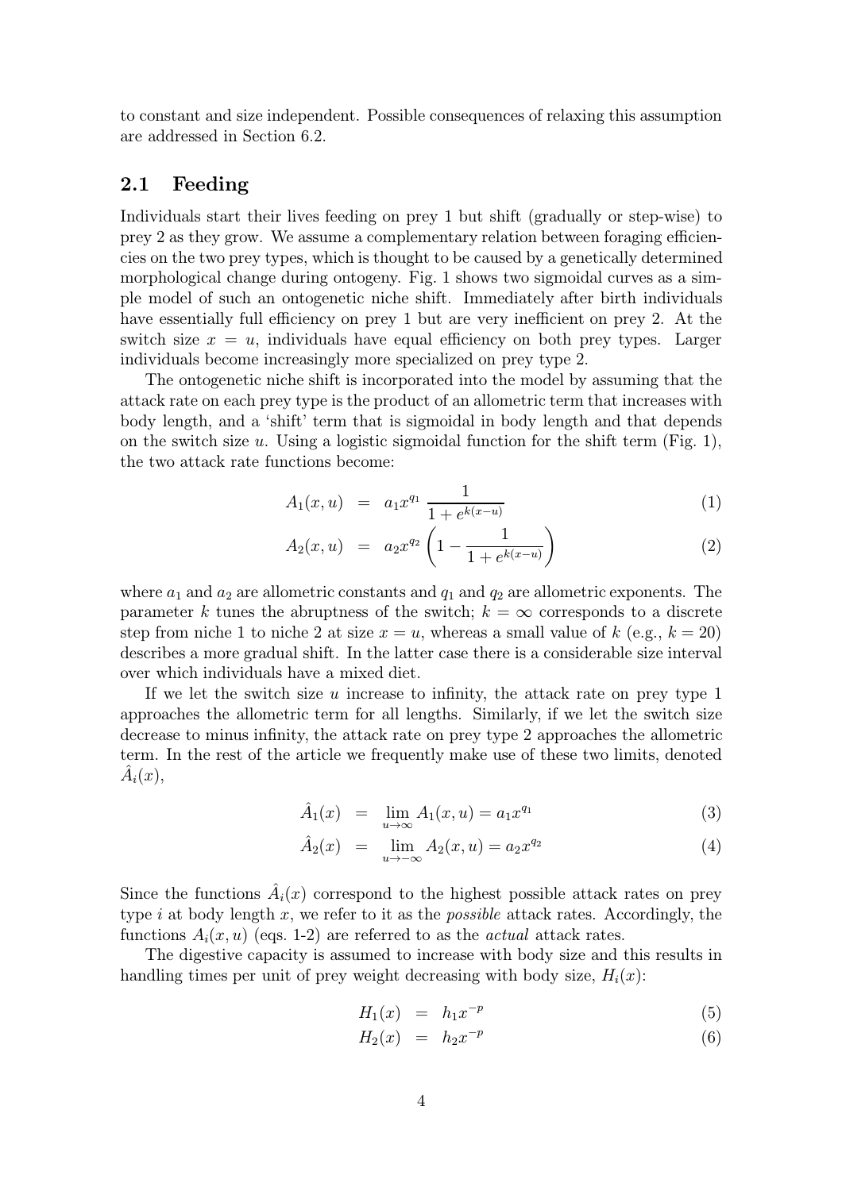to constant and size independent. Possible consequences of relaxing this assumption are addressed in Section 6.2.

## 2.1 Feeding

Individuals start their lives feeding on prey 1 but shift (gradually or step-wise) to prey 2 as they grow. We assume a complementary relation between foraging efficiencies on the two prey types, which is thought to be caused by a genetically determined morphological change during ontogeny. Fig. 1 shows two sigmoidal curves as a simple model of such an ontogenetic niche shift. Immediately after birth individuals have essentially full efficiency on prey 1 but are very inefficient on prey 2. At the switch size $x = u$, individuals have equal efficiency on both prey types. Larger individuals become increasingly more specialized on prey type 2.

The ontogenetic niche shift is incorporated into the model by assuming that the attack rate on each prey type is the product of an allometric term that increases with body length, and a 'shift' term that is sigmoidal in body length and that depends on the switch size $u$. Using a logistic sigmoidal function for the shift term (Fig. 1), the two attack rate functions become:

$$A_1(x, u) = a_1 x^{q_1} \frac{1}{1 + e^{k(x-u)}} \tag{1}$$

$$A_2(x, u) = a_2 x^{q_2} \left(1 - \frac{1}{1 + e^{k(x-u)}}\right) \tag{2}$$

where $a_1$ and $a_2$ are allometric constants and $q_1$ and $q_2$ are allometric exponents. The parameter $k$ tunes the abruptness of the switch; $k = \infty$ corresponds to a discrete step from niche 1 to niche 2 at size $x = u$, whereas a small value of $k$ (e.g., $k = 20$) describes a more gradual shift. In the latter case there is a considerable size interval over which individuals have a mixed diet.

If we let the switch size $u$ increase to infinity, the attack rate on prey type 1 approaches the allometric term for all lengths. Similarly, if we let the switch size decrease to minus infinity, the attack rate on prey type 2 approaches the allometric term. In the rest of the article we frequently make use of these two limits, denoted $\hat{A}_i(x)$,

$$\hat{A}_1(x) = \lim_{u \to \infty} A_1(x, u) = a_1 x^{q_1} \tag{3}$$

$$\hat{A}_2(x) = \lim_{u \to -\infty} A_2(x, u) = a_2 x^{q_2} \tag{4}$$

Since the functions $\hat{A}_i(x)$ correspond to the highest possible attack rates on prey type $i$ at body length $x$, we refer to it as the *possible* attack rates. Accordingly, the functions $A_i(x, u)$ (eqs. 1-2) are referred to as the *actual* attack rates.

The digestive capacity is assumed to increase with body size and this results in handling times per unit of prey weight decreasing with body size, $H_i(x)$:

$$H_1(x) = h_1 x^{-p} \tag{5}$$

$$H_2(x) = h_2 x^{-p} \tag{6}$$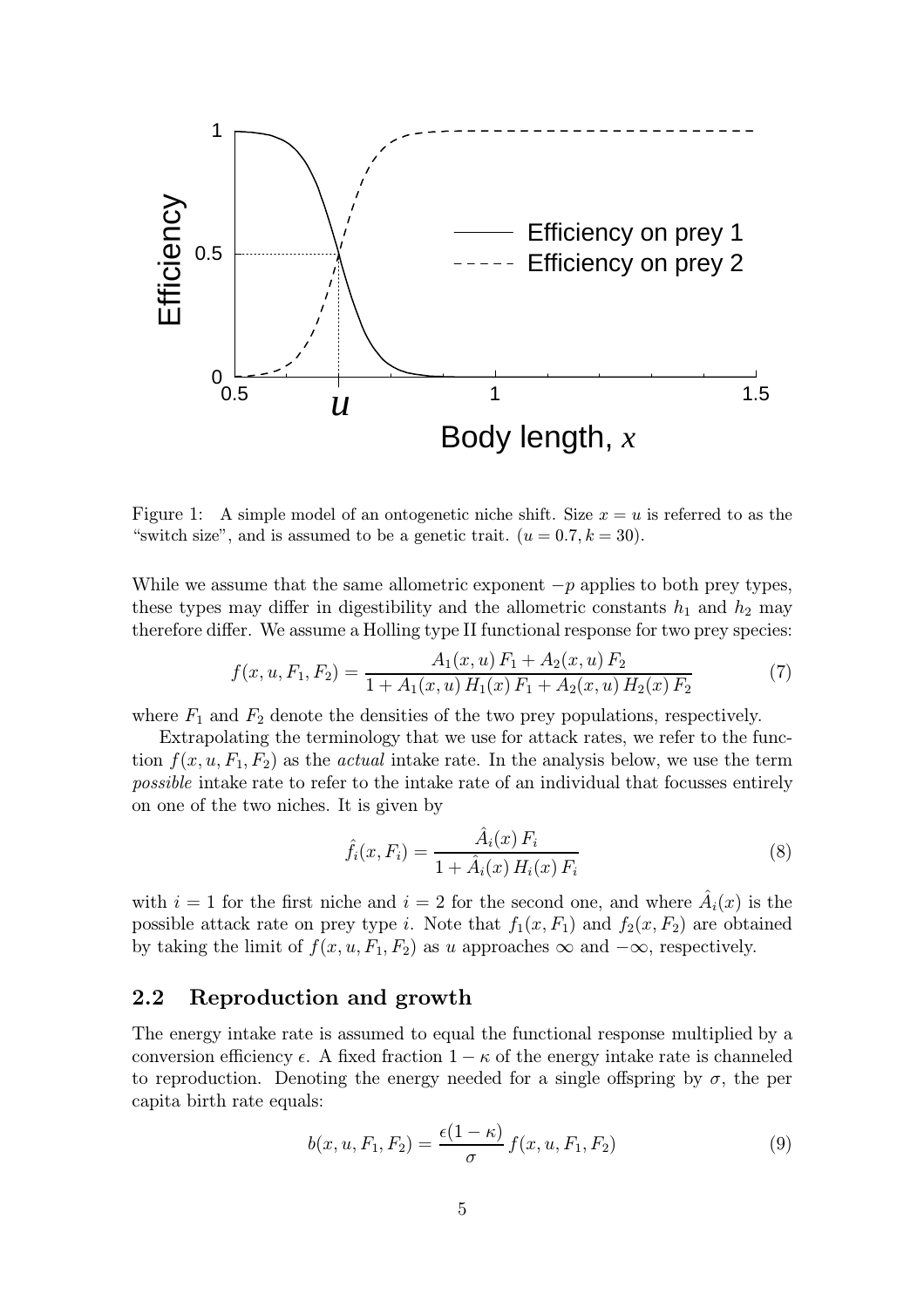Figure 1: A simple model of an ontogenetic niche shift. Size $x = u$ is referred to as the "switch size", and is assumed to be a genetic trait. ($u = 0.7, k = 30$).

While we assume that the same allometric exponent $-p$ applies to both prey types, these types may differ in digestibility and the allometric constants $h_1$ and $h_2$ may therefore differ. We assume a Holling type II functional response for two prey species:

$$f(x, u, F_1, F_2) = \frac{A_1(x, u)\, F_1 + A_2(x, u)\, F_2}{1 + A_1(x, u)\, H_1(x)\, F_1 + A_2(x, u)\, H_2(x)\, F_2} \tag{7}$$

where $F_1$ and $F_2$ denote the densities of the two prey populations, respectively.

Extrapolating the terminology that we use for attack rates, we refer to the function $f(x, u, F_1, F_2)$ as the *actual* intake rate. In the analysis below, we use the term *possible* intake rate to refer to the intake rate of an individual that focusses entirely on one of the two niches. It is given by

$$\hat{f}_i(x, F_i) = \frac{\hat{A}_i(x)\, F_i}{1 + \hat{A}_i(x)\, H_i(x)\, F_i} \tag{8}$$

with $i = 1$ for the first niche and $i = 2$ for the second one, and where $\hat{A}_i(x)$ is the possible attack rate on prey type $i$. Note that $f_1(x, F_1)$ and $f_2(x, F_2)$ are obtained by taking the limit of $f(x, u, F_1, F_2)$ as $u$ approaches $\infty$ and $-\infty$, respectively.

### 2.2 Reproduction and growth

The energy intake rate is assumed to equal the functional response multiplied by a conversion efficiency $\epsilon$. A fixed fraction $1 - \kappa$ of the energy intake rate is channeled to reproduction. Denoting the energy needed for a single offspring by $\sigma$, the per capita birth rate equals:

$$b(x, u, F_1, F_2) = \frac{\epsilon(1 - \kappa)}{\sigma}\, f(x, u, F_1, F_2) \tag{9}$$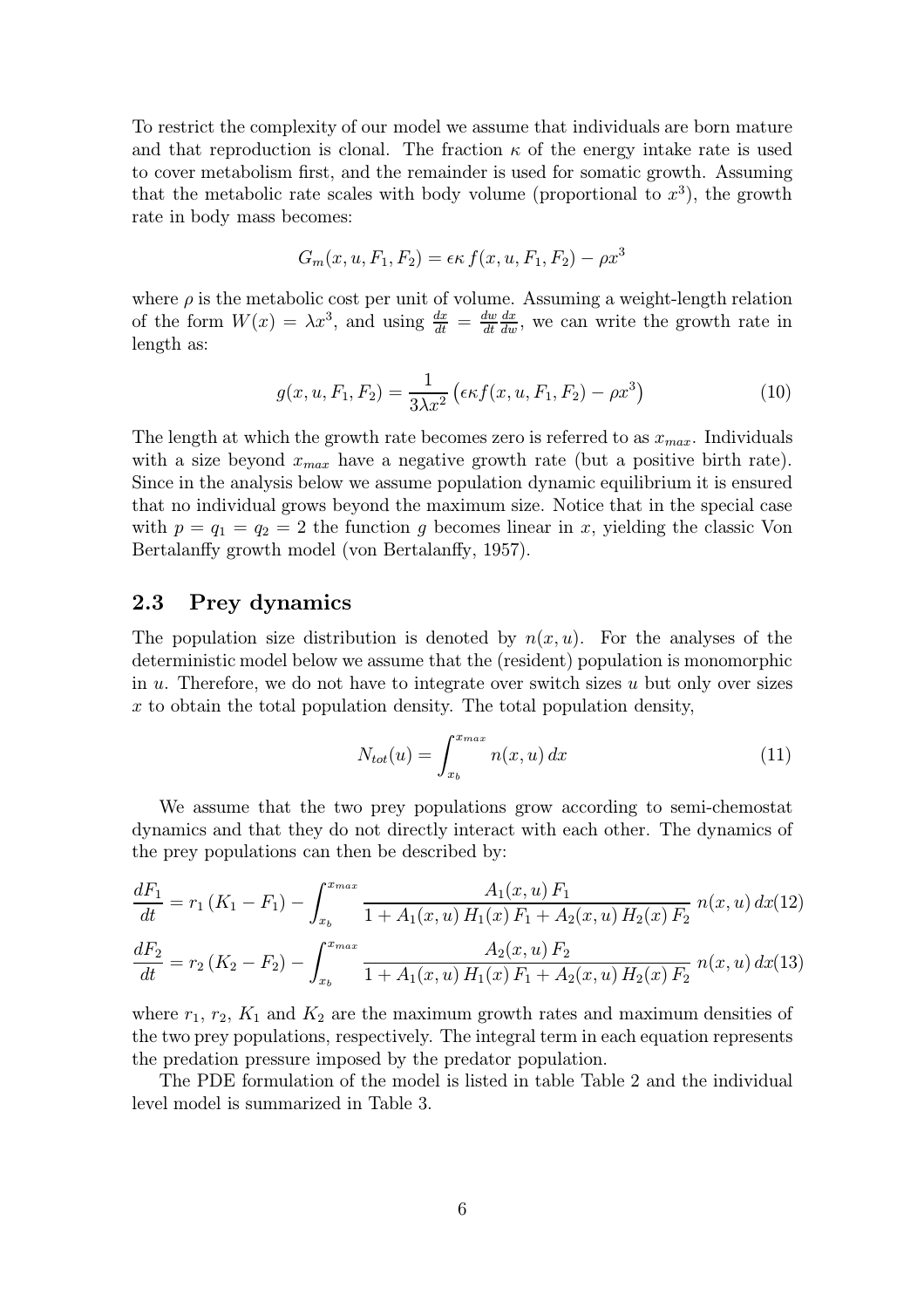To restrict the complexity of our model we assume that individuals are born mature and that reproduction is clonal. The fraction $\kappa$ of the energy intake rate is used to cover metabolism first, and the remainder is used for somatic growth. Assuming that the metabolic rate scales with body volume (proportional to $x^3$), the growth rate in body mass becomes:

$$G_m(x, u, F_1, F_2) = \epsilon\kappa\, f(x, u, F_1, F_2) - \rho x^3$$

where $\rho$ is the metabolic cost per unit of volume. Assuming a weight-length relation of the form $W(x) = \lambda x^3$, and using $\frac{dx}{dt} = \frac{dw}{dt}\frac{dx}{dw}$, we can write the growth rate in length as:

$$g(x, u, F_1, F_2) = \frac{1}{3\lambda x^2}\left(\epsilon\kappa f(x, u, F_1, F_2) - \rho x^3\right) \tag{10}$$

The length at which the growth rate becomes zero is referred to as $x_{max}$. Individuals with a size beyond $x_{max}$ have a negative growth rate (but a positive birth rate). Since in the analysis below we assume population dynamic equilibrium it is ensured that no individual grows beyond the maximum size. Notice that in the special case with $p = q_1 = q_2 = 2$ the function $g$ becomes linear in $x$, yielding the classic Von Bertalanffy growth model (von Bertalanffy, 1957).

## 2.3 Prey dynamics

The population size distribution is denoted by $n(x, u)$. For the analyses of the deterministic model below we assume that the (resident) population is monomorphic in $u$. Therefore, we do not have to integrate over switch sizes $u$ but only over sizes $x$ to obtain the total population density. The total population density,

$$N_{tot}(u) = \int_{x_b}^{x_{max}} n(x, u)\, dx \tag{11}$$

We assume that the two prey populations grow according to semi-chemostat dynamics and that they do not directly interact with each other. The dynamics of the prey populations can then be described by:

$$\frac{dF_1}{dt} = r_1\left(K_1 - F_1\right) - \int_{x_b}^{x_{max}} \frac{A_1(x, u)\, F_1}{1 + A_1(x, u)\, H_1(x)\, F_1 + A_2(x, u)\, H_2(x)\, F_2}\, n(x, u)\, dx \tag{12}$$

$$\frac{dF_2}{dt} = r_2\left(K_2 - F_2\right) - \int_{x_b}^{x_{max}} \frac{A_2(x, u)\, F_2}{1 + A_1(x, u)\, H_1(x)\, F_1 + A_2(x, u)\, H_2(x)\, F_2}\, n(x, u)\, dx \tag{13}$$

where $r_1$, $r_2$, $K_1$ and $K_2$ are the maximum growth rates and maximum densities of the two prey populations, respectively. The integral term in each equation represents the predation pressure imposed by the predator population.

The PDE formulation of the model is listed in table Table 2 and the individual level model is summarized in Table 3.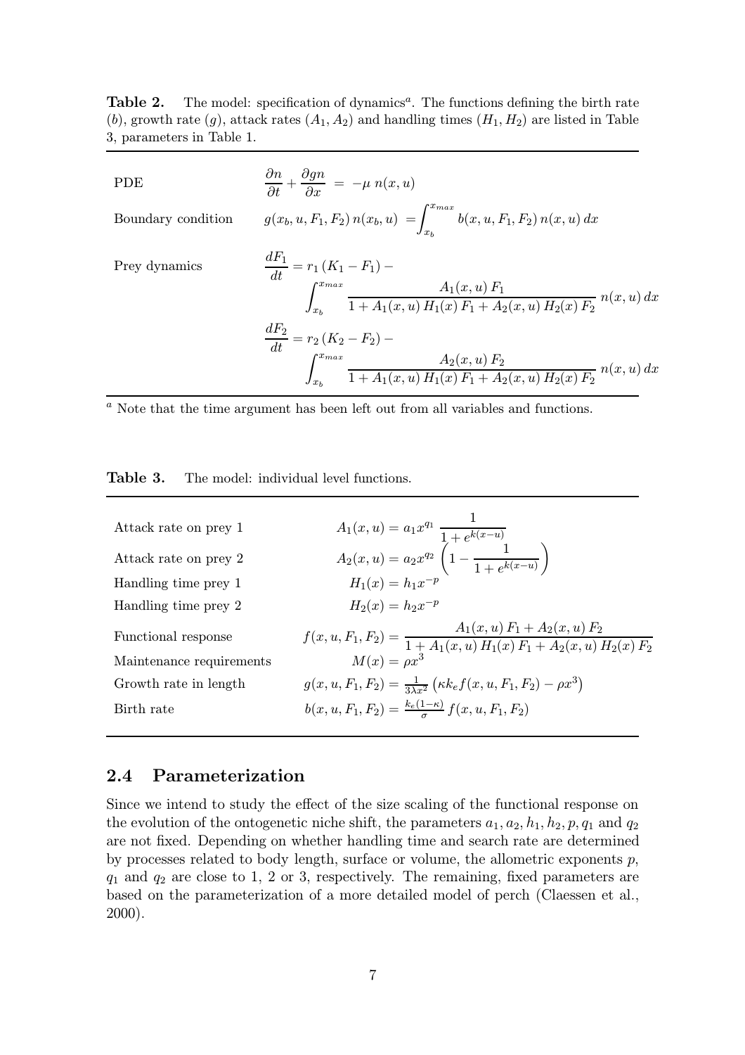**Table 2.** The model: specification of dynamics[a]. The functions defining the birth rate ($b$), growth rate ($g$), attack rates ($A_1, A_2$) and handling times ($H_1, H_2$) are listed in Table 3, parameters in Table 1.

| | |
|---|---|
| PDE | $\dfrac{\partial n}{\partial t} + \dfrac{\partial g n}{\partial x} = -\mu \, n(x,u)$ |
| Boundary condition | $g(x_b, u, F_1, F_2)\, n(x_b, u) = \displaystyle\int_{x_b}^{x_{max}} b(x, u, F_1, F_2)\, n(x,u)\, dx$ |
| Prey dynamics | $\dfrac{dF_1}{dt} = r_1 (K_1 - F_1) - \displaystyle\int_{x_b}^{x_{max}} \dfrac{A_1(x,u)\, F_1}{1 + A_1(x,u)\, H_1(x)\, F_1 + A_2(x,u)\, H_2(x)\, F_2}\, n(x,u)\, dx$ |
| | $\dfrac{dF_2}{dt} = r_2 (K_2 - F_2) - \displaystyle\int_{x_b}^{x_{max}} \dfrac{A_2(x,u)\, F_2}{1 + A_1(x,u)\, H_1(x)\, F_1 + A_2(x,u)\, H_2(x)\, F_2}\, n(x,u)\, dx$ |

[a] Note that the time argument has been left out from all variables and functions.

**Table 3.** The model: individual level functions.

| | |
|---|---|
| Attack rate on prey 1 | $A_1(x,u) = a_1 x^{q_1} \dfrac{1}{1 + e^{k(x-u)}}$ |
| Attack rate on prey 2 | $A_2(x,u) = a_2 x^{q_2} \left(1 - \dfrac{1}{1 + e^{k(x-u)}}\right)$ |
| Handling time prey 1 | $H_1(x) = h_1 x^{-p}$ |
| Handling time prey 2 | $H_2(x) = h_2 x^{-p}$ |
| Functional response | $f(x, u, F_1, F_2) = \dfrac{A_1(x,u)\, F_1 + A_2(x,u)\, F_2}{1 + A_1(x,u)\, H_1(x)\, F_1 + A_2(x,u)\, H_2(x)\, F_2}$ |
| Maintenance requirements | $M(x) = \rho x^3$ |
| Growth rate in length | $g(x, u, F_1, F_2) = \frac{1}{3\lambda x^2} \left(\kappa k_e f(x, u, F_1, F_2) - \rho x^3\right)$ |
| Birth rate | $b(x, u, F_1, F_2) = \frac{k_e(1-\kappa)}{\sigma}\, f(x, u, F_1, F_2)$ |

## 2.4 Parameterization

Since we intend to study the effect of the size scaling of the functional response on the evolution of the ontogenetic niche shift, the parameters $a_1, a_2, h_1, h_2, p, q_1$ and $q_2$ are not fixed. Depending on whether handling time and search rate are determined by processes related to body length, surface or volume, the allometric exponents $p$, $q_1$ and $q_2$ are close to 1, 2 or 3, respectively. The remaining, fixed parameters are based on the parameterization of a more detailed model of perch (Claessen et al., 2000).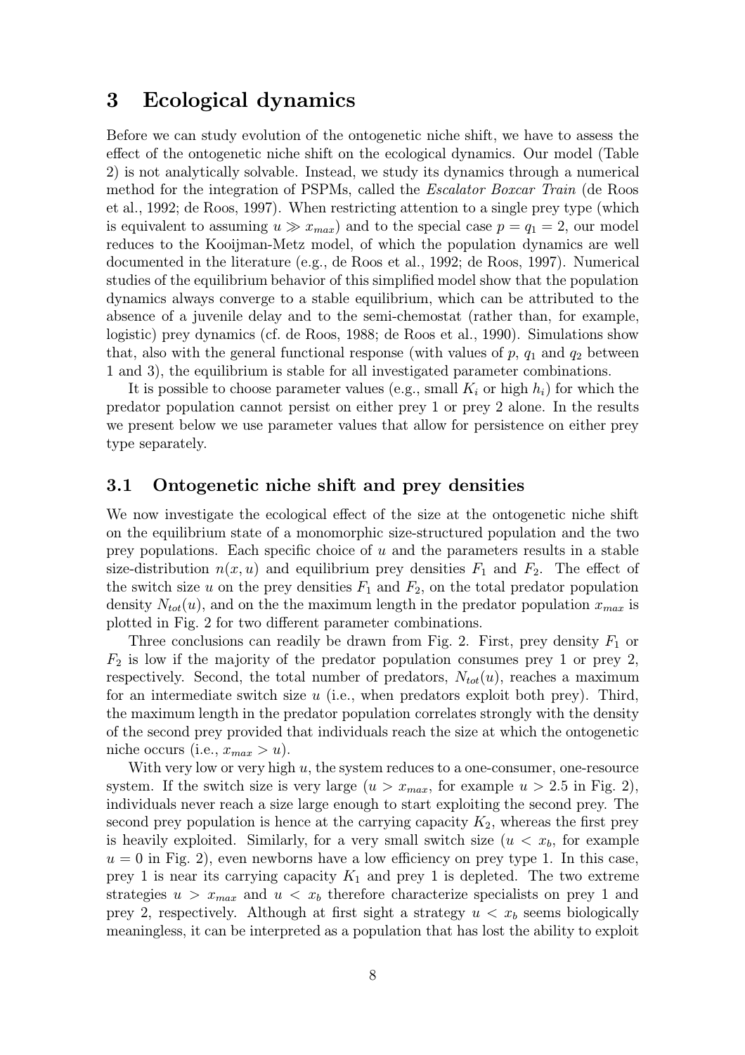## 3 Ecological dynamics

Before we can study evolution of the ontogenetic niche shift, we have to assess the effect of the ontogenetic niche shift on the ecological dynamics. Our model (Table 2) is not analytically solvable. Instead, we study its dynamics through a numerical method for the integration of PSPMs, called the *Escalator Boxcar Train* (de Roos et al., 1992; de Roos, 1997). When restricting attention to a single prey type (which is equivalent to assuming $u \gg x_{max}$) and to the special case $p = q_1 = 2$, our model reduces to the Kooijman-Metz model, of which the population dynamics are well documented in the literature (e.g., de Roos et al., 1992; de Roos, 1997). Numerical studies of the equilibrium behavior of this simplified model show that the population dynamics always converge to a stable equilibrium, which can be attributed to the absence of a juvenile delay and to the semi-chemostat (rather than, for example, logistic) prey dynamics (cf. de Roos, 1988; de Roos et al., 1990). Simulations show that, also with the general functional response (with values of $p$, $q_1$ and $q_2$ between 1 and 3), the equilibrium is stable for all investigated parameter combinations.

It is possible to choose parameter values (e.g., small $K_i$ or high $h_i$) for which the predator population cannot persist on either prey 1 or prey 2 alone. In the results we present below we use parameter values that allow for persistence on either prey type separately.

### 3.1 Ontogenetic niche shift and prey densities

We now investigate the ecological effect of the size at the ontogenetic niche shift on the equilibrium state of a monomorphic size-structured population and the two prey populations. Each specific choice of $u$ and the parameters results in a stable size-distribution $n(x, u)$ and equilibrium prey densities $F_1$ and $F_2$. The effect of the switch size $u$ on the prey densities $F_1$ and $F_2$, on the total predator population density $N_{tot}(u)$, and on the the maximum length in the predator population $x_{max}$ is plotted in Fig. 2 for two different parameter combinations.

Three conclusions can readily be drawn from Fig. 2. First, prey density $F_1$ or $F_2$ is low if the majority of the predator population consumes prey 1 or prey 2, respectively. Second, the total number of predators, $N_{tot}(u)$, reaches a maximum for an intermediate switch size $u$ (i.e., when predators exploit both prey). Third, the maximum length in the predator population correlates strongly with the density of the second prey provided that individuals reach the size at which the ontogenetic niche occurs (i.e., $x_{max} > u$).

With very low or very high $u$, the system reduces to a one-consumer, one-resource system. If the switch size is very large ($u > x_{max}$, for example $u > 2.5$ in Fig. 2), individuals never reach a size large enough to start exploiting the second prey. The second prey population is hence at the carrying capacity $K_2$, whereas the first prey is heavily exploited. Similarly, for a very small switch size ($u < x_b$, for example $u = 0$ in Fig. 2), even newborns have a low efficiency on prey type 1. In this case, prey 1 is near its carrying capacity $K_1$ and prey 1 is depleted. The two extreme strategies $u > x_{max}$ and $u < x_b$ therefore characterize specialists on prey 1 and prey 2, respectively. Although at first sight a strategy $u < x_b$ seems biologically meaningless, it can be interpreted as a population that has lost the ability to exploit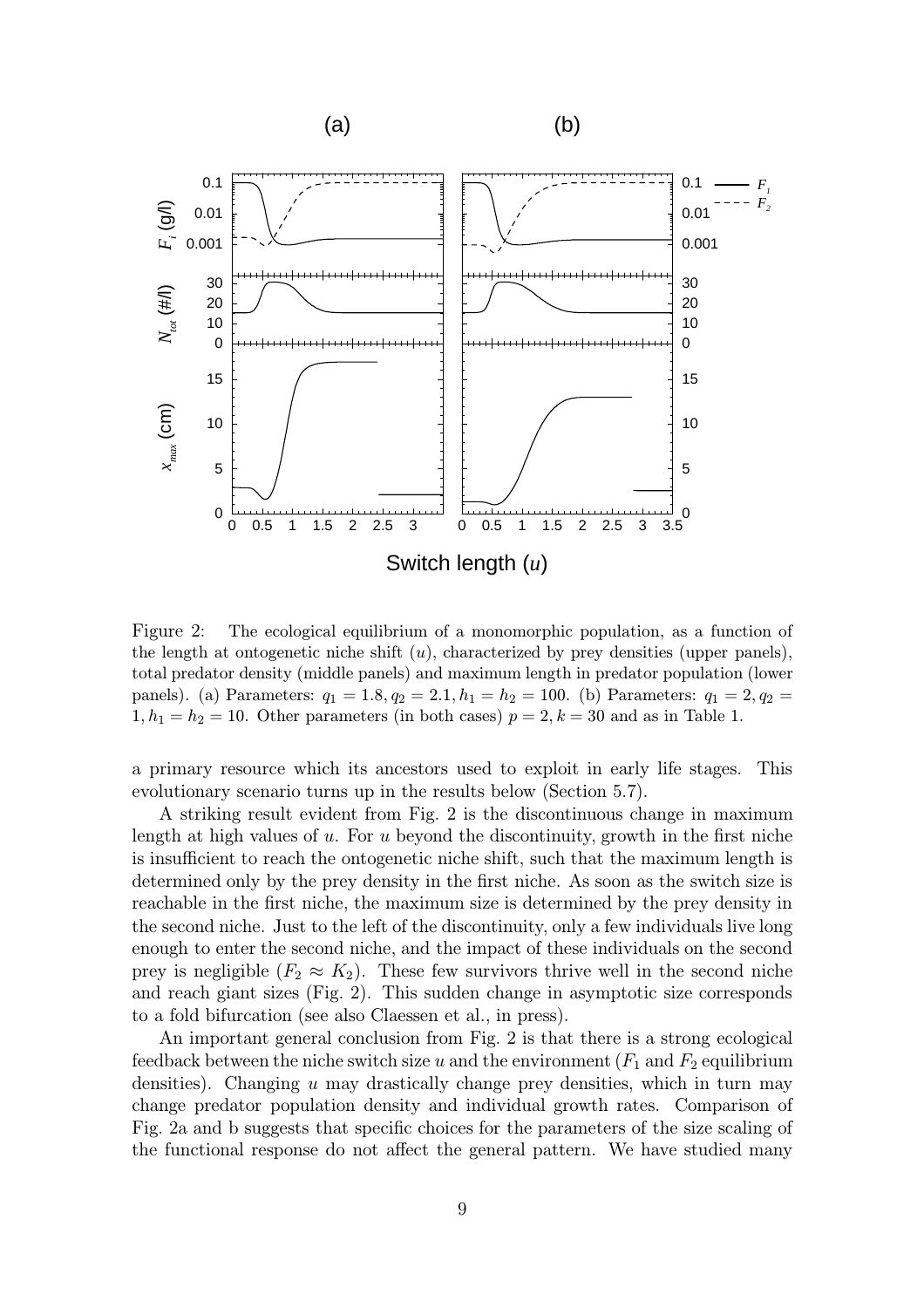Figure 2: The ecological equilibrium of a monomorphic population, as a function of the length at ontogenetic niche shift ($u$), characterized by prey densities (upper panels), total predator density (middle panels) and maximum length in predator population (lower panels). (a) Parameters: $q_1 = 1.8, q_2 = 2.1, h_1 = h_2 = 100$. (b) Parameters: $q_1 = 2, q_2 = 1, h_1 = h_2 = 10$. Other parameters (in both cases) $p = 2, k = 30$ and as in Table 1.

a primary resource which its ancestors used to exploit in early life stages. This evolutionary scenario turns up in the results below (Section 5.7).

A striking result evident from Fig. 2 is the discontinuous change in maximum length at high values of $u$. For $u$ beyond the discontinuity, growth in the first niche is insufficient to reach the ontogenetic niche shift, such that the maximum length is determined only by the prey density in the first niche. As soon as the switch size is reachable in the first niche, the maximum size is determined by the prey density in the second niche. Just to the left of the discontinuity, only a few individuals live long enough to enter the second niche, and the impact of these individuals on the second prey is negligible ($F_2 \approx K_2$). These few survivors thrive well in the second niche and reach giant sizes (Fig. 2). This sudden change in asymptotic size corresponds to a fold bifurcation (see also Claessen et al., in press).

An important general conclusion from Fig. 2 is that there is a strong ecological feedback between the niche switch size $u$ and the environment ($F_1$ and $F_2$ equilibrium densities). Changing $u$ may drastically change prey densities, which in turn may change predator population density and individual growth rates. Comparison of Fig. 2a and b suggests that specific choices for the parameters of the size scaling of the functional response do not affect the general pattern. We have studied many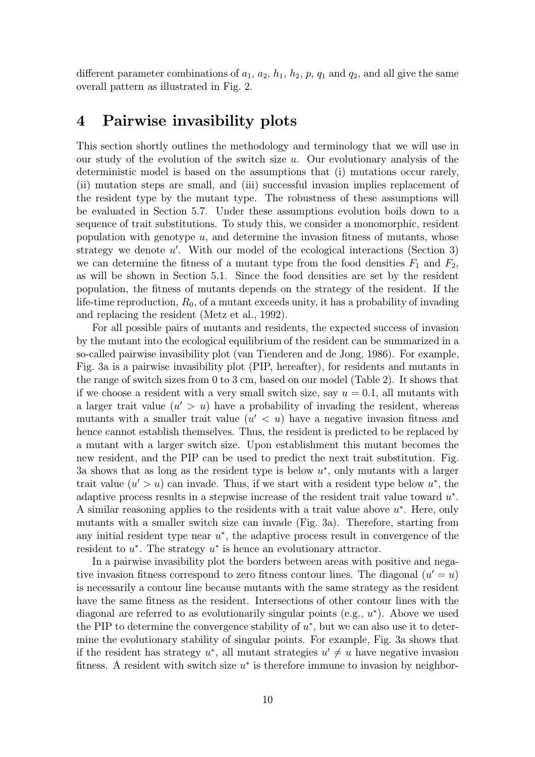different parameter combinations of $a_1$, $a_2$, $h_1$, $h_2$, $p$, $q_1$ and $q_2$, and all give the same overall pattern as illustrated in Fig. 2.

# 4 Pairwise invasibility plots

This section shortly outlines the methodology and terminology that we will use in our study of the evolution of the switch size $u$. Our evolutionary analysis of the deterministic model is based on the assumptions that (i) mutations occur rarely, (ii) mutation steps are small, and (iii) successful invasion implies replacement of the resident type by the mutant type. The robustness of these assumptions will be evaluated in Section 5.7. Under these assumptions evolution boils down to a sequence of trait substitutions. To study this, we consider a monomorphic, resident population with genotype $u$, and determine the invasion fitness of mutants, whose strategy we denote $u'$. With our model of the ecological interactions (Section 3) we can determine the fitness of a mutant type from the food densities $F_1$ and $F_2$, as will be shown in Section 5.1. Since the food densities are set by the resident population, the fitness of mutants depends on the strategy of the resident. If the life-time reproduction, $R_0$, of a mutant exceeds unity, it has a probability of invading and replacing the resident (Metz et al., 1992).

For all possible pairs of mutants and residents, the expected success of invasion by the mutant into the ecological equilibrium of the resident can be summarized in a so-called pairwise invasibility plot (van Tienderen and de Jong, 1986). For example, Fig. 3a is a pairwise invasibility plot (PIP, hereafter), for residents and mutants in the range of switch sizes from 0 to 3 cm, based on our model (Table 2). It shows that if we choose a resident with a very small switch size, say $u = 0.1$, all mutants with a larger trait value ($u' > u$) have a probability of invading the resident, whereas mutants with a smaller trait value ($u' < u$) have a negative invasion fitness and hence cannot establish themselves. Thus, the resident is predicted to be replaced by a mutant with a larger switch size. Upon establishment this mutant becomes the new resident, and the PIP can be used to predict the next trait substitution. Fig. 3a shows that as long as the resident type is below $u^*$, only mutants with a larger trait value ($u' > u$) can invade. Thus, if we start with a resident type below $u^*$, the adaptive process results in a stepwise increase of the resident trait value toward $u^*$. A similar reasoning applies to the residents with a trait value above $u^*$. Here, only mutants with a smaller switch size can invade (Fig. 3a). Therefore, starting from any initial resident type near $u^*$, the adaptive process result in convergence of the resident to $u^*$. The strategy $u^*$ is hence an evolutionary attractor.

In a pairwise invasibility plot the borders between areas with positive and negative invasion fitness correspond to zero fitness contour lines. The diagonal ($u' = u$) is necessarily a contour line because mutants with the same strategy as the resident have the same fitness as the resident. Intersections of other contour lines with the diagonal are referred to as evolutionarily singular points (e.g., $u^*$). Above we used the PIP to determine the convergence stability of $u^*$, but we can also use it to determine the evolutionary stability of singular points. For example, Fig. 3a shows that if the resident has strategy $u^*$, all mutant strategies $u' \neq u$ have negative invasion fitness. A resident with switch size $u^*$ is therefore immune to invasion by neighbor-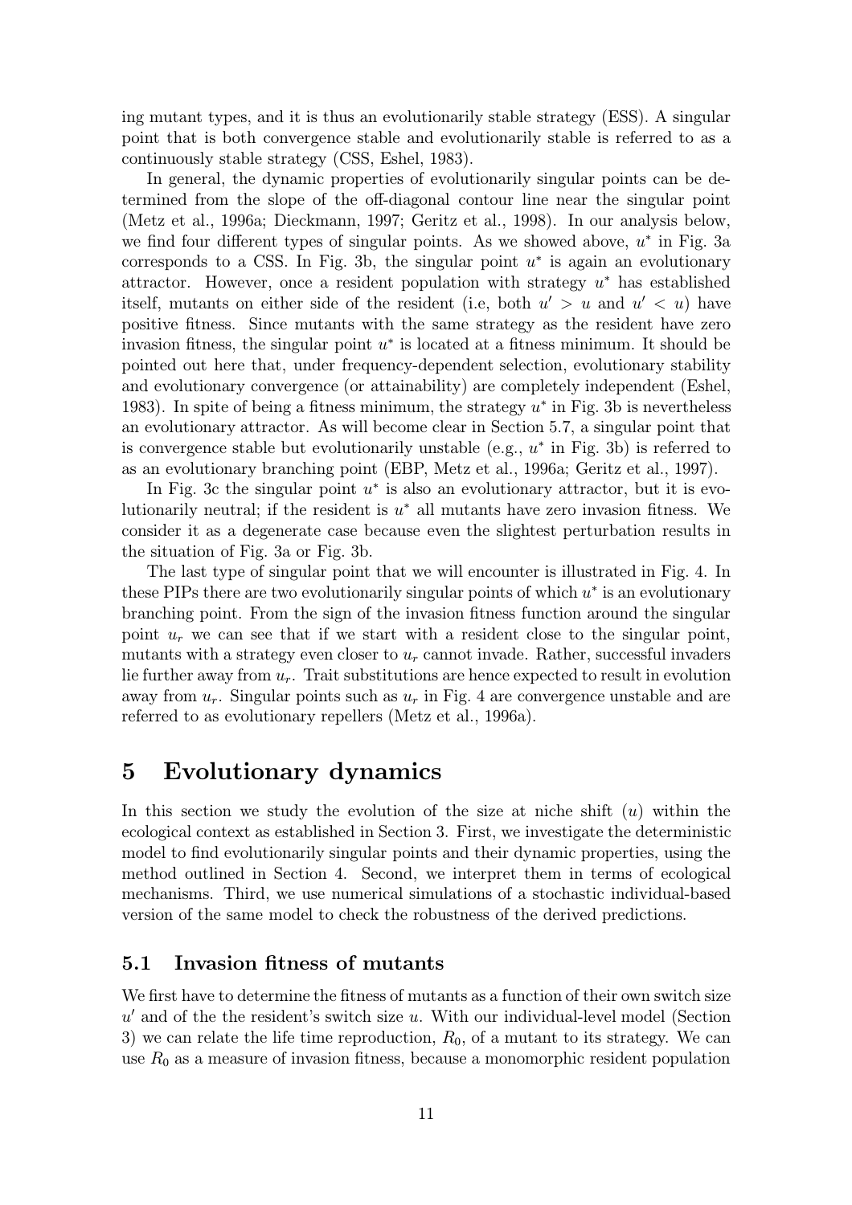ing mutant types, and it is thus an evolutionarily stable strategy (ESS). A singular point that is both convergence stable and evolutionarily stable is referred to as a continuously stable strategy (CSS, Eshel, 1983).

In general, the dynamic properties of evolutionarily singular points can be determined from the slope of the off-diagonal contour line near the singular point (Metz et al., 1996a; Dieckmann, 1997; Geritz et al., 1998). In our analysis below, we find four different types of singular points. As we showed above, $u^*$ in Fig. 3a corresponds to a CSS. In Fig. 3b, the singular point $u^*$ is again an evolutionary attractor. However, once a resident population with strategy $u^*$ has established itself, mutants on either side of the resident (i.e, both $u' > u$ and $u' < u$) have positive fitness. Since mutants with the same strategy as the resident have zero invasion fitness, the singular point $u^*$ is located at a fitness minimum. It should be pointed out here that, under frequency-dependent selection, evolutionary stability and evolutionary convergence (or attainability) are completely independent (Eshel, 1983). In spite of being a fitness minimum, the strategy $u^*$ in Fig. 3b is nevertheless an evolutionary attractor. As will become clear in Section 5.7, a singular point that is convergence stable but evolutionarily unstable (e.g., $u^*$ in Fig. 3b) is referred to as an evolutionary branching point (EBP, Metz et al., 1996a; Geritz et al., 1997).

In Fig. 3c the singular point $u^*$ is also an evolutionary attractor, but it is evolutionarily neutral; if the resident is $u^*$ all mutants have zero invasion fitness. We consider it as a degenerate case because even the slightest perturbation results in the situation of Fig. 3a or Fig. 3b.

The last type of singular point that we will encounter is illustrated in Fig. 4. In these PIPs there are two evolutionarily singular points of which $u^*$ is an evolutionary branching point. From the sign of the invasion fitness function around the singular point $u_r$ we can see that if we start with a resident close to the singular point, mutants with a strategy even closer to $u_r$ cannot invade. Rather, successful invaders lie further away from $u_r$. Trait substitutions are hence expected to result in evolution away from $u_r$. Singular points such as $u_r$ in Fig. 4 are convergence unstable and are referred to as evolutionary repellers (Metz et al., 1996a).

# 5 Evolutionary dynamics

In this section we study the evolution of the size at niche shift ($u$) within the ecological context as established in Section 3. First, we investigate the deterministic model to find evolutionarily singular points and their dynamic properties, using the method outlined in Section 4. Second, we interpret them in terms of ecological mechanisms. Third, we use numerical simulations of a stochastic individual-based version of the same model to check the robustness of the derived predictions.

## 5.1 Invasion fitness of mutants

We first have to determine the fitness of mutants as a function of their own switch size $u'$ and of the the resident's switch size $u$. With our individual-level model (Section 3) we can relate the life time reproduction, $R_0$, of a mutant to its strategy. We can use $R_0$ as a measure of invasion fitness, because a monomorphic resident population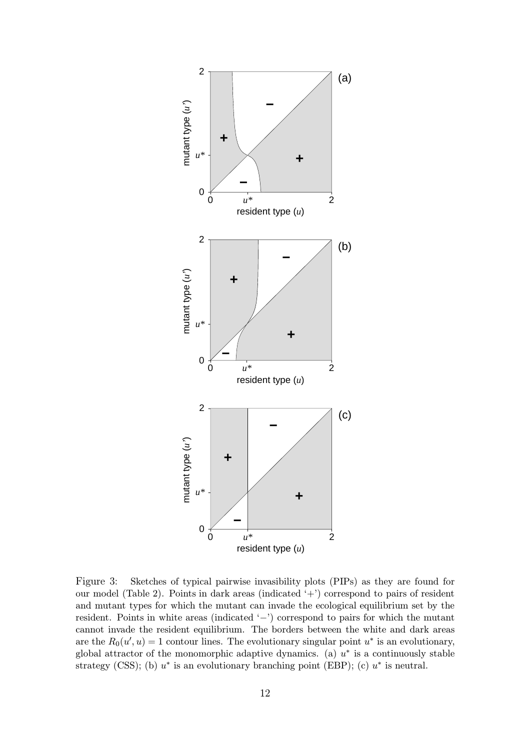Figure 3: Sketches of typical pairwise invasibility plots (PIPs) as they are found for our model (Table 2). Points in dark areas (indicated '+') correspond to pairs of resident and mutant types for which the mutant can invade the ecological equilibrium set by the resident. Points in white areas (indicated '−') correspond to pairs for which the mutant cannot invade the resident equilibrium. The borders between the white and dark areas are the $R_0(u', u) = 1$ contour lines. The evolutionary singular point $u^*$ is an evolutionary, global attractor of the monomorphic adaptive dynamics. (a) $u^*$ is a continuously stable strategy (CSS); (b) $u^*$ is an evolutionary branching point (EBP); (c) $u^*$ is neutral.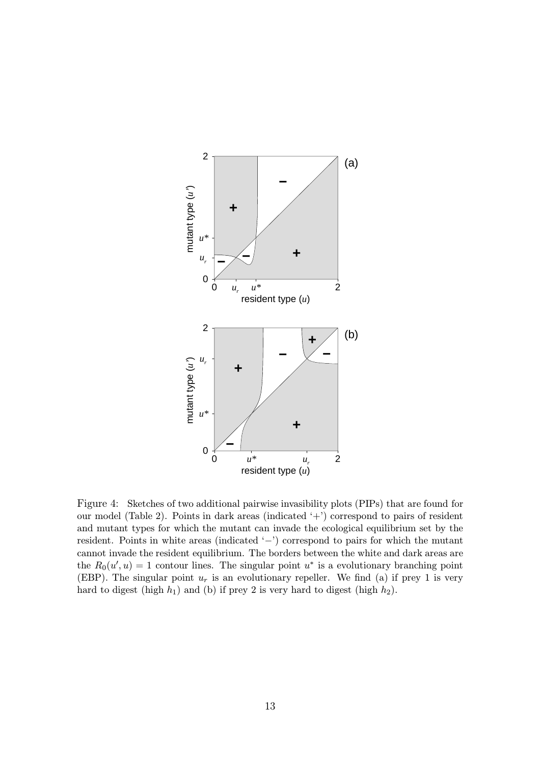Figure 4: Sketches of two additional pairwise invasibility plots (PIPs) that are found for our model (Table 2). Points in dark areas (indicated '+') correspond to pairs of resident and mutant types for which the mutant can invade the ecological equilibrium set by the resident. Points in white areas (indicated '−') correspond to pairs for which the mutant cannot invade the resident equilibrium. The borders between the white and dark areas are the $R_0(u', u) = 1$ contour lines. The singular point $u^*$ is a evolutionary branching point (EBP). The singular point $u_r$ is an evolutionary repeller. We find (a) if prey 1 is very hard to digest (high $h_1$) and (b) if prey 2 is very hard to digest (high $h_2$).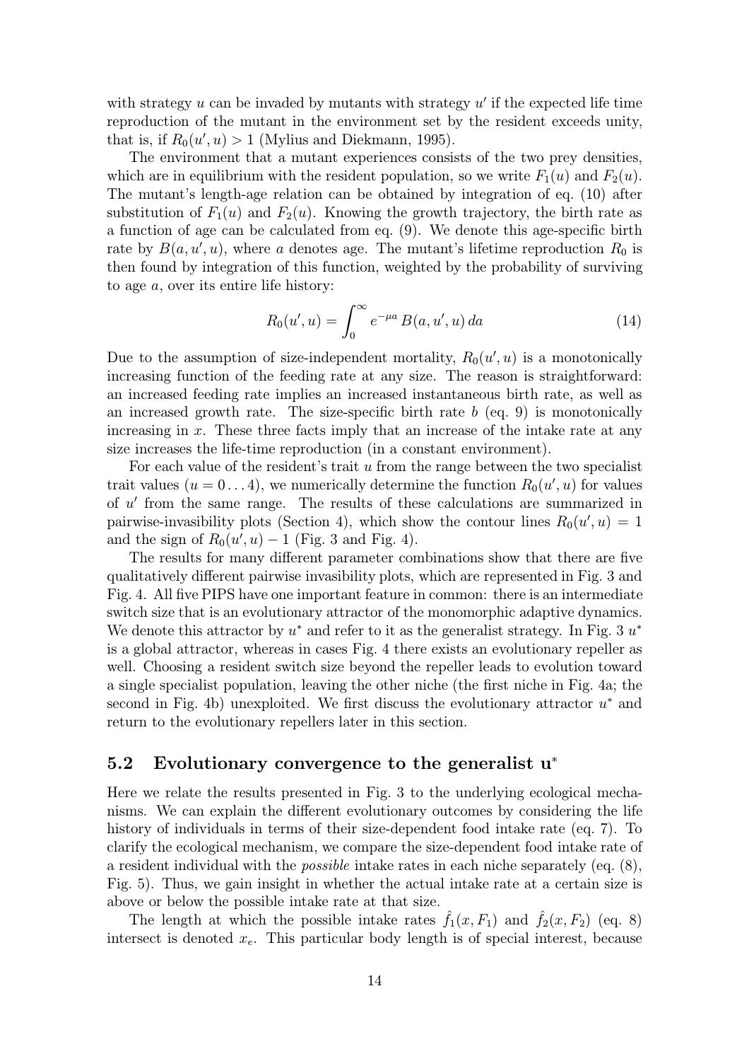with strategy $u$ can be invaded by mutants with strategy $u'$ if the expected life time reproduction of the mutant in the environment set by the resident exceeds unity, that is, if $R_0(u', u) > 1$ (Mylius and Diekmann, 1995).

The environment that a mutant experiences consists of the two prey densities, which are in equilibrium with the resident population, so we write $F_1(u)$ and $F_2(u)$. The mutant's length-age relation can be obtained by integration of eq. (10) after substitution of $F_1(u)$ and $F_2(u)$. Knowing the growth trajectory, the birth rate as a function of age can be calculated from eq. (9). We denote this age-specific birth rate by $B(a, u', u)$, where $a$ denotes age. The mutant's lifetime reproduction $R_0$ is then found by integration of this function, weighted by the probability of surviving to age $a$, over its entire life history:

$$R_0(u', u) = \int_0^{\infty} e^{-\mu a} \, B(a, u', u) \, da \tag{14}$$

Due to the assumption of size-independent mortality, $R_0(u', u)$ is a monotonically increasing function of the feeding rate at any size. The reason is straightforward: an increased feeding rate implies an increased instantaneous birth rate, as well as an increased growth rate. The size-specific birth rate $b$ (eq. 9) is monotonically increasing in $x$. These three facts imply that an increase of the intake rate at any size increases the life-time reproduction (in a constant environment).

For each value of the resident's trait $u$ from the range between the two specialist trait values ($u = 0 \ldots 4$), we numerically determine the function $R_0(u', u)$ for values of $u'$ from the same range. The results of these calculations are summarized in pairwise-invasibility plots (Section 4), which show the contour lines $R_0(u', u) = 1$ and the sign of $R_0(u', u) - 1$ (Fig. 3 and Fig. 4).

The results for many different parameter combinations show that there are five qualitatively different pairwise invasibility plots, which are represented in Fig. 3 and Fig. 4. All five PIPS have one important feature in common: there is an intermediate switch size that is an evolutionary attractor of the monomorphic adaptive dynamics. We denote this attractor by $u^*$ and refer to it as the generalist strategy. In Fig. 3 $u^*$ is a global attractor, whereas in cases Fig. 4 there exists an evolutionary repeller as well. Choosing a resident switch size beyond the repeller leads to evolution toward a single specialist population, leaving the other niche (the first niche in Fig. 4a; the second in Fig. 4b) unexploited. We first discuss the evolutionary attractor $u^*$ and return to the evolutionary repellers later in this section.

## 5.2 Evolutionary convergence to the generalist $\mathbf{u}^*$

Here we relate the results presented in Fig. 3 to the underlying ecological mechanisms. We can explain the different evolutionary outcomes by considering the life history of individuals in terms of their size-dependent food intake rate (eq. 7). To clarify the ecological mechanism, we compare the size-dependent food intake rate of a resident individual with the *possible* intake rates in each niche separately (eq. (8), Fig. 5). Thus, we gain insight in whether the actual intake rate at a certain size is above or below the possible intake rate at that size.

The length at which the possible intake rates $\hat{f}_1(x, F_1)$ and $\hat{f}_2(x, F_2)$ (eq. 8) intersect is denoted $x_e$. This particular body length is of special interest, because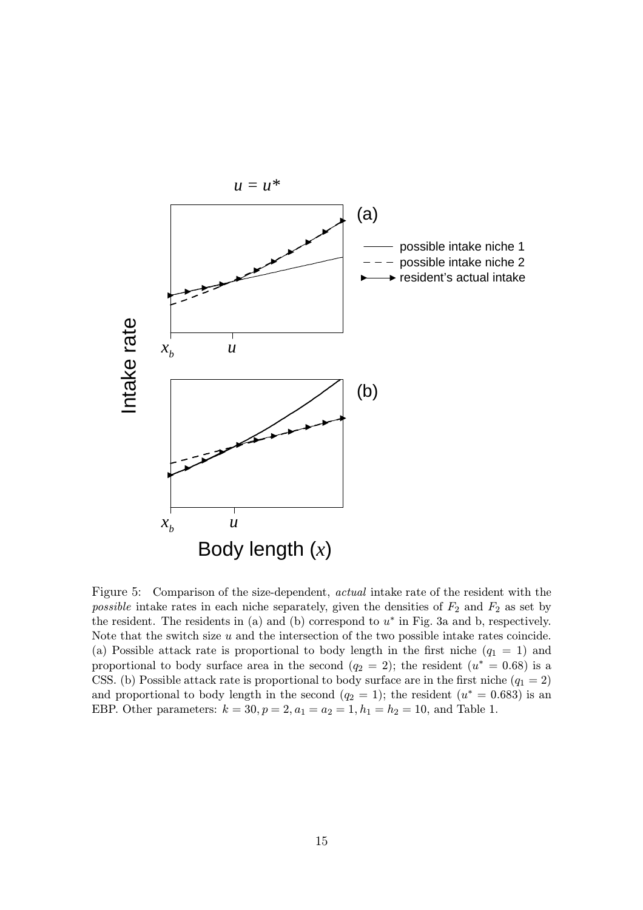Figure 5: Comparison of the size-dependent, *actual* intake rate of the resident with the *possible* intake rates in each niche separately, given the densities of $F_2$ and $F_2$ as set by the resident. The residents in (a) and (b) correspond to $u^*$ in Fig. 3a and b, respectively. Note that the switch size $u$ and the intersection of the two possible intake rates coincide. (a) Possible attack rate is proportional to body length in the first niche ($q_1 = 1$) and proportional to body surface area in the second ($q_2 = 2$); the resident ($u^* = 0.68$) is a CSS. (b) Possible attack rate is proportional to body surface are in the first niche ($q_1 = 2$) and proportional to body length in the second ($q_2 = 1$); the resident ($u^* = 0.683$) is an EBP. Other parameters: $k = 30, p = 2, a_1 = a_2 = 1, h_1 = h_2 = 10$, and Table 1.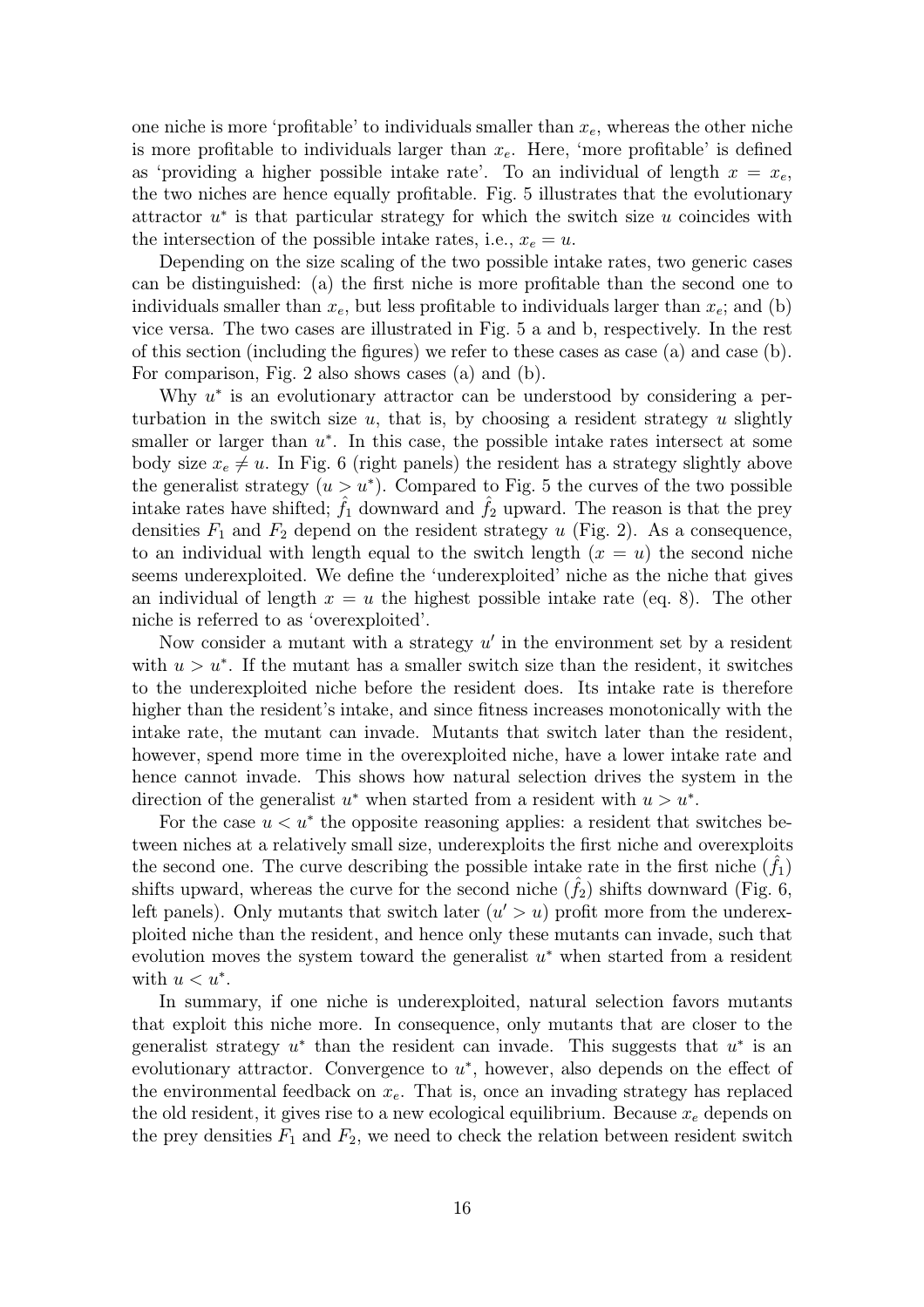one niche is more 'profitable' to individuals smaller than $x_e$, whereas the other niche is more profitable to individuals larger than $x_e$. Here, 'more profitable' is defined as 'providing a higher possible intake rate'. To an individual of length $x = x_e$, the two niches are hence equally profitable. Fig. 5 illustrates that the evolutionary attractor $u^*$ is that particular strategy for which the switch size $u$ coincides with the intersection of the possible intake rates, i.e., $x_e = u$.

Depending on the size scaling of the two possible intake rates, two generic cases can be distinguished: (a) the first niche is more profitable than the second one to individuals smaller than $x_e$, but less profitable to individuals larger than $x_e$; and (b) vice versa. The two cases are illustrated in Fig. 5 a and b, respectively. In the rest of this section (including the figures) we refer to these cases as case (a) and case (b). For comparison, Fig. 2 also shows cases (a) and (b).

Why $u^*$ is an evolutionary attractor can be understood by considering a perturbation in the switch size $u$, that is, by choosing a resident strategy $u$ slightly smaller or larger than $u^*$. In this case, the possible intake rates intersect at some body size $x_e \neq u$. In Fig. 6 (right panels) the resident has a strategy slightly above the generalist strategy ($u > u^*$). Compared to Fig. 5 the curves of the two possible intake rates have shifted; $\hat{f}_1$ downward and $\hat{f}_2$ upward. The reason is that the prey densities $F_1$ and $F_2$ depend on the resident strategy $u$ (Fig. 2). As a consequence, to an individual with length equal to the switch length ($x = u$) the second niche seems underexploited. We define the 'underexploited' niche as the niche that gives an individual of length $x = u$ the highest possible intake rate (eq. 8). The other niche is referred to as 'overexploited'.

Now consider a mutant with a strategy $u'$ in the environment set by a resident with $u > u^*$. If the mutant has a smaller switch size than the resident, it switches to the underexploited niche before the resident does. Its intake rate is therefore higher than the resident's intake, and since fitness increases monotonically with the intake rate, the mutant can invade. Mutants that switch later than the resident, however, spend more time in the overexploited niche, have a lower intake rate and hence cannot invade. This shows how natural selection drives the system in the direction of the generalist $u^*$ when started from a resident with $u > u^*$.

For the case $u < u^*$ the opposite reasoning applies: a resident that switches between niches at a relatively small size, underexploits the first niche and overexploits the second one. The curve describing the possible intake rate in the first niche ($\hat{f}_1$) shifts upward, whereas the curve for the second niche ($\hat{f}_2$) shifts downward (Fig. 6, left panels). Only mutants that switch later ($u' > u$) profit more from the underexploited niche than the resident, and hence only these mutants can invade, such that evolution moves the system toward the generalist $u^*$ when started from a resident with $u < u^*$.

In summary, if one niche is underexploited, natural selection favors mutants that exploit this niche more. In consequence, only mutants that are closer to the generalist strategy $u^*$ than the resident can invade. This suggests that $u^*$ is an evolutionary attractor. Convergence to $u^*$, however, also depends on the effect of the environmental feedback on $x_e$. That is, once an invading strategy has replaced the old resident, it gives rise to a new ecological equilibrium. Because $x_e$ depends on the prey densities $F_1$ and $F_2$, we need to check the relation between resident switch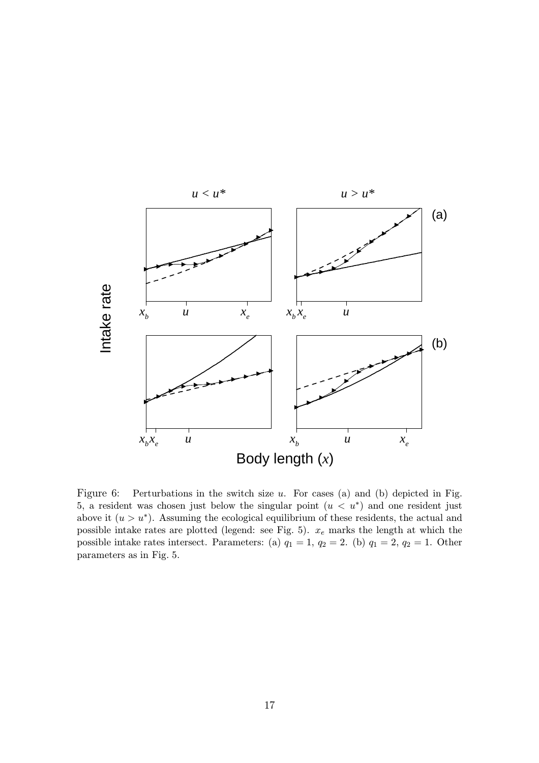Figure 6: Perturbations in the switch size $u$. For cases (a) and (b) depicted in Fig. 5, a resident was chosen just below the singular point ($u < u^*$) and one resident just above it ($u > u^*$). Assuming the ecological equilibrium of these residents, the actual and possible intake rates are plotted (legend: see Fig. 5). $x_e$ marks the length at which the possible intake rates intersect. Parameters: (a) $q_1 = 1$, $q_2 = 2$. (b) $q_1 = 2$, $q_2 = 1$. Other parameters as in Fig. 5.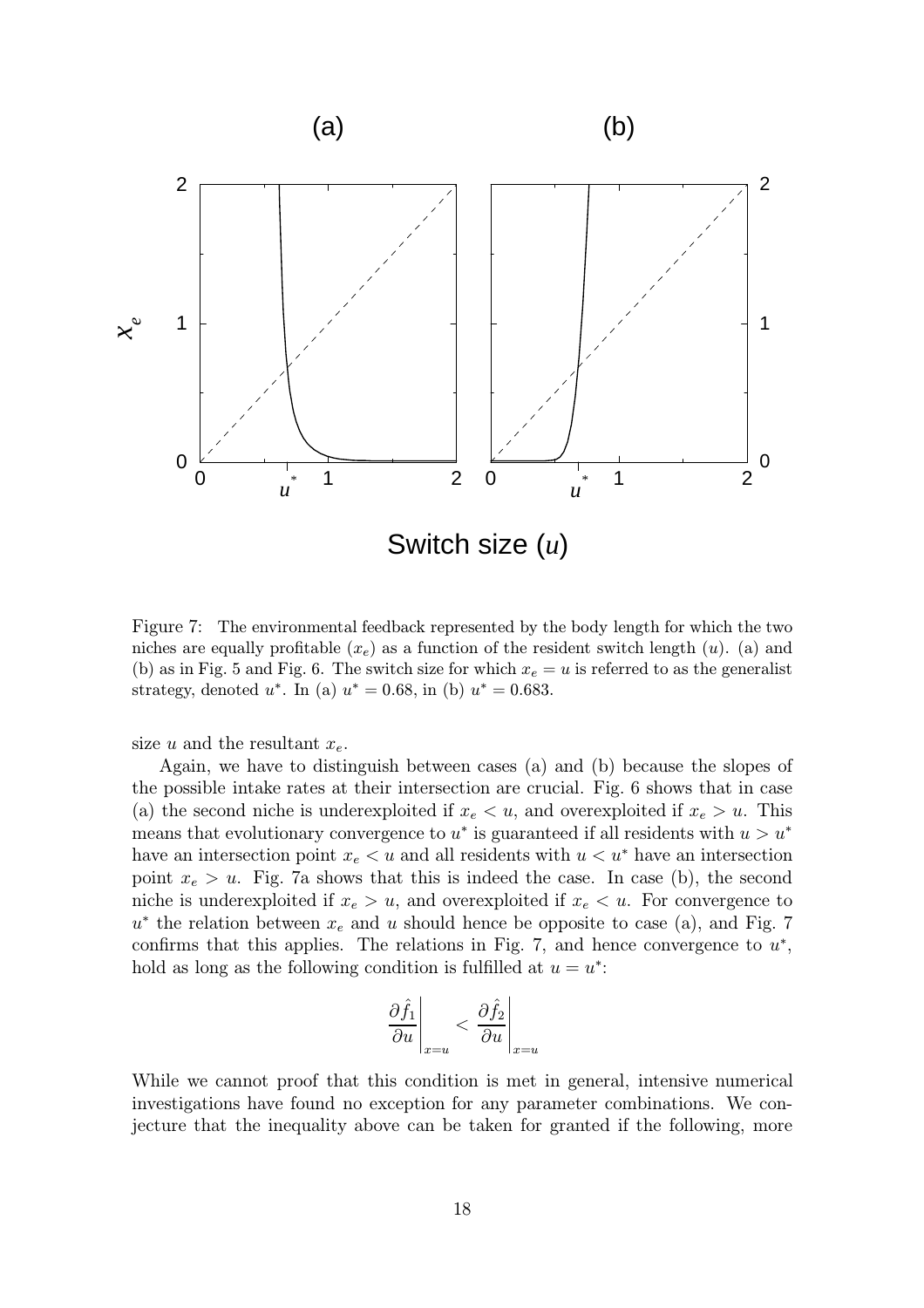Figure 7: The environmental feedback represented by the body length for which the two niches are equally profitable ($x_e$) as a function of the resident switch length ($u$). (a) and (b) as in Fig. 5 and Fig. 6. The switch size for which $x_e = u$ is referred to as the generalist strategy, denoted $u^*$. In (a) $u^* = 0.68$, in (b) $u^* = 0.683$.

size $u$ and the resultant $x_e$.

Again, we have to distinguish between cases (a) and (b) because the slopes of the possible intake rates at their intersection are crucial. Fig. 6 shows that in case (a) the second niche is underexploited if $x_e < u$, and overexploited if $x_e > u$. This means that evolutionary convergence to $u^*$ is guaranteed if all residents with $u > u^*$ have an intersection point $x_e < u$ and all residents with $u < u^*$ have an intersection point $x_e > u$. Fig. 7a shows that this is indeed the case. In case (b), the second niche is underexploited if $x_e > u$, and overexploited if $x_e < u$. For convergence to $u^*$ the relation between $x_e$ and $u$ should hence be opposite to case (a), and Fig. 7 confirms that this applies. The relations in Fig. 7, and hence convergence to $u^*$, hold as long as the following condition is fulfilled at $u = u^*$:

$$\left.\frac{\partial \hat{f}_1}{\partial u}\right|_{x=u} < \left.\frac{\partial \hat{f}_2}{\partial u}\right|_{x=u}$$

While we cannot proof that this condition is met in general, intensive numerical investigations have found no exception for any parameter combinations. We conjecture that the inequality above can be taken for granted if the following, more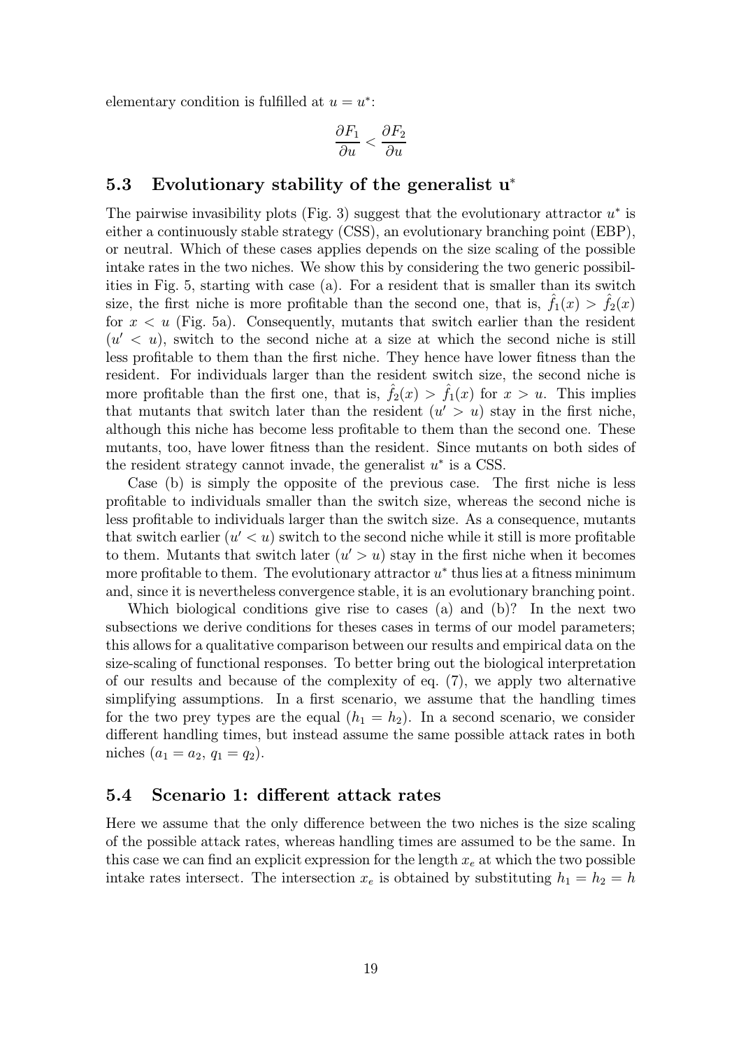elementary condition is fulfilled at $u = u^*$:

$$\frac{\partial F_1}{\partial u} < \frac{\partial F_2}{\partial u}$$

## 5.3 Evolutionary stability of the generalist $\mathbf{u}^*$

The pairwise invasibility plots (Fig. 3) suggest that the evolutionary attractor $u^*$ is either a continuously stable strategy (CSS), an evolutionary branching point (EBP), or neutral. Which of these cases applies depends on the size scaling of the possible intake rates in the two niches. We show this by considering the two generic possibilities in Fig. 5, starting with case (a). For a resident that is smaller than its switch size, the first niche is more profitable than the second one, that is, $\hat{f}_1(x) > \hat{f}_2(x)$ for $x < u$ (Fig. 5a). Consequently, mutants that switch earlier than the resident ($u' < u$), switch to the second niche at a size at which the second niche is still less profitable to them than the first niche. They hence have lower fitness than the resident. For individuals larger than the resident switch size, the second niche is more profitable than the first one, that is, $\hat{f}_2(x) > \hat{f}_1(x)$ for $x > u$. This implies that mutants that switch later than the resident ($u' > u$) stay in the first niche, although this niche has become less profitable to them than the second one. These mutants, too, have lower fitness than the resident. Since mutants on both sides of the resident strategy cannot invade, the generalist $u^*$ is a CSS.

Case (b) is simply the opposite of the previous case. The first niche is less profitable to individuals smaller than the switch size, whereas the second niche is less profitable to individuals larger than the switch size. As a consequence, mutants that switch earlier ($u' < u$) switch to the second niche while it still is more profitable to them. Mutants that switch later ($u' > u$) stay in the first niche when it becomes more profitable to them. The evolutionary attractor $u^*$ thus lies at a fitness minimum and, since it is nevertheless convergence stable, it is an evolutionary branching point.

Which biological conditions give rise to cases (a) and (b)? In the next two subsections we derive conditions for theses cases in terms of our model parameters; this allows for a qualitative comparison between our results and empirical data on the size-scaling of functional responses. To better bring out the biological interpretation of our results and because of the complexity of eq. (7), we apply two alternative simplifying assumptions. In a first scenario, we assume that the handling times for the two prey types are the equal ($h_1 = h_2$). In a second scenario, we consider different handling times, but instead assume the same possible attack rates in both niches ($a_1 = a_2$, $q_1 = q_2$).

## 5.4 Scenario 1: different attack rates

Here we assume that the only difference between the two niches is the size scaling of the possible attack rates, whereas handling times are assumed to be the same. In this case we can find an explicit expression for the length $x_e$ at which the two possible intake rates intersect. The intersection $x_e$ is obtained by substituting $h_1 = h_2 = h$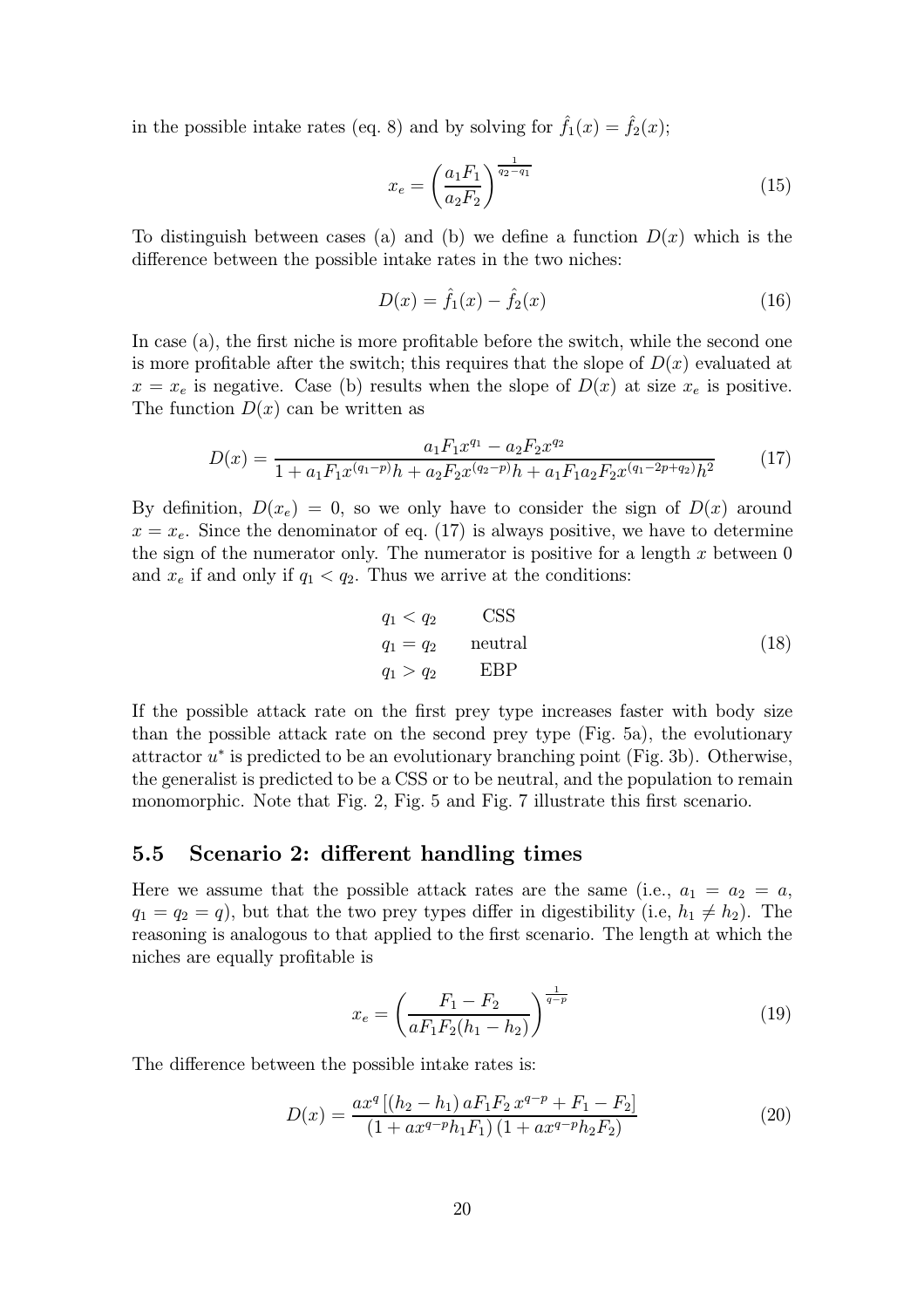in the possible intake rates (eq. 8) and by solving for $\hat{f}_1(x) = \hat{f}_2(x)$;

$$x_e = \left(\frac{a_1 F_1}{a_2 F_2}\right)^{\frac{1}{q_2 - q_1}} \tag{15}$$

To distinguish between cases (a) and (b) we define a function $D(x)$ which is the difference between the possible intake rates in the two niches:

$$D(x) = \hat{f}_1(x) - \hat{f}_2(x) \tag{16}$$

In case (a), the first niche is more profitable before the switch, while the second one is more profitable after the switch; this requires that the slope of $D(x)$ evaluated at $x = x_e$ is negative. Case (b) results when the slope of $D(x)$ at size $x_e$ is positive. The function $D(x)$ can be written as

$$D(x) = \frac{a_1 F_1 x^{q_1} - a_2 F_2 x^{q_2}}{1 + a_1 F_1 x^{(q_1 - p)} h + a_2 F_2 x^{(q_2 - p)} h + a_1 F_1 a_2 F_2 x^{(q_1 - 2p + q_2)} h^2} \tag{17}$$

By definition, $D(x_e) = 0$, so we only have to consider the sign of $D(x)$ around $x = x_e$. Since the denominator of eq. (17) is always positive, we have to determine the sign of the numerator only. The numerator is positive for a length $x$ between 0 and $x_e$ if and only if $q_1 < q_2$. Thus we arrive at the conditions:

$$\begin{array}{ll} q_1 < q_2 & \text{CSS} \\ q_1 = q_2 & \text{neutral} \\ q_1 > q_2 & \text{EBP} \end{array} \tag{18}$$

If the possible attack rate on the first prey type increases faster with body size than the possible attack rate on the second prey type (Fig. 5a), the evolutionary attractor $u^*$ is predicted to be an evolutionary branching point (Fig. 3b). Otherwise, the generalist is predicted to be a CSS or to be neutral, and the population to remain monomorphic. Note that Fig. 2, Fig. 5 and Fig. 7 illustrate this first scenario.

### 5.5 Scenario 2: different handling times

Here we assume that the possible attack rates are the same (i.e., $a_1 = a_2 = a$, $q_1 = q_2 = q$), but that the two prey types differ in digestibility (i.e, $h_1 \neq h_2$). The reasoning is analogous to that applied to the first scenario. The length at which the niches are equally profitable is

$$x_e = \left(\frac{F_1 - F_2}{a F_1 F_2 (h_1 - h_2)}\right)^{\frac{1}{q-p}} \tag{19}$$

The difference between the possible intake rates is:

$$D(x) = \frac{a x^q \left[ (h_2 - h_1)\, a F_1 F_2\, x^{q-p} + F_1 - F_2 \right]}{\left(1 + a x^{q-p} h_1 F_1\right)\left(1 + a x^{q-p} h_2 F_2\right)} \tag{20}$$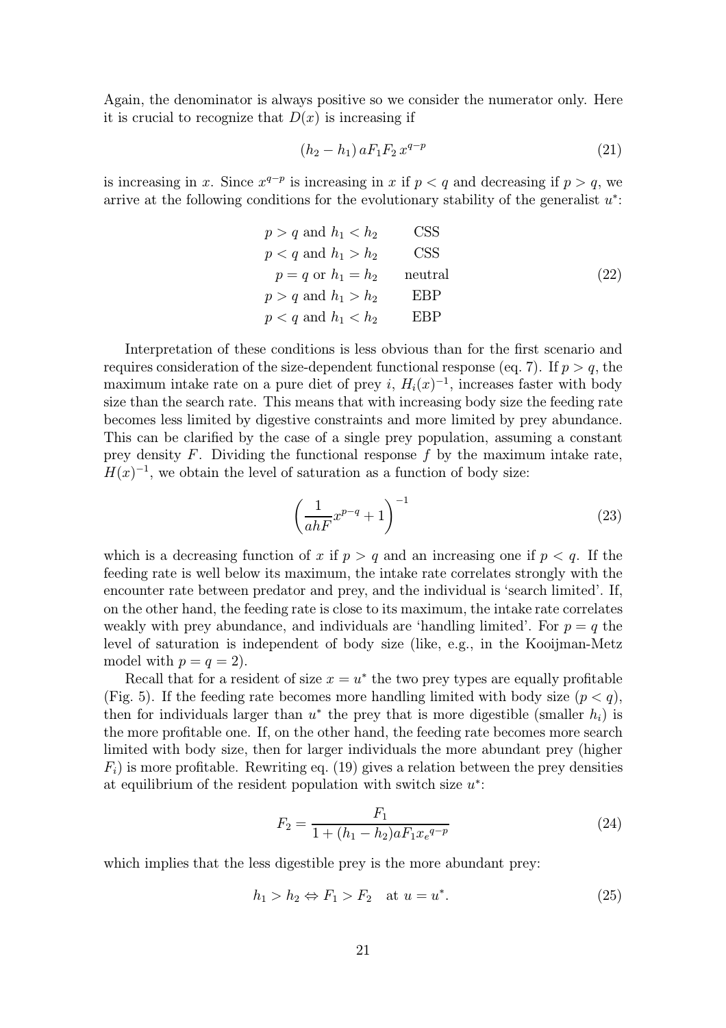Again, the denominator is always positive so we consider the numerator only. Here it is crucial to recognize that $D(x)$ is increasing if

$$(h_2 - h_1)\, aF_1F_2\, x^{q-p} \tag{21}$$

is increasing in $x$. Since $x^{q-p}$ is increasing in $x$ if $p < q$ and decreasing if $p > q$, we arrive at the following conditions for the evolutionary stability of the generalist $u^*$:

$$\begin{array}{rl}
p > q \text{ and } h_1 < h_2 & \quad \text{CSS} \\
p < q \text{ and } h_1 > h_2 & \quad \text{CSS} \\
p = q \text{ or } h_1 = h_2 & \quad \text{neutral} \\
p > q \text{ and } h_1 > h_2 & \quad \text{EBP} \\
p < q \text{ and } h_1 < h_2 & \quad \text{EBP}
\end{array} \tag{22}$$

Interpretation of these conditions is less obvious than for the first scenario and requires consideration of the size-dependent functional response (eq. 7). If $p > q$, the maximum intake rate on a pure diet of prey $i$, $H_i(x)^{-1}$, increases faster with body size than the search rate. This means that with increasing body size the feeding rate becomes less limited by digestive constraints and more limited by prey abundance. This can be clarified by the case of a single prey population, assuming a constant prey density $F$. Dividing the functional response $f$ by the maximum intake rate, $H(x)^{-1}$, we obtain the level of saturation as a function of body size:

$$\left(\frac{1}{ahF}x^{p-q} + 1\right)^{-1} \tag{23}$$

which is a decreasing function of $x$ if $p > q$ and an increasing one if $p < q$. If the feeding rate is well below its maximum, the intake rate correlates strongly with the encounter rate between predator and prey, and the individual is 'search limited'. If, on the other hand, the feeding rate is close to its maximum, the intake rate correlates weakly with prey abundance, and individuals are 'handling limited'. For $p = q$ the level of saturation is independent of body size (like, e.g., in the Kooijman-Metz model with $p = q = 2$).

Recall that for a resident of size $x = u^*$ the two prey types are equally profitable (Fig. 5). If the feeding rate becomes more handling limited with body size ($p < q$), then for individuals larger than $u^*$ the prey that is more digestible (smaller $h_i$) is the more profitable one. If, on the other hand, the feeding rate becomes more search limited with body size, then for larger individuals the more abundant prey (higher $F_i$) is more profitable. Rewriting eq. (19) gives a relation between the prey densities at equilibrium of the resident population with switch size $u^*$:

$$F_2 = \frac{F_1}{1 + (h_1 - h_2)aF_1{x_e}^{q-p}} \tag{24}$$

which implies that the less digestible prey is the more abundant prey:

$$h_1 > h_2 \Leftrightarrow F_1 > F_2 \quad \text{at } u = u^*. \tag{25}$$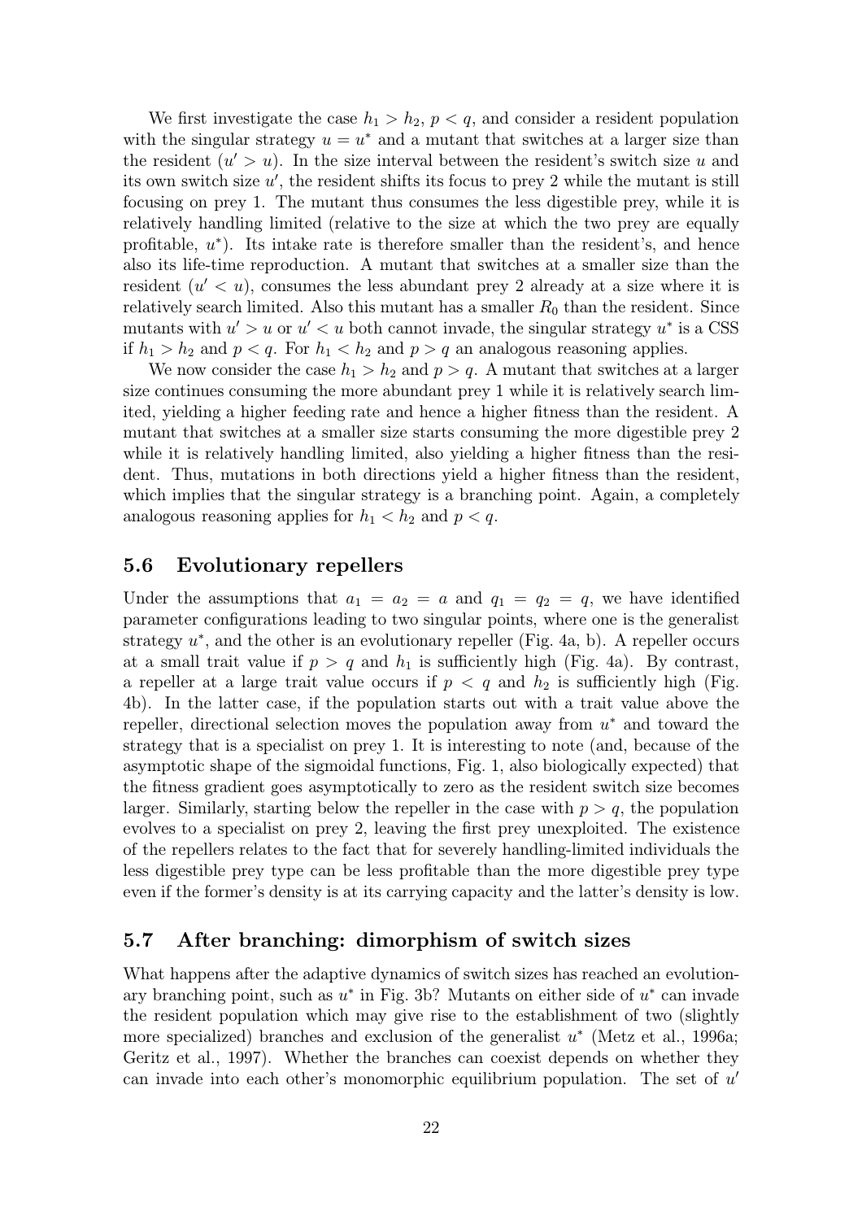We first investigate the case $h_1 > h_2$, $p < q$, and consider a resident population with the singular strategy $u = u^*$ and a mutant that switches at a larger size than the resident ($u' > u$). In the size interval between the resident's switch size $u$ and its own switch size $u'$, the resident shifts its focus to prey 2 while the mutant is still focusing on prey 1. The mutant thus consumes the less digestible prey, while it is relatively handling limited (relative to the size at which the two prey are equally profitable, $u^*$). Its intake rate is therefore smaller than the resident's, and hence also its life-time reproduction. A mutant that switches at a smaller size than the resident ($u' < u$), consumes the less abundant prey 2 already at a size where it is relatively search limited. Also this mutant has a smaller $R_0$ than the resident. Since mutants with $u' > u$ or $u' < u$ both cannot invade, the singular strategy $u^*$ is a CSS if $h_1 > h_2$ and $p < q$. For $h_1 < h_2$ and $p > q$ an analogous reasoning applies.

We now consider the case $h_1 > h_2$ and $p > q$. A mutant that switches at a larger size continues consuming the more abundant prey 1 while it is relatively search limited, yielding a higher feeding rate and hence a higher fitness than the resident. A mutant that switches at a smaller size starts consuming the more digestible prey 2 while it is relatively handling limited, also yielding a higher fitness than the resident. Thus, mutations in both directions yield a higher fitness than the resident, which implies that the singular strategy is a branching point. Again, a completely analogous reasoning applies for $h_1 < h_2$ and $p < q$.

### 5.6 Evolutionary repellers

Under the assumptions that $a_1 = a_2 = a$ and $q_1 = q_2 = q$, we have identified parameter configurations leading to two singular points, where one is the generalist strategy $u^*$, and the other is an evolutionary repeller (Fig. 4a, b). A repeller occurs at a small trait value if $p > q$ and $h_1$ is sufficiently high (Fig. 4a). By contrast, a repeller at a large trait value occurs if $p < q$ and $h_2$ is sufficiently high (Fig. 4b). In the latter case, if the population starts out with a trait value above the repeller, directional selection moves the population away from $u^*$ and toward the strategy that is a specialist on prey 1. It is interesting to note (and, because of the asymptotic shape of the sigmoidal functions, Fig. 1, also biologically expected) that the fitness gradient goes asymptotically to zero as the resident switch size becomes larger. Similarly, starting below the repeller in the case with $p > q$, the population evolves to a specialist on prey 2, leaving the first prey unexploited. The existence of the repellers relates to the fact that for severely handling-limited individuals the less digestible prey type can be less profitable than the more digestible prey type even if the former's density is at its carrying capacity and the latter's density is low.

### 5.7 After branching: dimorphism of switch sizes

What happens after the adaptive dynamics of switch sizes has reached an evolutionary branching point, such as $u^*$ in Fig. 3b? Mutants on either side of $u^*$ can invade the resident population which may give rise to the establishment of two (slightly more specialized) branches and exclusion of the generalist $u^*$ (Metz et al., 1996a; Geritz et al., 1997). Whether the branches can coexist depends on whether they can invade into each other's monomorphic equilibrium population. The set of $u'$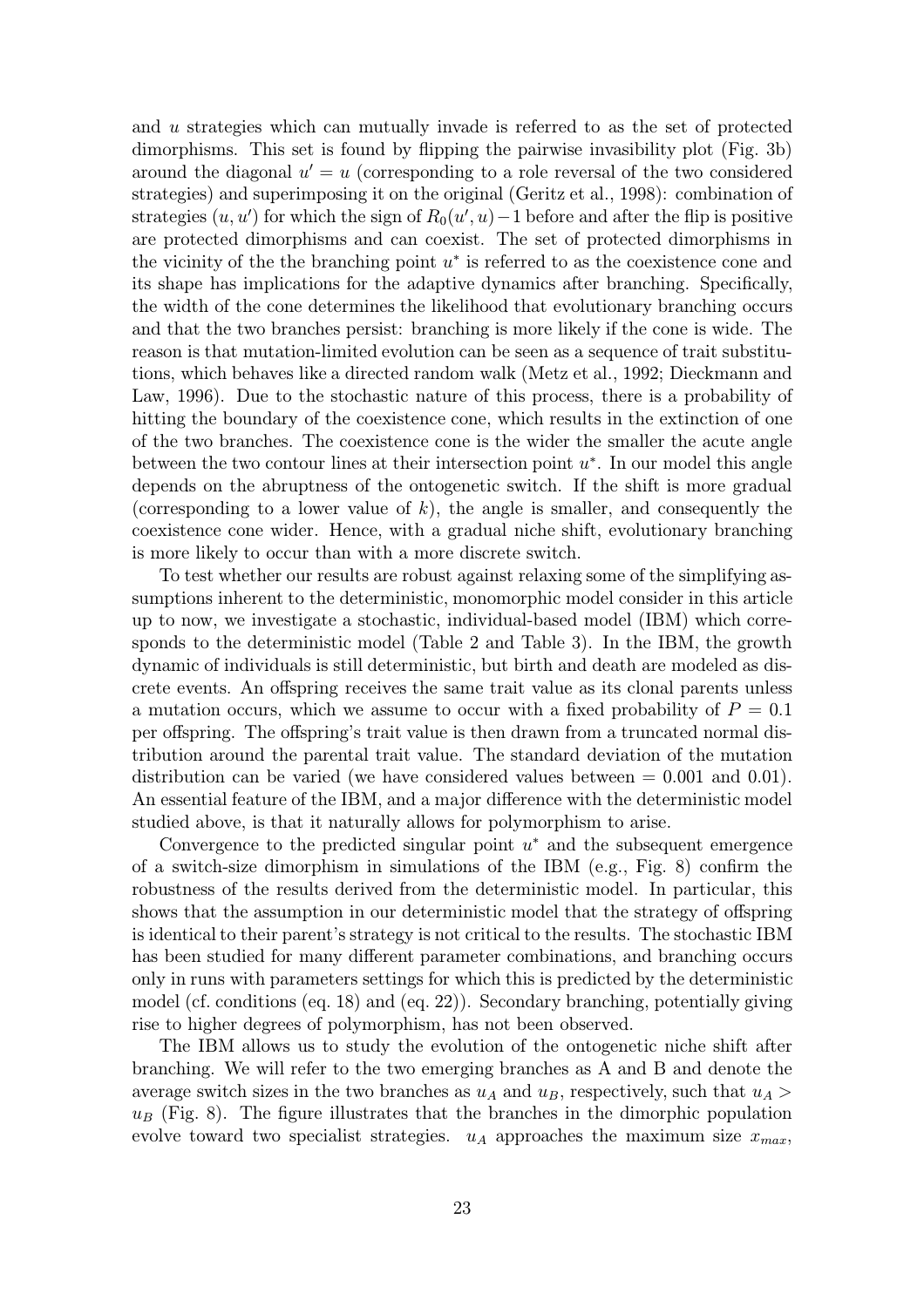and $u$ strategies which can mutually invade is referred to as the set of protected dimorphisms. This set is found by flipping the pairwise invasibility plot (Fig. 3b) around the diagonal $u' = u$ (corresponding to a role reversal of the two considered strategies) and superimposing it on the original (Geritz et al., 1998): combination of strategies $(u, u')$ for which the sign of $R_0(u', u) - 1$ before and after the flip is positive are protected dimorphisms and can coexist. The set of protected dimorphisms in the vicinity of the the branching point $u^*$ is referred to as the coexistence cone and its shape has implications for the adaptive dynamics after branching. Specifically, the width of the cone determines the likelihood that evolutionary branching occurs and that the two branches persist: branching is more likely if the cone is wide. The reason is that mutation-limited evolution can be seen as a sequence of trait substitutions, which behaves like a directed random walk (Metz et al., 1992; Dieckmann and Law, 1996). Due to the stochastic nature of this process, there is a probability of hitting the boundary of the coexistence cone, which results in the extinction of one of the two branches. The coexistence cone is the wider the smaller the acute angle between the two contour lines at their intersection point $u^*$. In our model this angle depends on the abruptness of the ontogenetic switch. If the shift is more gradual (corresponding to a lower value of $k$), the angle is smaller, and consequently the coexistence cone wider. Hence, with a gradual niche shift, evolutionary branching is more likely to occur than with a more discrete switch.

To test whether our results are robust against relaxing some of the simplifying assumptions inherent to the deterministic, monomorphic model consider in this article up to now, we investigate a stochastic, individual-based model (IBM) which corresponds to the deterministic model (Table 2 and Table 3). In the IBM, the growth dynamic of individuals is still deterministic, but birth and death are modeled as discrete events. An offspring receives the same trait value as its clonal parents unless a mutation occurs, which we assume to occur with a fixed probability of $P = 0.1$ per offspring. The offspring's trait value is then drawn from a truncated normal distribution around the parental trait value. The standard deviation of the mutation distribution can be varied (we have considered values between = 0.001 and 0.01). An essential feature of the IBM, and a major difference with the deterministic model studied above, is that it naturally allows for polymorphism to arise.

Convergence to the predicted singular point $u^*$ and the subsequent emergence of a switch-size dimorphism in simulations of the IBM (e.g., Fig. 8) confirm the robustness of the results derived from the deterministic model. In particular, this shows that the assumption in our deterministic model that the strategy of offspring is identical to their parent's strategy is not critical to the results. The stochastic IBM has been studied for many different parameter combinations, and branching occurs only in runs with parameters settings for which this is predicted by the deterministic model (cf. conditions (eq. 18) and (eq. 22)). Secondary branching, potentially giving rise to higher degrees of polymorphism, has not been observed.

The IBM allows us to study the evolution of the ontogenetic niche shift after branching. We will refer to the two emerging branches as A and B and denote the average switch sizes in the two branches as $u_A$ and $u_B$, respectively, such that $u_A > u_B$ (Fig. 8). The figure illustrates that the branches in the dimorphic population evolve toward two specialist strategies. $u_A$ approaches the maximum size $x_{max}$,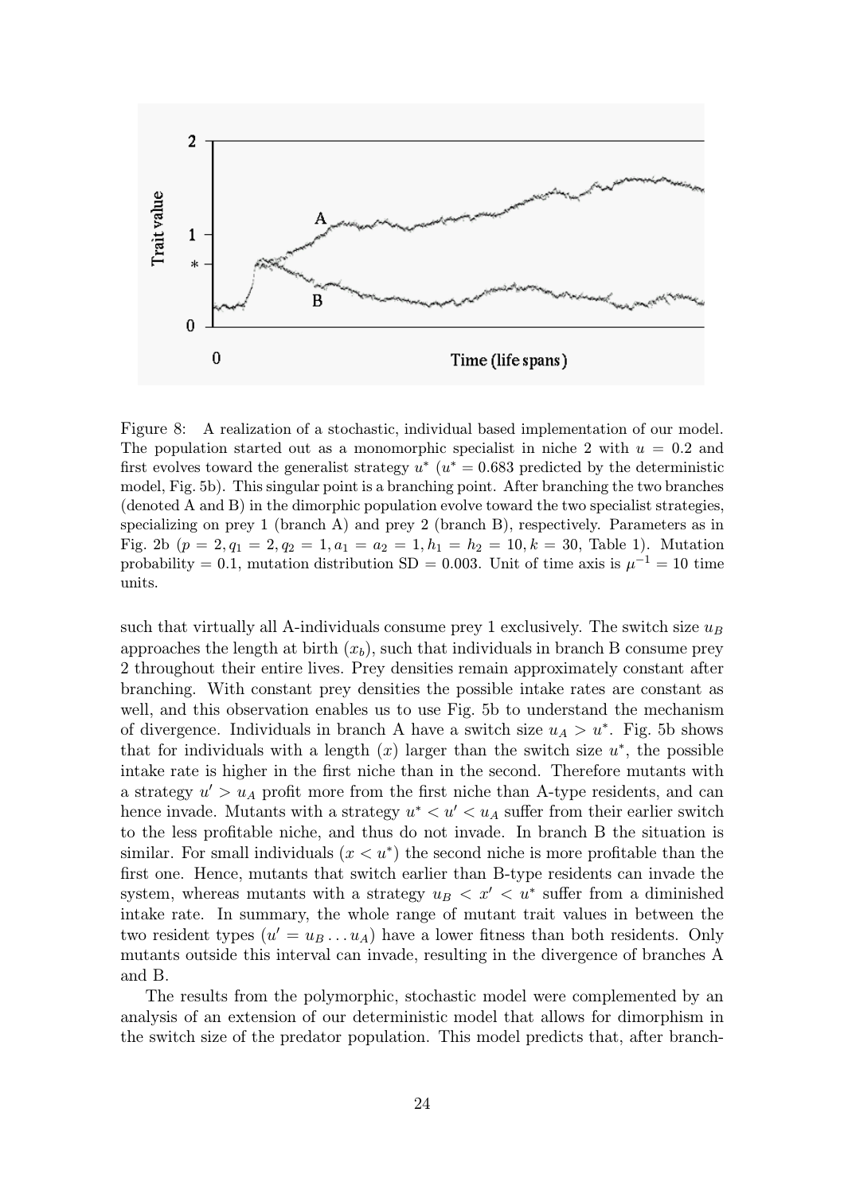Figure 8: A realization of a stochastic, individual based implementation of our model. The population started out as a monomorphic specialist in niche 2 with $u = 0.2$ and first evolves toward the generalist strategy $u^*$ ($u^* = 0.683$ predicted by the deterministic model, Fig. 5b). This singular point is a branching point. After branching the two branches (denoted A and B) in the dimorphic population evolve toward the two specialist strategies, specializing on prey 1 (branch A) and prey 2 (branch B), respectively. Parameters as in Fig. 2b ($p = 2, q_1 = 2, q_2 = 1, a_1 = a_2 = 1, h_1 = h_2 = 10, k = 30$, Table 1). Mutation probability = 0.1, mutation distribution SD = 0.003. Unit of time axis is $\mu^{-1} = 10$ time units.

such that virtually all A-individuals consume prey 1 exclusively. The switch size $u_B$ approaches the length at birth ($x_b$), such that individuals in branch B consume prey 2 throughout their entire lives. Prey densities remain approximately constant after branching. With constant prey densities the possible intake rates are constant as well, and this observation enables us to use Fig. 5b to understand the mechanism of divergence. Individuals in branch A have a switch size $u_A > u^*$. Fig. 5b shows that for individuals with a length ($x$) larger than the switch size $u^*$, the possible intake rate is higher in the first niche than in the second. Therefore mutants with a strategy $u' > u_A$ profit more from the first niche than A-type residents, and can hence invade. Mutants with a strategy $u^* < u' < u_A$ suffer from their earlier switch to the less profitable niche, and thus do not invade. In branch B the situation is similar. For small individuals ($x < u^*$) the second niche is more profitable than the first one. Hence, mutants that switch earlier than B-type residents can invade the system, whereas mutants with a strategy $u_B < x' < u^*$ suffer from a diminished intake rate. In summary, the whole range of mutant trait values in between the two resident types ($u' = u_B \ldots u_A$) have a lower fitness than both residents. Only mutants outside this interval can invade, resulting in the divergence of branches A and B.

The results from the polymorphic, stochastic model were complemented by an analysis of an extension of our deterministic model that allows for dimorphism in the switch size of the predator population. This model predicts that, after branch-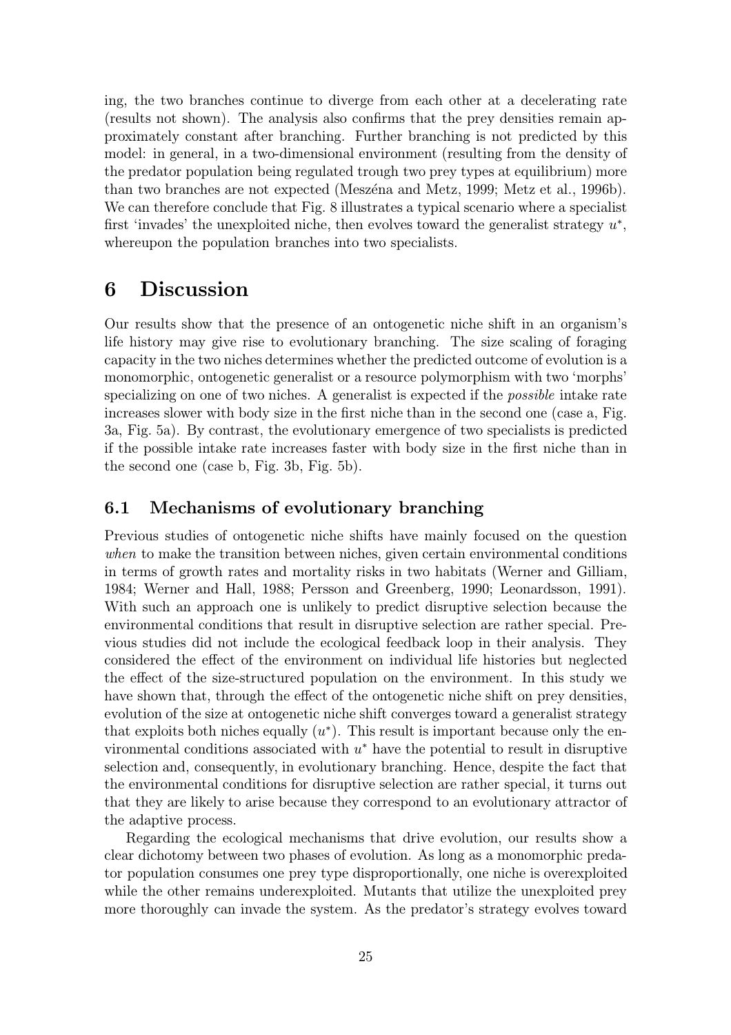ing, the two branches continue to diverge from each other at a decelerating rate (results not shown). The analysis also confirms that the prey densities remain approximately constant after branching. Further branching is not predicted by this model: in general, in a two-dimensional environment (resulting from the density of the predator population being regulated trough two prey types at equilibrium) more than two branches are not expected (Meszéna and Metz, 1999; Metz et al., 1996b). We can therefore conclude that Fig. 8 illustrates a typical scenario where a specialist first 'invades' the unexploited niche, then evolves toward the generalist strategy $u^*$, whereupon the population branches into two specialists.

# 6 Discussion

Our results show that the presence of an ontogenetic niche shift in an organism's life history may give rise to evolutionary branching. The size scaling of foraging capacity in the two niches determines whether the predicted outcome of evolution is a monomorphic, ontogenetic generalist or a resource polymorphism with two 'morphs' specializing on one of two niches. A generalist is expected if the *possible* intake rate increases slower with body size in the first niche than in the second one (case a, Fig. 3a, Fig. 5a). By contrast, the evolutionary emergence of two specialists is predicted if the possible intake rate increases faster with body size in the first niche than in the second one (case b, Fig. 3b, Fig. 5b).

## 6.1 Mechanisms of evolutionary branching

Previous studies of ontogenetic niche shifts have mainly focused on the question *when* to make the transition between niches, given certain environmental conditions in terms of growth rates and mortality risks in two habitats (Werner and Gilliam, 1984; Werner and Hall, 1988; Persson and Greenberg, 1990; Leonardsson, 1991). With such an approach one is unlikely to predict disruptive selection because the environmental conditions that result in disruptive selection are rather special. Previous studies did not include the ecological feedback loop in their analysis. They considered the effect of the environment on individual life histories but neglected the effect of the size-structured population on the environment. In this study we have shown that, through the effect of the ontogenetic niche shift on prey densities, evolution of the size at ontogenetic niche shift converges toward a generalist strategy that exploits both niches equally ($u^*$). This result is important because only the environmental conditions associated with $u^*$ have the potential to result in disruptive selection and, consequently, in evolutionary branching. Hence, despite the fact that the environmental conditions for disruptive selection are rather special, it turns out that they are likely to arise because they correspond to an evolutionary attractor of the adaptive process.

Regarding the ecological mechanisms that drive evolution, our results show a clear dichotomy between two phases of evolution. As long as a monomorphic predator population consumes one prey type disproportionally, one niche is overexploited while the other remains underexploited. Mutants that utilize the unexploited prey more thoroughly can invade the system. As the predator's strategy evolves toward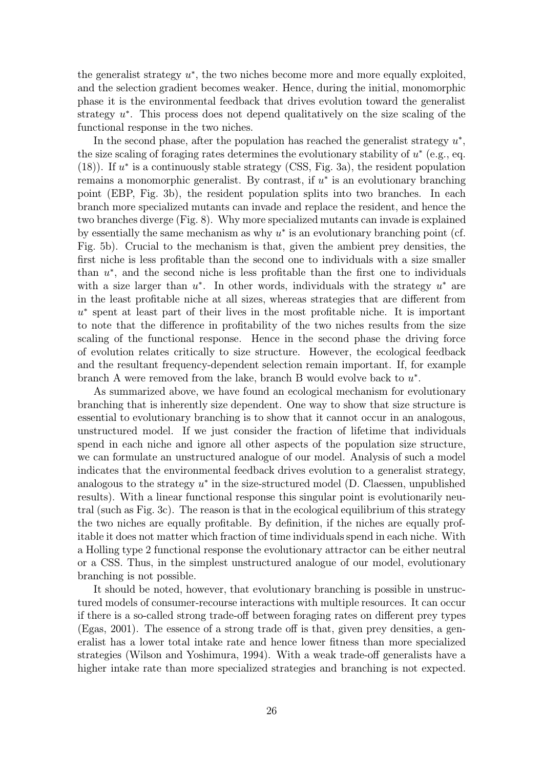the generalist strategy $u^*$, the two niches become more and more equally exploited, and the selection gradient becomes weaker. Hence, during the initial, monomorphic phase it is the environmental feedback that drives evolution toward the generalist strategy $u^*$. This process does not depend qualitatively on the size scaling of the functional response in the two niches.

In the second phase, after the population has reached the generalist strategy $u^*$, the size scaling of foraging rates determines the evolutionary stability of $u^*$ (e.g., eq. (18)). If $u^*$ is a continuously stable strategy (CSS, Fig. 3a), the resident population remains a monomorphic generalist. By contrast, if $u^*$ is an evolutionary branching point (EBP, Fig. 3b), the resident population splits into two branches. In each branch more specialized mutants can invade and replace the resident, and hence the two branches diverge (Fig. 8). Why more specialized mutants can invade is explained by essentially the same mechanism as why $u^*$ is an evolutionary branching point (cf. Fig. 5b). Crucial to the mechanism is that, given the ambient prey densities, the first niche is less profitable than the second one to individuals with a size smaller than $u^*$, and the second niche is less profitable than the first one to individuals with a size larger than $u^*$. In other words, individuals with the strategy $u^*$ are in the least profitable niche at all sizes, whereas strategies that are different from $u^*$ spent at least part of their lives in the most profitable niche. It is important to note that the difference in profitability of the two niches results from the size scaling of the functional response. Hence in the second phase the driving force of evolution relates critically to size structure. However, the ecological feedback and the resultant frequency-dependent selection remain important. If, for example branch A were removed from the lake, branch B would evolve back to $u^*$.

As summarized above, we have found an ecological mechanism for evolutionary branching that is inherently size dependent. One way to show that size structure is essential to evolutionary branching is to show that it cannot occur in an analogous, unstructured model. If we just consider the fraction of lifetime that individuals spend in each niche and ignore all other aspects of the population size structure, we can formulate an unstructured analogue of our model. Analysis of such a model indicates that the environmental feedback drives evolution to a generalist strategy, analogous to the strategy $u^*$ in the size-structured model (D. Claessen, unpublished results). With a linear functional response this singular point is evolutionarily neutral (such as Fig. 3c). The reason is that in the ecological equilibrium of this strategy the two niches are equally profitable. By definition, if the niches are equally profitable it does not matter which fraction of time individuals spend in each niche. With a Holling type 2 functional response the evolutionary attractor can be either neutral or a CSS. Thus, in the simplest unstructured analogue of our model, evolutionary branching is not possible.

It should be noted, however, that evolutionary branching is possible in unstructured models of consumer-recourse interactions with multiple resources. It can occur if there is a so-called strong trade-off between foraging rates on different prey types (Egas, 2001). The essence of a strong trade off is that, given prey densities, a generalist has a lower total intake rate and hence lower fitness than more specialized strategies (Wilson and Yoshimura, 1994). With a weak trade-off generalists have a higher intake rate than more specialized strategies and branching is not expected.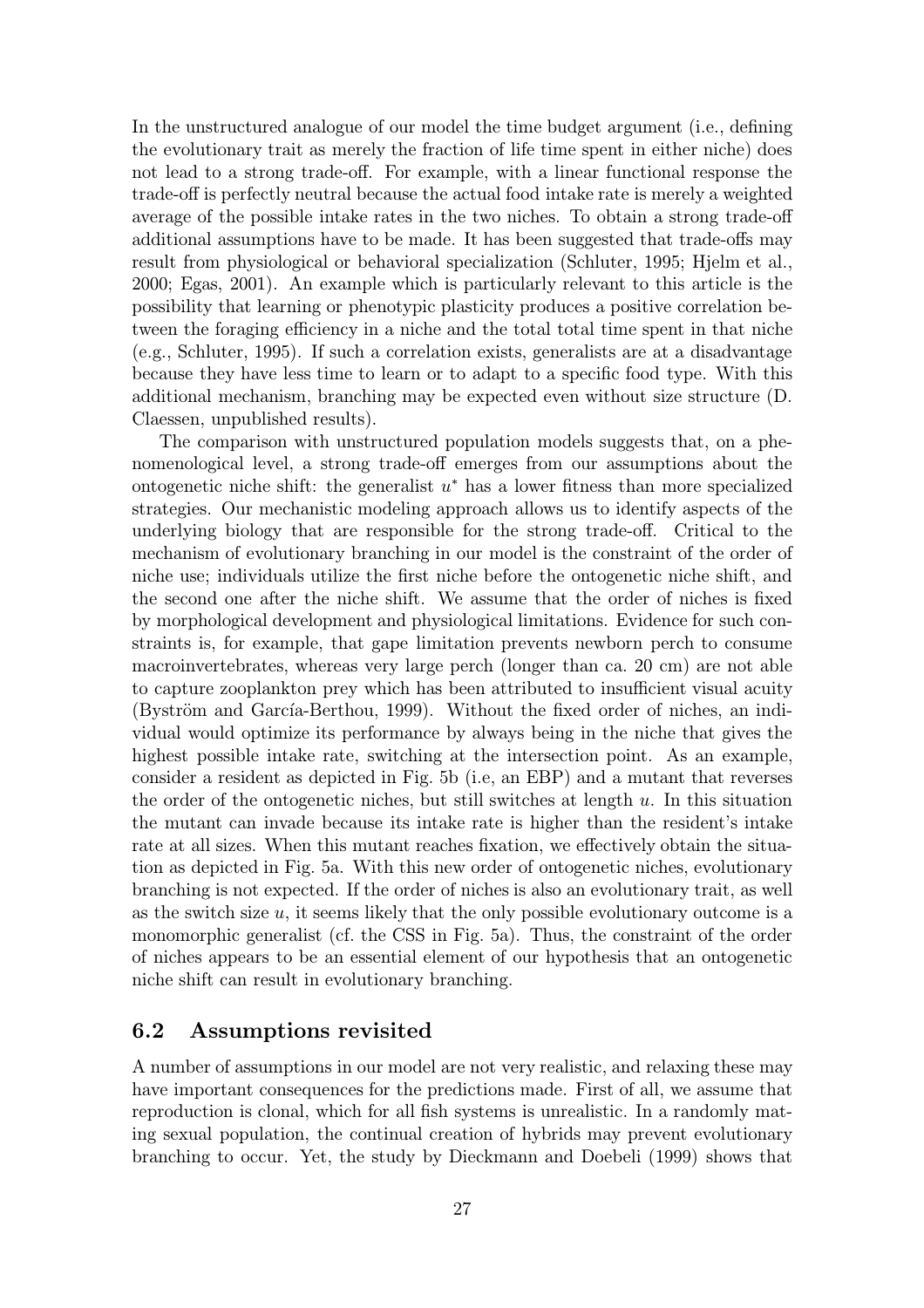In the unstructured analogue of our model the time budget argument (i.e., defining the evolutionary trait as merely the fraction of life time spent in either niche) does not lead to a strong trade-off. For example, with a linear functional response the trade-off is perfectly neutral because the actual food intake rate is merely a weighted average of the possible intake rates in the two niches. To obtain a strong trade-off additional assumptions have to be made. It has been suggested that trade-offs may result from physiological or behavioral specialization (Schluter, 1995; Hjelm et al., 2000; Egas, 2001). An example which is particularly relevant to this article is the possibility that learning or phenotypic plasticity produces a positive correlation between the foraging efficiency in a niche and the total total time spent in that niche (e.g., Schluter, 1995). If such a correlation exists, generalists are at a disadvantage because they have less time to learn or to adapt to a specific food type. With this additional mechanism, branching may be expected even without size structure (D. Claessen, unpublished results).

The comparison with unstructured population models suggests that, on a phenomenological level, a strong trade-off emerges from our assumptions about the ontogenetic niche shift: the generalist $u^*$ has a lower fitness than more specialized strategies. Our mechanistic modeling approach allows us to identify aspects of the underlying biology that are responsible for the strong trade-off. Critical to the mechanism of evolutionary branching in our model is the constraint of the order of niche use; individuals utilize the first niche before the ontogenetic niche shift, and the second one after the niche shift. We assume that the order of niches is fixed by morphological development and physiological limitations. Evidence for such constraints is, for example, that gape limitation prevents newborn perch to consume macroinvertebrates, whereas very large perch (longer than ca. 20 cm) are not able to capture zooplankton prey which has been attributed to insufficient visual acuity (Byström and García-Berthou, 1999). Without the fixed order of niches, an individual would optimize its performance by always being in the niche that gives the highest possible intake rate, switching at the intersection point. As an example, consider a resident as depicted in Fig. 5b (i.e, an EBP) and a mutant that reverses the order of the ontogenetic niches, but still switches at length $u$. In this situation the mutant can invade because its intake rate is higher than the resident's intake rate at all sizes. When this mutant reaches fixation, we effectively obtain the situation as depicted in Fig. 5a. With this new order of ontogenetic niches, evolutionary branching is not expected. If the order of niches is also an evolutionary trait, as well as the switch size $u$, it seems likely that the only possible evolutionary outcome is a monomorphic generalist (cf. the CSS in Fig. 5a). Thus, the constraint of the order of niches appears to be an essential element of our hypothesis that an ontogenetic niche shift can result in evolutionary branching.

## 6.2 Assumptions revisited

A number of assumptions in our model are not very realistic, and relaxing these may have important consequences for the predictions made. First of all, we assume that reproduction is clonal, which for all fish systems is unrealistic. In a randomly mating sexual population, the continual creation of hybrids may prevent evolutionary branching to occur. Yet, the study by Dieckmann and Doebeli (1999) shows that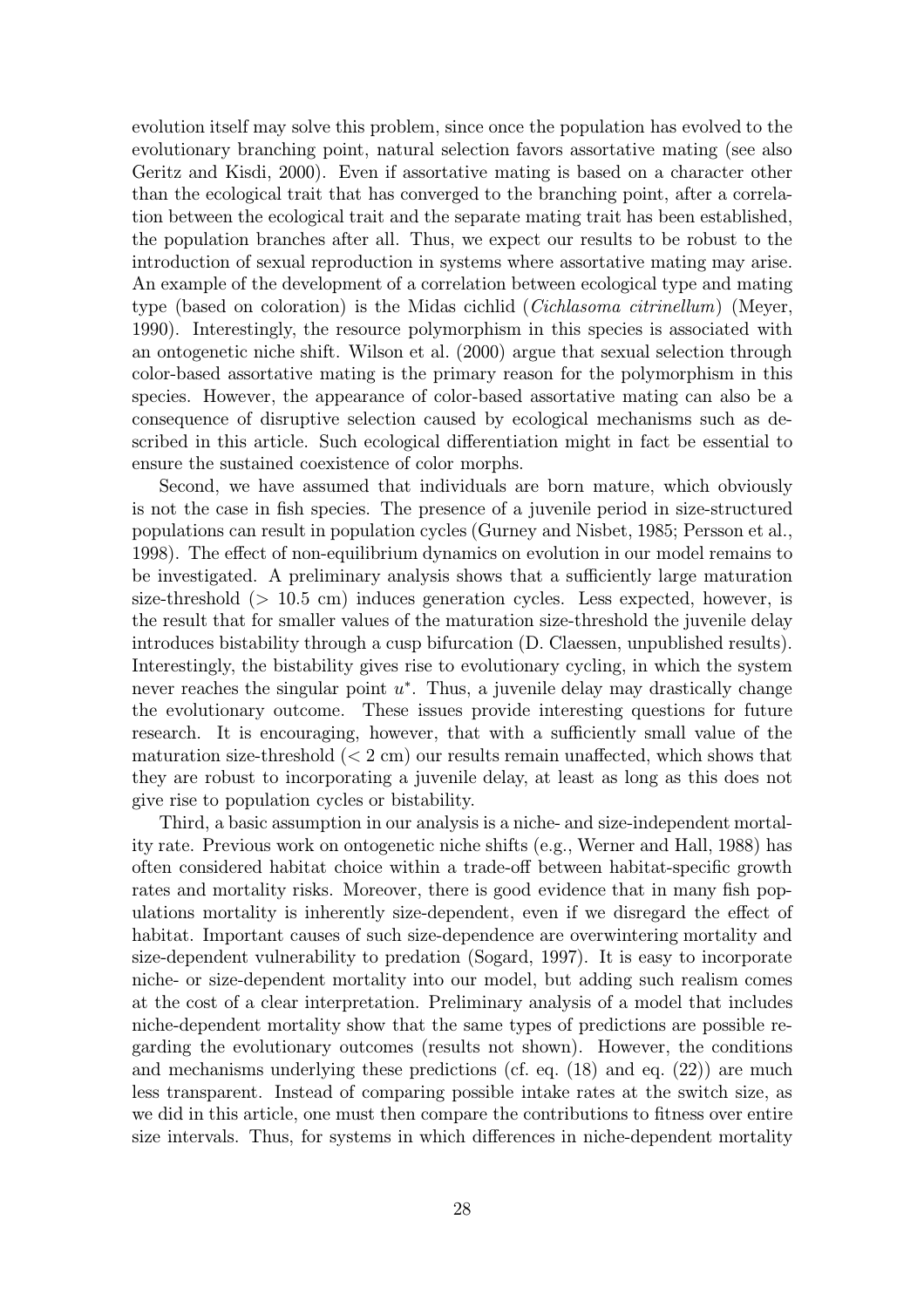evolution itself may solve this problem, since once the population has evolved to the evolutionary branching point, natural selection favors assortative mating (see also Geritz and Kisdi, 2000). Even if assortative mating is based on a character other than the ecological trait that has converged to the branching point, after a correlation between the ecological trait and the separate mating trait has been established, the population branches after all. Thus, we expect our results to be robust to the introduction of sexual reproduction in systems where assortative mating may arise. An example of the development of a correlation between ecological type and mating type (based on coloration) is the Midas cichlid (*Cichlasoma citrinellum*) (Meyer, 1990). Interestingly, the resource polymorphism in this species is associated with an ontogenetic niche shift. Wilson et al. (2000) argue that sexual selection through color-based assortative mating is the primary reason for the polymorphism in this species. However, the appearance of color-based assortative mating can also be a consequence of disruptive selection caused by ecological mechanisms such as described in this article. Such ecological differentiation might in fact be essential to ensure the sustained coexistence of color morphs.

Second, we have assumed that individuals are born mature, which obviously is not the case in fish species. The presence of a juvenile period in size-structured populations can result in population cycles (Gurney and Nisbet, 1985; Persson et al., 1998). The effect of non-equilibrium dynamics on evolution in our model remains to be investigated. A preliminary analysis shows that a sufficiently large maturation size-threshold ($> 10.5$ cm) induces generation cycles. Less expected, however, is the result that for smaller values of the maturation size-threshold the juvenile delay introduces bistability through a cusp bifurcation (D. Claessen, unpublished results). Interestingly, the bistability gives rise to evolutionary cycling, in which the system never reaches the singular point $u^*$. Thus, a juvenile delay may drastically change the evolutionary outcome. These issues provide interesting questions for future research. It is encouraging, however, that with a sufficiently small value of the maturation size-threshold ($< 2$ cm) our results remain unaffected, which shows that they are robust to incorporating a juvenile delay, at least as long as this does not give rise to population cycles or bistability.

Third, a basic assumption in our analysis is a niche- and size-independent mortality rate. Previous work on ontogenetic niche shifts (e.g., Werner and Hall, 1988) has often considered habitat choice within a trade-off between habitat-specific growth rates and mortality risks. Moreover, there is good evidence that in many fish populations mortality is inherently size-dependent, even if we disregard the effect of habitat. Important causes of such size-dependence are overwintering mortality and size-dependent vulnerability to predation (Sogard, 1997). It is easy to incorporate niche- or size-dependent mortality into our model, but adding such realism comes at the cost of a clear interpretation. Preliminary analysis of a model that includes niche-dependent mortality show that the same types of predictions are possible regarding the evolutionary outcomes (results not shown). However, the conditions and mechanisms underlying these predictions (cf. eq. (18) and eq. (22)) are much less transparent. Instead of comparing possible intake rates at the switch size, as we did in this article, one must then compare the contributions to fitness over entire size intervals. Thus, for systems in which differences in niche-dependent mortality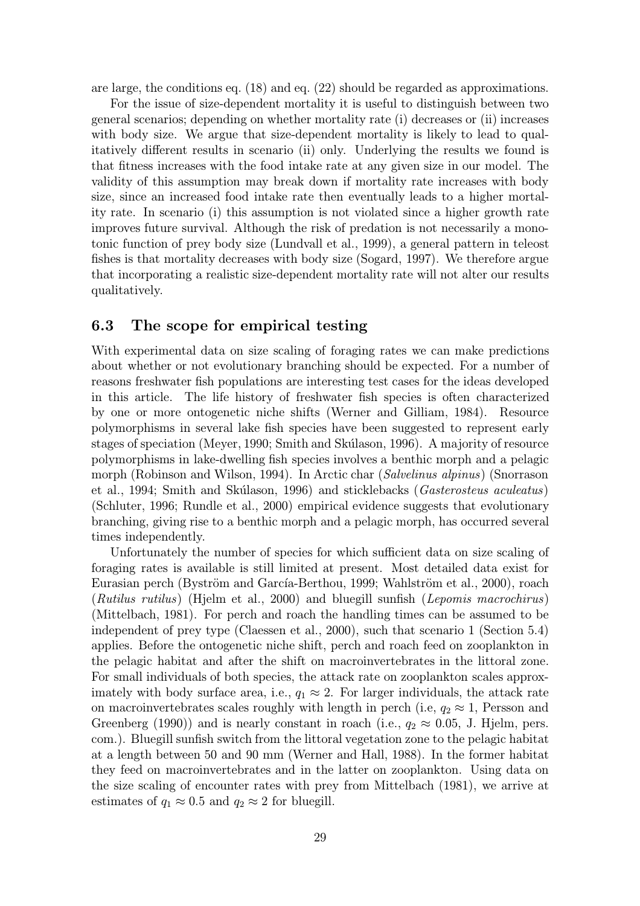are large, the conditions eq. (18) and eq. (22) should be regarded as approximations.

For the issue of size-dependent mortality it is useful to distinguish between two general scenarios; depending on whether mortality rate (i) decreases or (ii) increases with body size. We argue that size-dependent mortality is likely to lead to qualitatively different results in scenario (ii) only. Underlying the results we found is that fitness increases with the food intake rate at any given size in our model. The validity of this assumption may break down if mortality rate increases with body size, since an increased food intake rate then eventually leads to a higher mortality rate. In scenario (i) this assumption is not violated since a higher growth rate improves future survival. Although the risk of predation is not necessarily a monotonic function of prey body size (Lundvall et al., 1999), a general pattern in teleost fishes is that mortality decreases with body size (Sogard, 1997). We therefore argue that incorporating a realistic size-dependent mortality rate will not alter our results qualitatively.

## 6.3 The scope for empirical testing

With experimental data on size scaling of foraging rates we can make predictions about whether or not evolutionary branching should be expected. For a number of reasons freshwater fish populations are interesting test cases for the ideas developed in this article. The life history of freshwater fish species is often characterized by one or more ontogenetic niche shifts (Werner and Gilliam, 1984). Resource polymorphisms in several lake fish species have been suggested to represent early stages of speciation (Meyer, 1990; Smith and Skúlason, 1996). A majority of resource polymorphisms in lake-dwelling fish species involves a benthic morph and a pelagic morph (Robinson and Wilson, 1994). In Arctic char (*Salvelinus alpinus*) (Snorrason et al., 1994; Smith and Skúlason, 1996) and sticklebacks (*Gasterosteus aculeatus*) (Schluter, 1996; Rundle et al., 2000) empirical evidence suggests that evolutionary branching, giving rise to a benthic morph and a pelagic morph, has occurred several times independently.

Unfortunately the number of species for which sufficient data on size scaling of foraging rates is available is still limited at present. Most detailed data exist for Eurasian perch (Byström and García-Berthou, 1999; Wahlström et al., 2000), roach (*Rutilus rutilus*) (Hjelm et al., 2000) and bluegill sunfish (*Lepomis macrochirus*) (Mittelbach, 1981). For perch and roach the handling times can be assumed to be independent of prey type (Claessen et al., 2000), such that scenario 1 (Section 5.4) applies. Before the ontogenetic niche shift, perch and roach feed on zooplankton in the pelagic habitat and after the shift on macroinvertebrates in the littoral zone. For small individuals of both species, the attack rate on zooplankton scales approximately with body surface area, i.e., $q_1 \approx 2$. For larger individuals, the attack rate on macroinvertebrates scales roughly with length in perch (i.e, $q_2 \approx 1$, Persson and Greenberg (1990)) and is nearly constant in roach (i.e., $q_2 \approx 0.05$, J. Hjelm, pers. com.). Bluegill sunfish switch from the littoral vegetation zone to the pelagic habitat at a length between 50 and 90 mm (Werner and Hall, 1988). In the former habitat they feed on macroinvertebrates and in the latter on zooplankton. Using data on the size scaling of encounter rates with prey from Mittelbach (1981), we arrive at estimates of $q_1 \approx 0.5$ and $q_2 \approx 2$ for bluegill.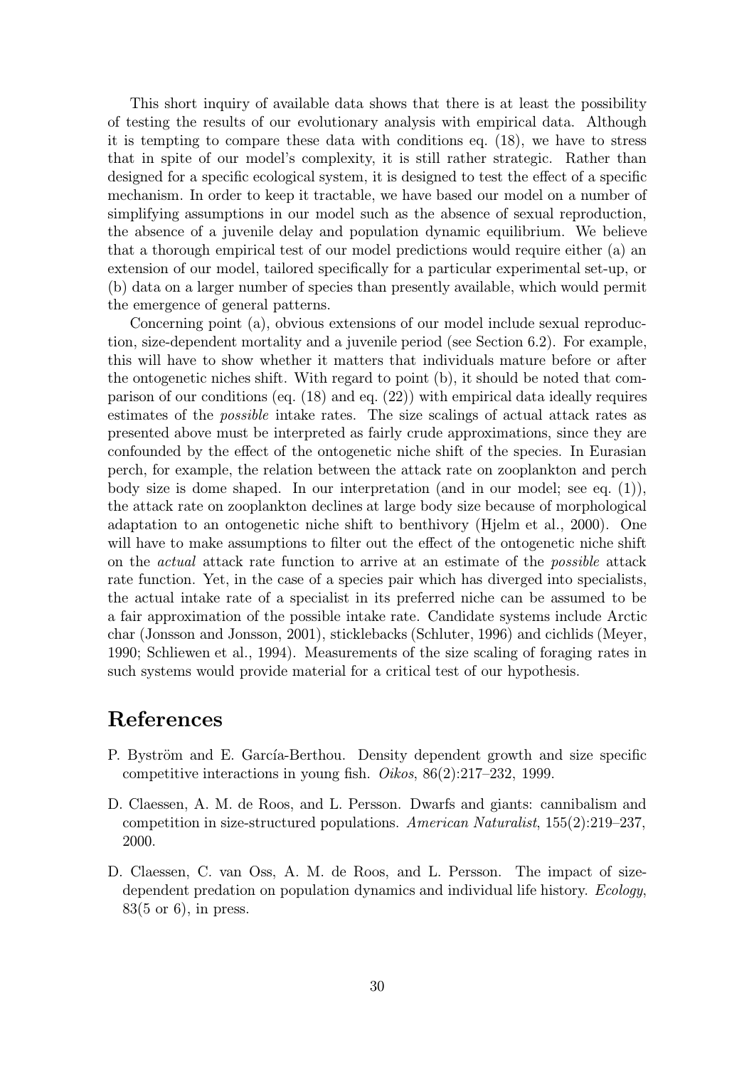This short inquiry of available data shows that there is at least the possibility of testing the results of our evolutionary analysis with empirical data. Although it is tempting to compare these data with conditions eq. (18), we have to stress that in spite of our model's complexity, it is still rather strategic. Rather than designed for a specific ecological system, it is designed to test the effect of a specific mechanism. In order to keep it tractable, we have based our model on a number of simplifying assumptions in our model such as the absence of sexual reproduction, the absence of a juvenile delay and population dynamic equilibrium. We believe that a thorough empirical test of our model predictions would require either (a) an extension of our model, tailored specifically for a particular experimental set-up, or (b) data on a larger number of species than presently available, which would permit the emergence of general patterns.

Concerning point (a), obvious extensions of our model include sexual reproduction, size-dependent mortality and a juvenile period (see Section 6.2). For example, this will have to show whether it matters that individuals mature before or after the ontogenetic niches shift. With regard to point (b), it should be noted that comparison of our conditions (eq. (18) and eq. (22)) with empirical data ideally requires estimates of the *possible* intake rates. The size scalings of actual attack rates as presented above must be interpreted as fairly crude approximations, since they are confounded by the effect of the ontogenetic niche shift of the species. In Eurasian perch, for example, the relation between the attack rate on zooplankton and perch body size is dome shaped. In our interpretation (and in our model; see eq. (1)), the attack rate on zooplankton declines at large body size because of morphological adaptation to an ontogenetic niche shift to benthivory (Hjelm et al., 2000). One will have to make assumptions to filter out the effect of the ontogenetic niche shift on the *actual* attack rate function to arrive at an estimate of the *possible* attack rate function. Yet, in the case of a species pair which has diverged into specialists, the actual intake rate of a specialist in its preferred niche can be assumed to be a fair approximation of the possible intake rate. Candidate systems include Arctic char (Jonsson and Jonsson, 2001), sticklebacks (Schluter, 1996) and cichlids (Meyer, 1990; Schliewen et al., 1994). Measurements of the size scaling of foraging rates in such systems would provide material for a critical test of our hypothesis.

# References

P. Byström and E. García-Berthou. Density dependent growth and size specific competitive interactions in young fish. *Oikos*, 86(2):217–232, 1999.

D. Claessen, A. M. de Roos, and L. Persson. Dwarfs and giants: cannibalism and competition in size-structured populations. *American Naturalist*, 155(2):219–237, 2000.

D. Claessen, C. van Oss, A. M. de Roos, and L. Persson. The impact of size-dependent predation on population dynamics and individual life history. *Ecology*, 83(5 or 6), in press.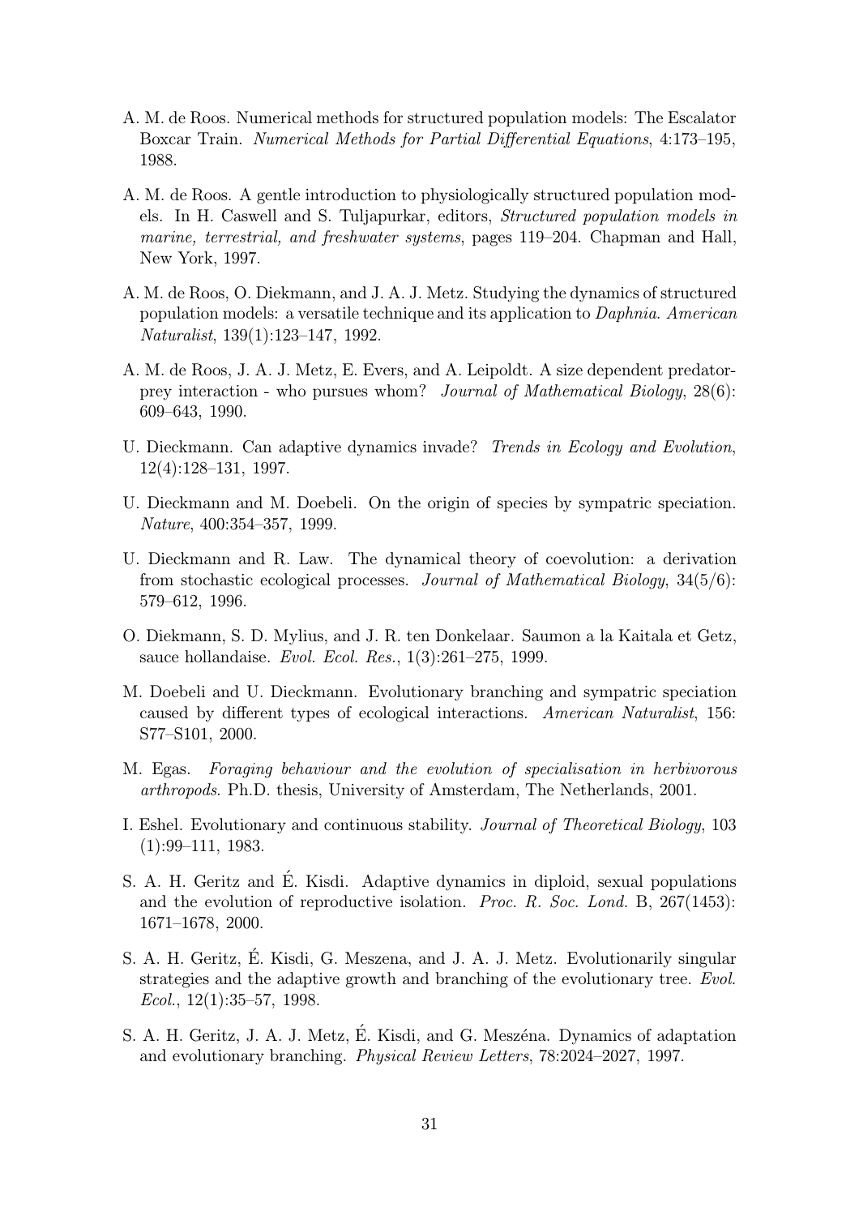A. M. de Roos. Numerical methods for structured population models: The Escalator Boxcar Train. *Numerical Methods for Partial Differential Equations*, 4:173–195, 1988.

A. M. de Roos. A gentle introduction to physiologically structured population models. In H. Caswell and S. Tuljapurkar, editors, *Structured population models in marine, terrestrial, and freshwater systems*, pages 119–204. Chapman and Hall, New York, 1997.

A. M. de Roos, O. Diekmann, and J. A. J. Metz. Studying the dynamics of structured population models: a versatile technique and its application to *Daphnia*. *American Naturalist*, 139(1):123–147, 1992.

A. M. de Roos, J. A. J. Metz, E. Evers, and A. Leipoldt. A size dependent predator-prey interaction - who pursues whom? *Journal of Mathematical Biology*, 28(6): 609–643, 1990.

U. Dieckmann. Can adaptive dynamics invade? *Trends in Ecology and Evolution*, 12(4):128–131, 1997.

U. Dieckmann and M. Doebeli. On the origin of species by sympatric speciation. *Nature*, 400:354–357, 1999.

U. Dieckmann and R. Law. The dynamical theory of coevolution: a derivation from stochastic ecological processes. *Journal of Mathematical Biology*, 34(5/6): 579–612, 1996.

O. Diekmann, S. D. Mylius, and J. R. ten Donkelaar. Saumon a la Kaitala et Getz, sauce hollandaise. *Evol. Ecol. Res.*, 1(3):261–275, 1999.

M. Doebeli and U. Dieckmann. Evolutionary branching and sympatric speciation caused by different types of ecological interactions. *American Naturalist*, 156: S77–S101, 2000.

M. Egas. *Foraging behaviour and the evolution of specialisation in herbivorous arthropods*. Ph.D. thesis, University of Amsterdam, The Netherlands, 2001.

I. Eshel. Evolutionary and continuous stability. *Journal of Theoretical Biology*, 103 (1):99–111, 1983.

S. A. H. Geritz and É. Kisdi. Adaptive dynamics in diploid, sexual populations and the evolution of reproductive isolation. *Proc. R. Soc. Lond.* B, 267(1453): 1671–1678, 2000.

S. A. H. Geritz, É. Kisdi, G. Meszena, and J. A. J. Metz. Evolutionarily singular strategies and the adaptive growth and branching of the evolutionary tree. *Evol. Ecol.*, 12(1):35–57, 1998.

S. A. H. Geritz, J. A. J. Metz, É. Kisdi, and G. Meszéna. Dynamics of adaptation and evolutionary branching. *Physical Review Letters*, 78:2024–2027, 1997.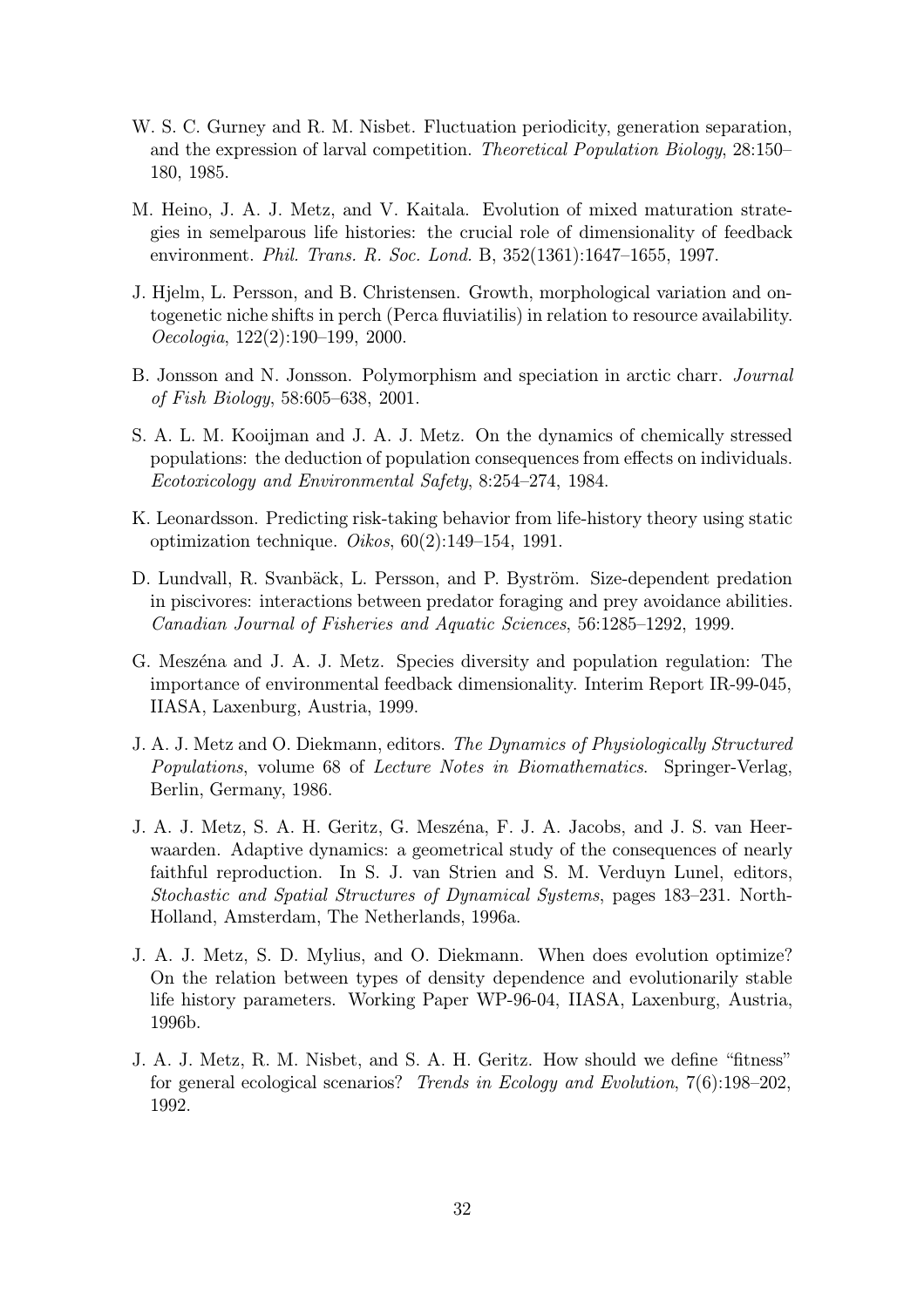W. S. C. Gurney and R. M. Nisbet. Fluctuation periodicity, generation separation, and the expression of larval competition. *Theoretical Population Biology*, 28:150–180, 1985.

M. Heino, J. A. J. Metz, and V. Kaitala. Evolution of mixed maturation strategies in semelparous life histories: the crucial role of dimensionality of feedback environment. *Phil. Trans. R. Soc. Lond.* B, 352(1361):1647–1655, 1997.

J. Hjelm, L. Persson, and B. Christensen. Growth, morphological variation and ontogenetic niche shifts in perch (Perca fluviatilis) in relation to resource availability. *Oecologia*, 122(2):190–199, 2000.

B. Jonsson and N. Jonsson. Polymorphism and speciation in arctic charr. *Journal of Fish Biology*, 58:605–638, 2001.

S. A. L. M. Kooijman and J. A. J. Metz. On the dynamics of chemically stressed populations: the deduction of population consequences from effects on individuals. *Ecotoxicology and Environmental Safety*, 8:254–274, 1984.

K. Leonardsson. Predicting risk-taking behavior from life-history theory using static optimization technique. *Oikos*, 60(2):149–154, 1991.

D. Lundvall, R. Svanbäck, L. Persson, and P. Byström. Size-dependent predation in piscivores: interactions between predator foraging and prey avoidance abilities. *Canadian Journal of Fisheries and Aquatic Sciences*, 56:1285–1292, 1999.

G. Meszéna and J. A. J. Metz. Species diversity and population regulation: The importance of environmental feedback dimensionality. Interim Report IR-99-045, IIASA, Laxenburg, Austria, 1999.

J. A. J. Metz and O. Diekmann, editors. *The Dynamics of Physiologically Structured Populations*, volume 68 of *Lecture Notes in Biomathematics*. Springer-Verlag, Berlin, Germany, 1986.

J. A. J. Metz, S. A. H. Geritz, G. Meszéna, F. J. A. Jacobs, and J. S. van Heerwaarden. Adaptive dynamics: a geometrical study of the consequences of nearly faithful reproduction. In S. J. van Strien and S. M. Verduyn Lunel, editors, *Stochastic and Spatial Structures of Dynamical Systems*, pages 183–231. North-Holland, Amsterdam, The Netherlands, 1996a.

J. A. J. Metz, S. D. Mylius, and O. Diekmann. When does evolution optimize? On the relation between types of density dependence and evolutionarily stable life history parameters. Working Paper WP-96-04, IIASA, Laxenburg, Austria, 1996b.

J. A. J. Metz, R. M. Nisbet, and S. A. H. Geritz. How should we define "fitness" for general ecological scenarios? *Trends in Ecology and Evolution*, 7(6):198–202, 1992.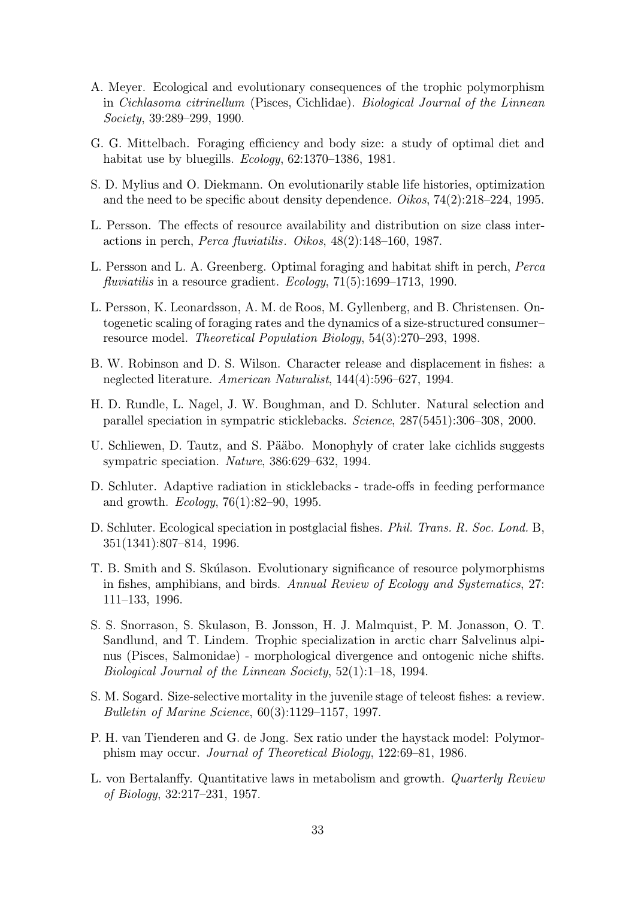A. Meyer. Ecological and evolutionary consequences of the trophic polymorphism in *Cichlasoma citrinellum* (Pisces, Cichlidae). *Biological Journal of the Linnean Society*, 39:289–299, 1990.

G. G. Mittelbach. Foraging efficiency and body size: a study of optimal diet and habitat use by bluegills. *Ecology*, 62:1370–1386, 1981.

S. D. Mylius and O. Diekmann. On evolutionarily stable life histories, optimization and the need to be specific about density dependence. *Oikos*, 74(2):218–224, 1995.

L. Persson. The effects of resource availability and distribution on size class interactions in perch, *Perca fluviatilis*. *Oikos*, 48(2):148–160, 1987.

L. Persson and L. A. Greenberg. Optimal foraging and habitat shift in perch, *Perca fluviatilis* in a resource gradient. *Ecology*, 71(5):1699–1713, 1990.

L. Persson, K. Leonardsson, A. M. de Roos, M. Gyllenberg, and B. Christensen. Ontogenetic scaling of foraging rates and the dynamics of a size-structured consumer–resource model. *Theoretical Population Biology*, 54(3):270–293, 1998.

B. W. Robinson and D. S. Wilson. Character release and displacement in fishes: a neglected literature. *American Naturalist*, 144(4):596–627, 1994.

H. D. Rundle, L. Nagel, J. W. Boughman, and D. Schluter. Natural selection and parallel speciation in sympatric sticklebacks. *Science*, 287(5451):306–308, 2000.

U. Schliewen, D. Tautz, and S. Pääbo. Monophyly of crater lake cichlids suggests sympatric speciation. *Nature*, 386:629–632, 1994.

D. Schluter. Adaptive radiation in sticklebacks - trade-offs in feeding performance and growth. *Ecology*, 76(1):82–90, 1995.

D. Schluter. Ecological speciation in postglacial fishes. *Phil. Trans. R. Soc. Lond.* B, 351(1341):807–814, 1996.

T. B. Smith and S. Skúlason. Evolutionary significance of resource polymorphisms in fishes, amphibians, and birds. *Annual Review of Ecology and Systematics*, 27: 111–133, 1996.

S. S. Snorrason, S. Skulason, B. Jonsson, H. J. Malmquist, P. M. Jonasson, O. T. Sandlund, and T. Lindem. Trophic specialization in arctic charr Salvelinus alpinus (Pisces, Salmonidae) - morphological divergence and ontogenic niche shifts. *Biological Journal of the Linnean Society*, 52(1):1–18, 1994.

S. M. Sogard. Size-selective mortality in the juvenile stage of teleost fishes: a review. *Bulletin of Marine Science*, 60(3):1129–1157, 1997.

P. H. van Tienderen and G. de Jong. Sex ratio under the haystack model: Polymorphism may occur. *Journal of Theoretical Biology*, 122:69–81, 1986.

L. von Bertalanffy. Quantitative laws in metabolism and growth. *Quarterly Review of Biology*, 32:217–231, 1957.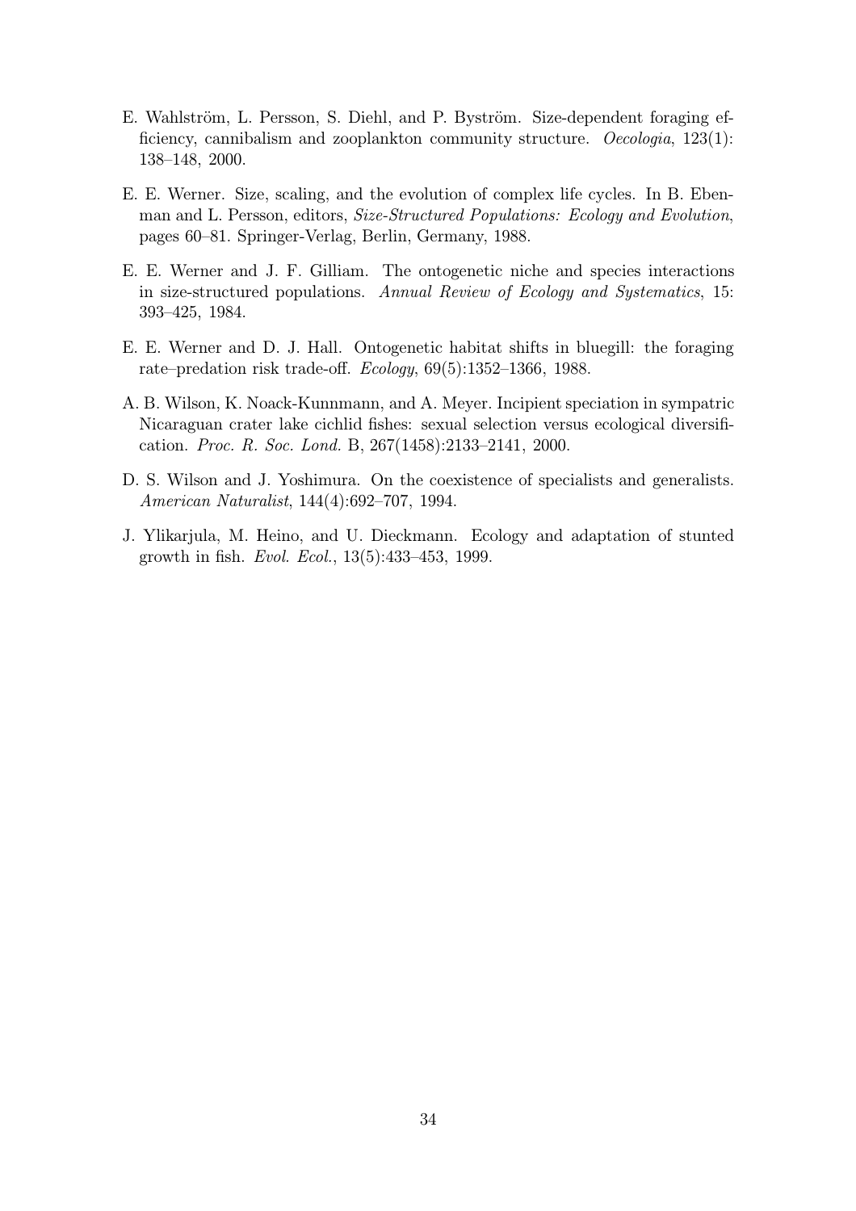E. Wahlström, L. Persson, S. Diehl, and P. Byström. Size-dependent foraging efficiency, cannibalism and zooplankton community structure. *Oecologia*, 123(1): 138–148, 2000.

E. E. Werner. Size, scaling, and the evolution of complex life cycles. In B. Ebenman and L. Persson, editors, *Size-Structured Populations: Ecology and Evolution*, pages 60–81. Springer-Verlag, Berlin, Germany, 1988.

E. E. Werner and J. F. Gilliam. The ontogenetic niche and species interactions in size-structured populations. *Annual Review of Ecology and Systematics*, 15: 393–425, 1984.

E. E. Werner and D. J. Hall. Ontogenetic habitat shifts in bluegill: the foraging rate–predation risk trade-off. *Ecology*, 69(5):1352–1366, 1988.

A. B. Wilson, K. Noack-Kunnmann, and A. Meyer. Incipient speciation in sympatric Nicaraguan crater lake cichlid fishes: sexual selection versus ecological diversification. *Proc. R. Soc. Lond.* B, 267(1458):2133–2141, 2000.

D. S. Wilson and J. Yoshimura. On the coexistence of specialists and generalists. *American Naturalist*, 144(4):692–707, 1994.

J. Ylikarjula, M. Heino, and U. Dieckmann. Ecology and adaptation of stunted growth in fish. *Evol. Ecol.*, 13(5):433–453, 1999.